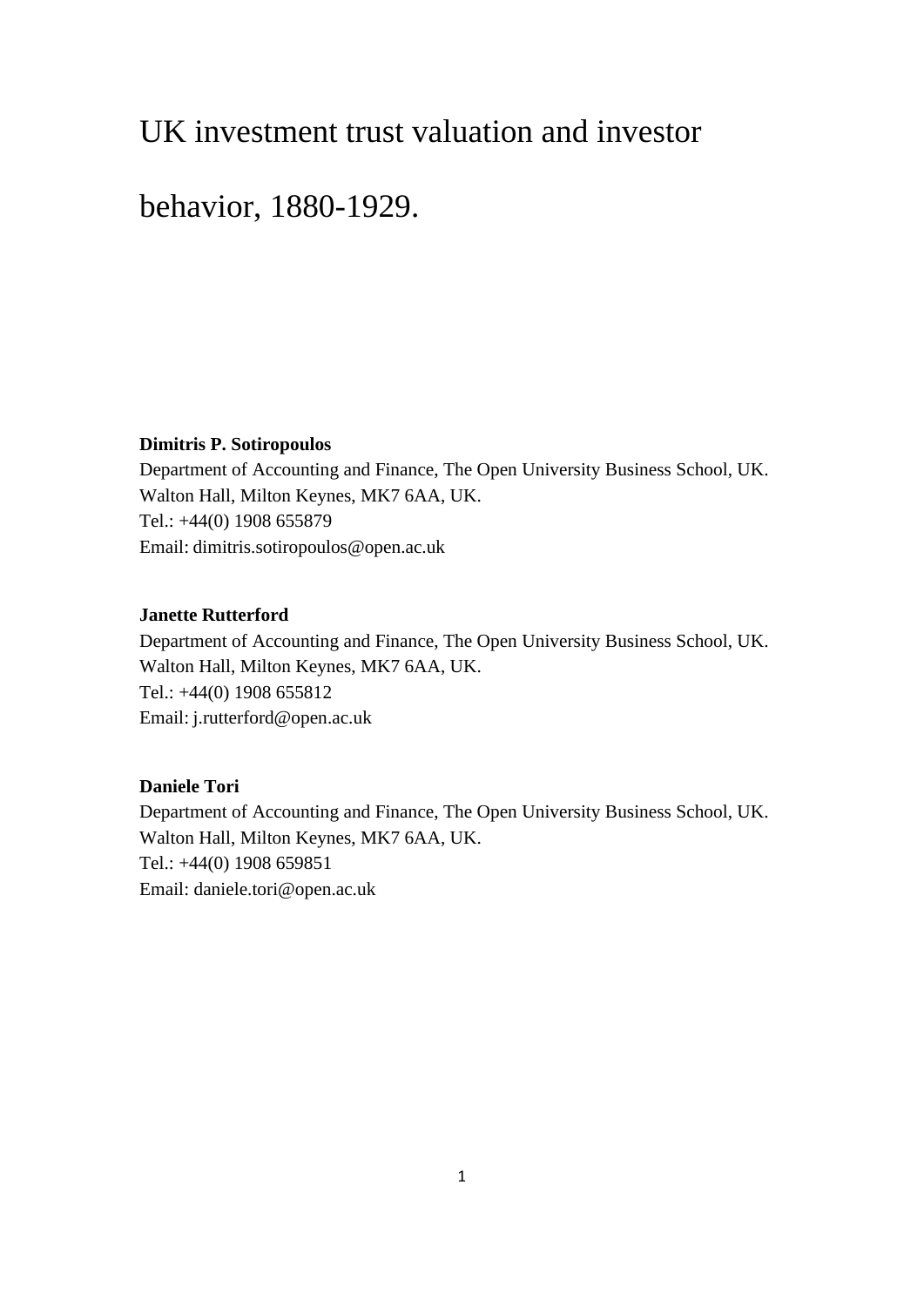# UK investment trust valuation and investor behavior, 1880-1929.

**Dimitris P. Sotiropoulos**
Department of Accounting and Finance, The Open University Business School, UK.
Walton Hall, Milton Keynes, MK7 6AA, UK.
Tel.: +44(0) 1908 655879
Email: dimitris.sotiropoulos@open.ac.uk

**Janette Rutterford**
Department of Accounting and Finance, The Open University Business School, UK.
Walton Hall, Milton Keynes, MK7 6AA, UK.
Tel.: +44(0) 1908 655812
Email: j.rutterford@open.ac.uk

**Daniele Tori**
Department of Accounting and Finance, The Open University Business School, UK.
Walton Hall, Milton Keynes, MK7 6AA, UK.
Tel.: +44(0) 1908 659851
Email: daniele.tori@open.ac.uk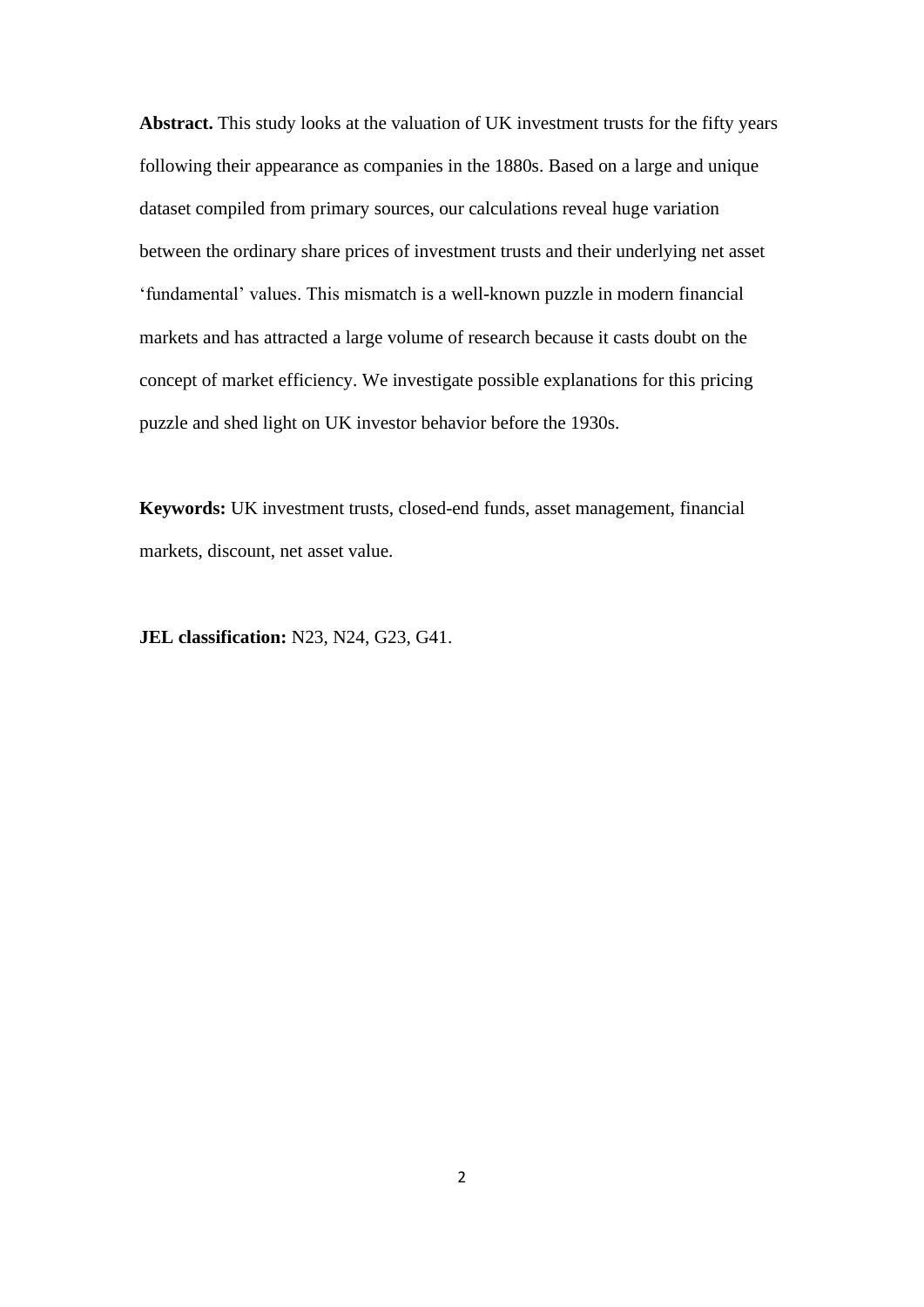**Abstract.** This study looks at the valuation of UK investment trusts for the fifty years following their appearance as companies in the 1880s. Based on a large and unique dataset compiled from primary sources, our calculations reveal huge variation between the ordinary share prices of investment trusts and their underlying net asset 'fundamental' values. This mismatch is a well-known puzzle in modern financial markets and has attracted a large volume of research because it casts doubt on the concept of market efficiency. We investigate possible explanations for this pricing puzzle and shed light on UK investor behavior before the 1930s.

**Keywords:** UK investment trusts, closed-end funds, asset management, financial markets, discount, net asset value.

**JEL classification:** N23, N24, G23, G41.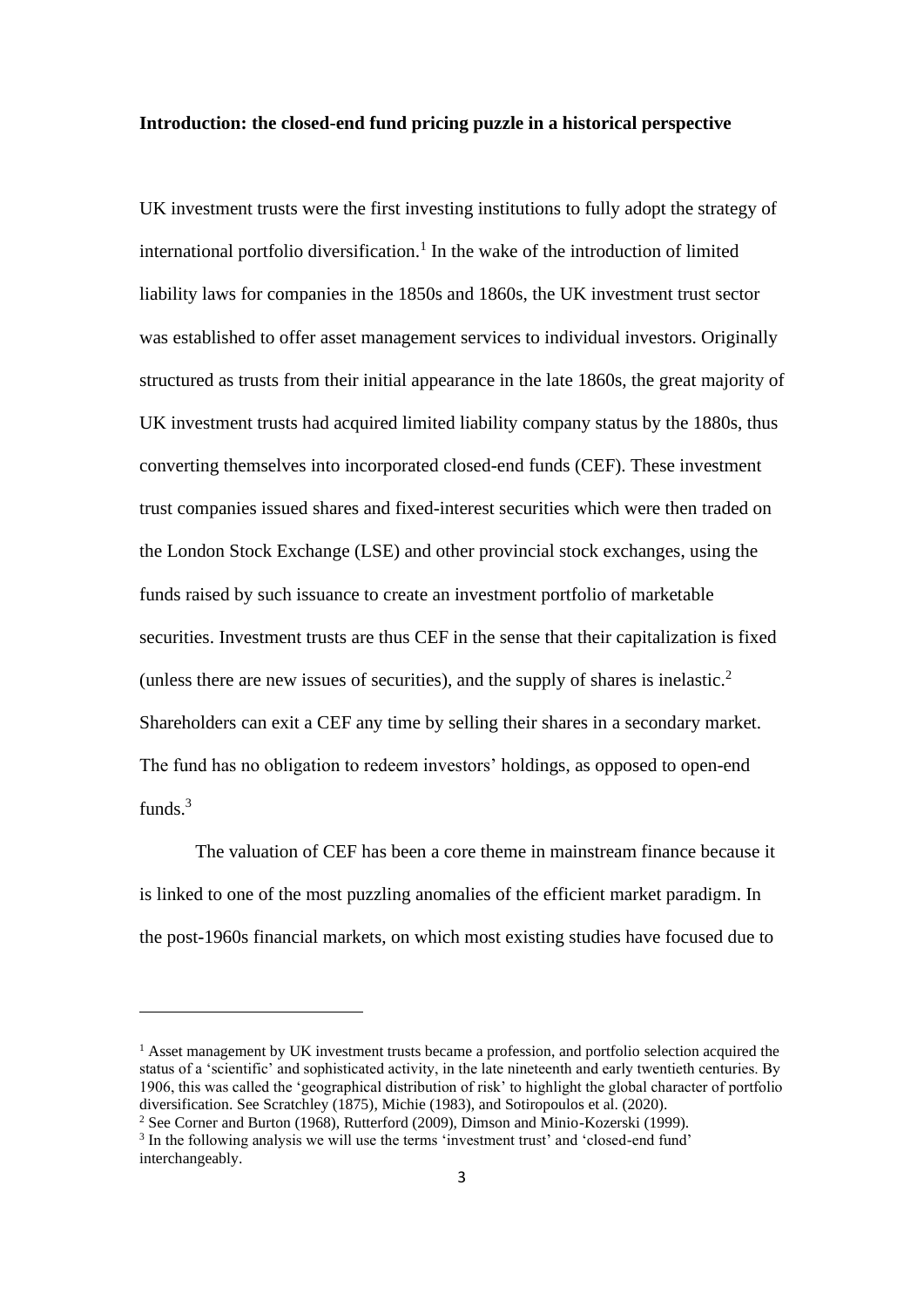**Introduction: the closed-end fund pricing puzzle in a historical perspective**

UK investment trusts were the first investing institutions to fully adopt the strategy of international portfolio diversification.[1] In the wake of the introduction of limited liability laws for companies in the 1850s and 1860s, the UK investment trust sector was established to offer asset management services to individual investors. Originally structured as trusts from their initial appearance in the late 1860s, the great majority of UK investment trusts had acquired limited liability company status by the 1880s, thus converting themselves into incorporated closed-end funds (CEF). These investment trust companies issued shares and fixed-interest securities which were then traded on the London Stock Exchange (LSE) and other provincial stock exchanges, using the funds raised by such issuance to create an investment portfolio of marketable securities. Investment trusts are thus CEF in the sense that their capitalization is fixed (unless there are new issues of securities), and the supply of shares is inelastic.[2] Shareholders can exit a CEF any time by selling their shares in a secondary market. The fund has no obligation to redeem investors' holdings, as opposed to open-end funds.[3]

The valuation of CEF has been a core theme in mainstream finance because it is linked to one of the most puzzling anomalies of the efficient market paradigm. In the post-1960s financial markets, on which most existing studies have focused due to

---

[1] Asset management by UK investment trusts became a profession, and portfolio selection acquired the status of a 'scientific' and sophisticated activity, in the late nineteenth and early twentieth centuries. By 1906, this was called the 'geographical distribution of risk' to highlight the global character of portfolio diversification. See Scratchley (1875), Michie (1983), and Sotiropoulos et al. (2020).

[2] See Corner and Burton (1968), Rutterford (2009), Dimson and Minio-Kozerski (1999).

[3] In the following analysis we will use the terms 'investment trust' and 'closed-end fund' interchangeably.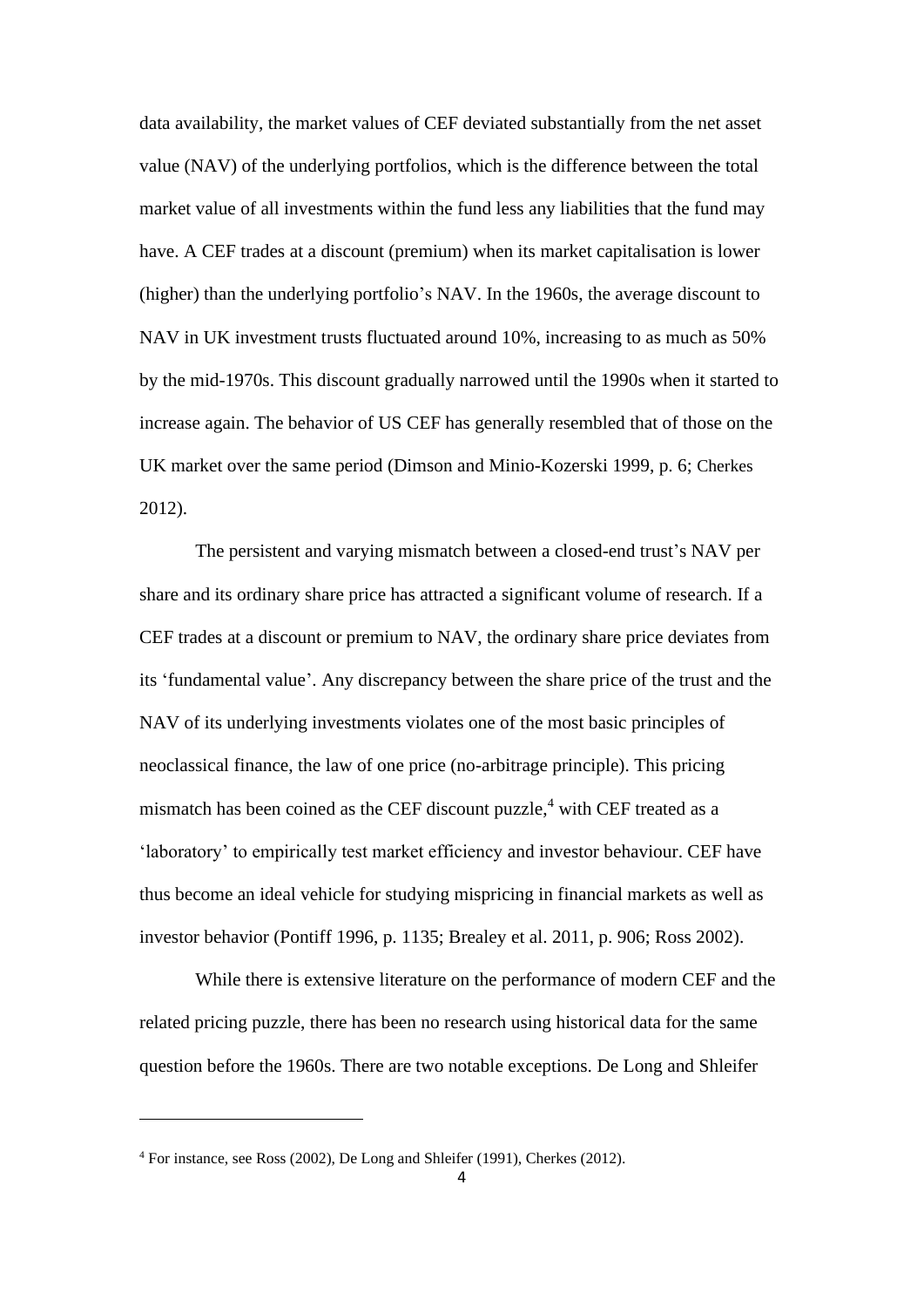data availability, the market values of CEF deviated substantially from the net asset value (NAV) of the underlying portfolios, which is the difference between the total market value of all investments within the fund less any liabilities that the fund may have. A CEF trades at a discount (premium) when its market capitalisation is lower (higher) than the underlying portfolio's NAV. In the 1960s, the average discount to NAV in UK investment trusts fluctuated around 10%, increasing to as much as 50% by the mid-1970s. This discount gradually narrowed until the 1990s when it started to increase again. The behavior of US CEF has generally resembled that of those on the UK market over the same period (Dimson and Minio-Kozerski 1999, p. 6; Cherkes 2012).

The persistent and varying mismatch between a closed-end trust's NAV per share and its ordinary share price has attracted a significant volume of research. If a CEF trades at a discount or premium to NAV, the ordinary share price deviates from its 'fundamental value'. Any discrepancy between the share price of the trust and the NAV of its underlying investments violates one of the most basic principles of neoclassical finance, the law of one price (no-arbitrage principle). This pricing mismatch has been coined as the CEF discount puzzle,[4] with CEF treated as a 'laboratory' to empirically test market efficiency and investor behaviour. CEF have thus become an ideal vehicle for studying mispricing in financial markets as well as investor behavior (Pontiff 1996, p. 1135; Brealey et al. 2011, p. 906; Ross 2002).

While there is extensive literature on the performance of modern CEF and the related pricing puzzle, there has been no research using historical data for the same question before the 1960s. There are two notable exceptions. De Long and Shleifer

---

[4] For instance, see Ross (2002), De Long and Shleifer (1991), Cherkes (2012).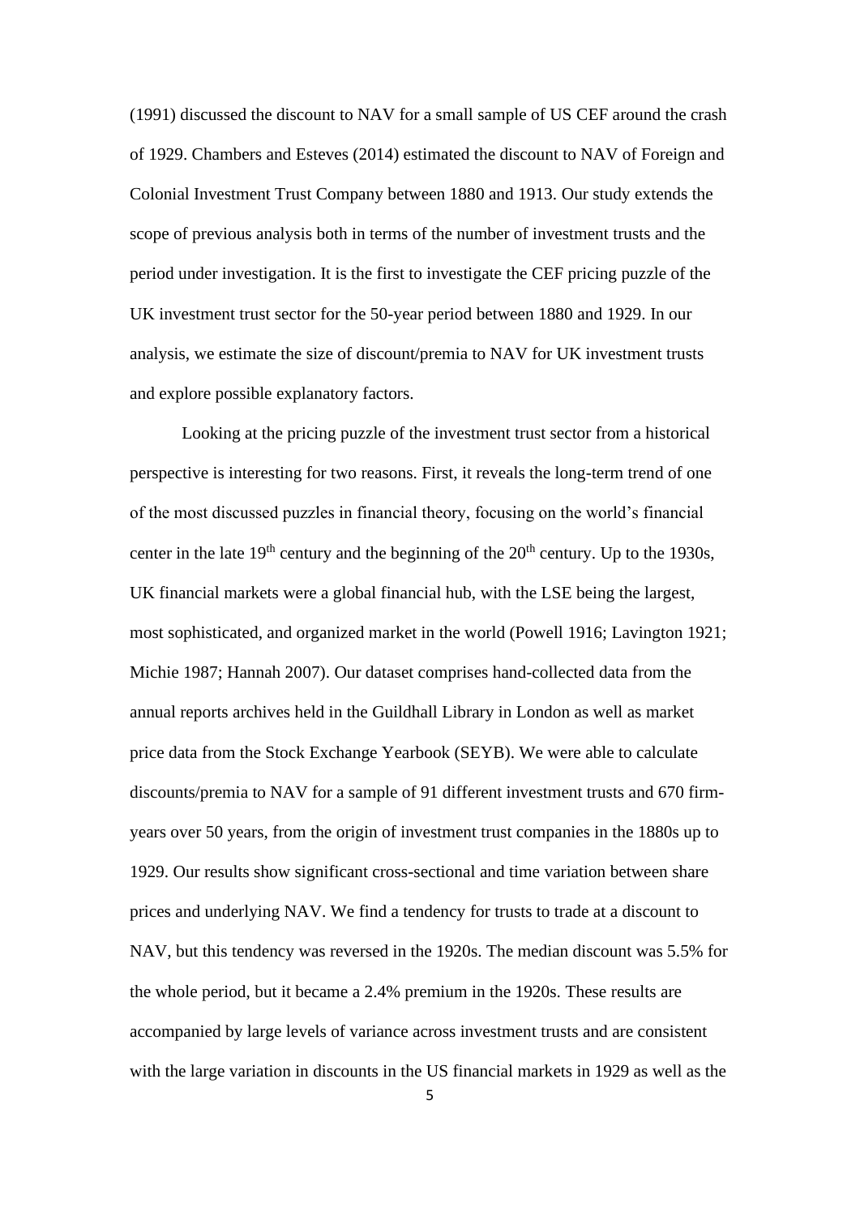(1991) discussed the discount to NAV for a small sample of US CEF around the crash of 1929. Chambers and Esteves (2014) estimated the discount to NAV of Foreign and Colonial Investment Trust Company between 1880 and 1913. Our study extends the scope of previous analysis both in terms of the number of investment trusts and the period under investigation. It is the first to investigate the CEF pricing puzzle of the UK investment trust sector for the 50-year period between 1880 and 1929. In our analysis, we estimate the size of discount/premia to NAV for UK investment trusts and explore possible explanatory factors.

Looking at the pricing puzzle of the investment trust sector from a historical perspective is interesting for two reasons. First, it reveals the long-term trend of one of the most discussed puzzles in financial theory, focusing on the world's financial center in the late 19th century and the beginning of the 20th century. Up to the 1930s, UK financial markets were a global financial hub, with the LSE being the largest, most sophisticated, and organized market in the world (Powell 1916; Lavington 1921; Michie 1987; Hannah 2007). Our dataset comprises hand-collected data from the annual reports archives held in the Guildhall Library in London as well as market price data from the Stock Exchange Yearbook (SEYB). We were able to calculate discounts/premia to NAV for a sample of 91 different investment trusts and 670 firm-years over 50 years, from the origin of investment trust companies in the 1880s up to 1929. Our results show significant cross-sectional and time variation between share prices and underlying NAV. We find a tendency for trusts to trade at a discount to NAV, but this tendency was reversed in the 1920s. The median discount was 5.5% for the whole period, but it became a 2.4% premium in the 1920s. These results are accompanied by large levels of variance across investment trusts and are consistent with the large variation in discounts in the US financial markets in 1929 as well as the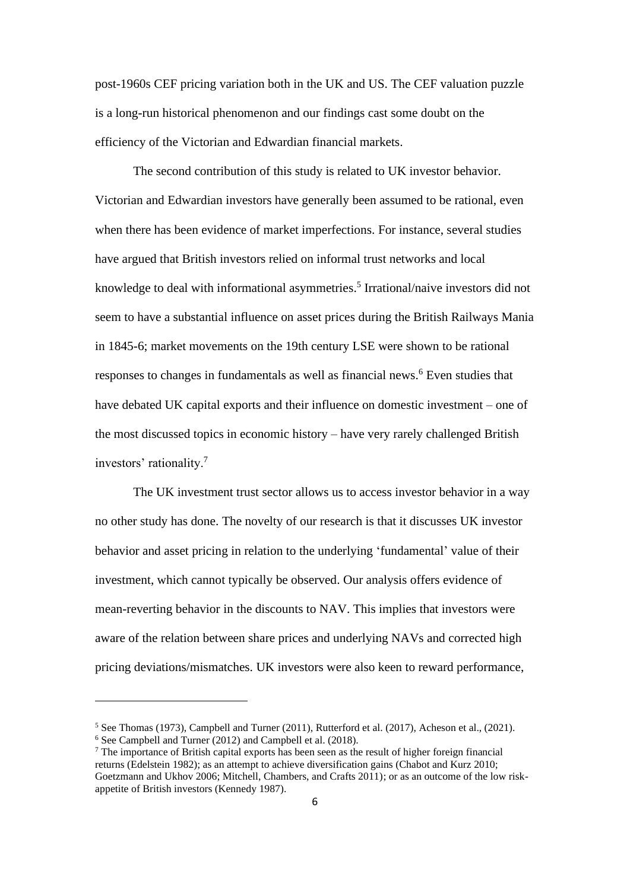post-1960s CEF pricing variation both in the UK and US. The CEF valuation puzzle is a long-run historical phenomenon and our findings cast some doubt on the efficiency of the Victorian and Edwardian financial markets.

The second contribution of this study is related to UK investor behavior. Victorian and Edwardian investors have generally been assumed to be rational, even when there has been evidence of market imperfections. For instance, several studies have argued that British investors relied on informal trust networks and local knowledge to deal with informational asymmetries.[5] Irrational/naive investors did not seem to have a substantial influence on asset prices during the British Railways Mania in 1845-6; market movements on the 19th century LSE were shown to be rational responses to changes in fundamentals as well as financial news.[6] Even studies that have debated UK capital exports and their influence on domestic investment – one of the most discussed topics in economic history – have very rarely challenged British investors' rationality.[7]

The UK investment trust sector allows us to access investor behavior in a way no other study has done. The novelty of our research is that it discusses UK investor behavior and asset pricing in relation to the underlying 'fundamental' value of their investment, which cannot typically be observed. Our analysis offers evidence of mean-reverting behavior in the discounts to NAV. This implies that investors were aware of the relation between share prices and underlying NAVs and corrected high pricing deviations/mismatches. UK investors were also keen to reward performance,

---

[5] See Thomas (1973), Campbell and Turner (2011), Rutterford et al. (2017), Acheson et al., (2021).

[6] See Campbell and Turner (2012) and Campbell et al. (2018).

[7] The importance of British capital exports has been seen as the result of higher foreign financial returns (Edelstein 1982); as an attempt to achieve diversification gains (Chabot and Kurz 2010; Goetzmann and Ukhov 2006; Mitchell, Chambers, and Crafts 2011); or as an outcome of the low risk-appetite of British investors (Kennedy 1987).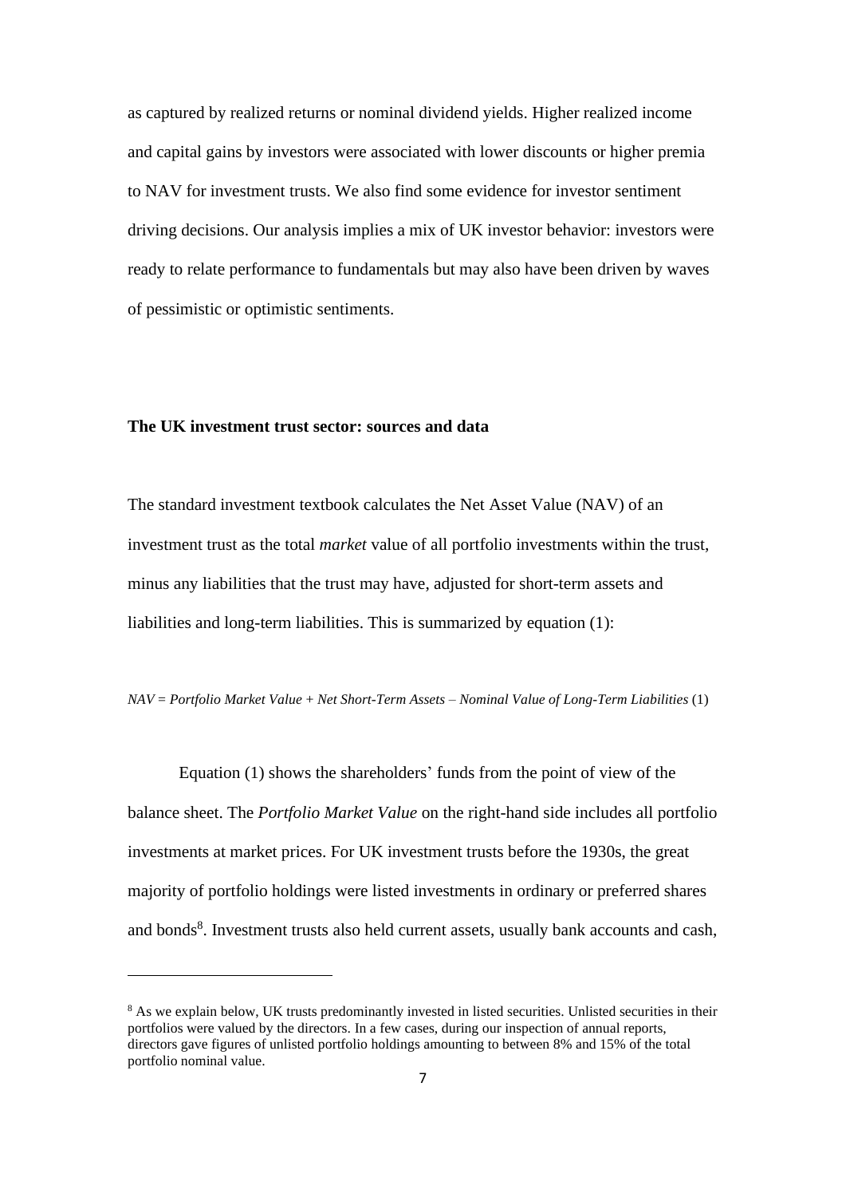as captured by realized returns or nominal dividend yields. Higher realized income and capital gains by investors were associated with lower discounts or higher premia to NAV for investment trusts. We also find some evidence for investor sentiment driving decisions. Our analysis implies a mix of UK investor behavior: investors were ready to relate performance to fundamentals but may also have been driven by waves of pessimistic or optimistic sentiments.

## The UK investment trust sector: sources and data

The standard investment textbook calculates the Net Asset Value (NAV) of an investment trust as the total *market* value of all portfolio investments within the trust, minus any liabilities that the trust may have, adjusted for short-term assets and liabilities and long-term liabilities. This is summarized by equation (1):

*NAV = Portfolio Market Value + Net Short-Term Assets – Nominal Value of Long-Term Liabilities* (1)

Equation (1) shows the shareholders' funds from the point of view of the balance sheet. The *Portfolio Market Value* on the right-hand side includes all portfolio investments at market prices. For UK investment trusts before the 1930s, the great majority of portfolio holdings were listed investments in ordinary or preferred shares and bonds[8]. Investment trusts also held current assets, usually bank accounts and cash,

[8] As we explain below, UK trusts predominantly invested in listed securities. Unlisted securities in their portfolios were valued by the directors. In a few cases, during our inspection of annual reports, directors gave figures of unlisted portfolio holdings amounting to between 8% and 15% of the total portfolio nominal value.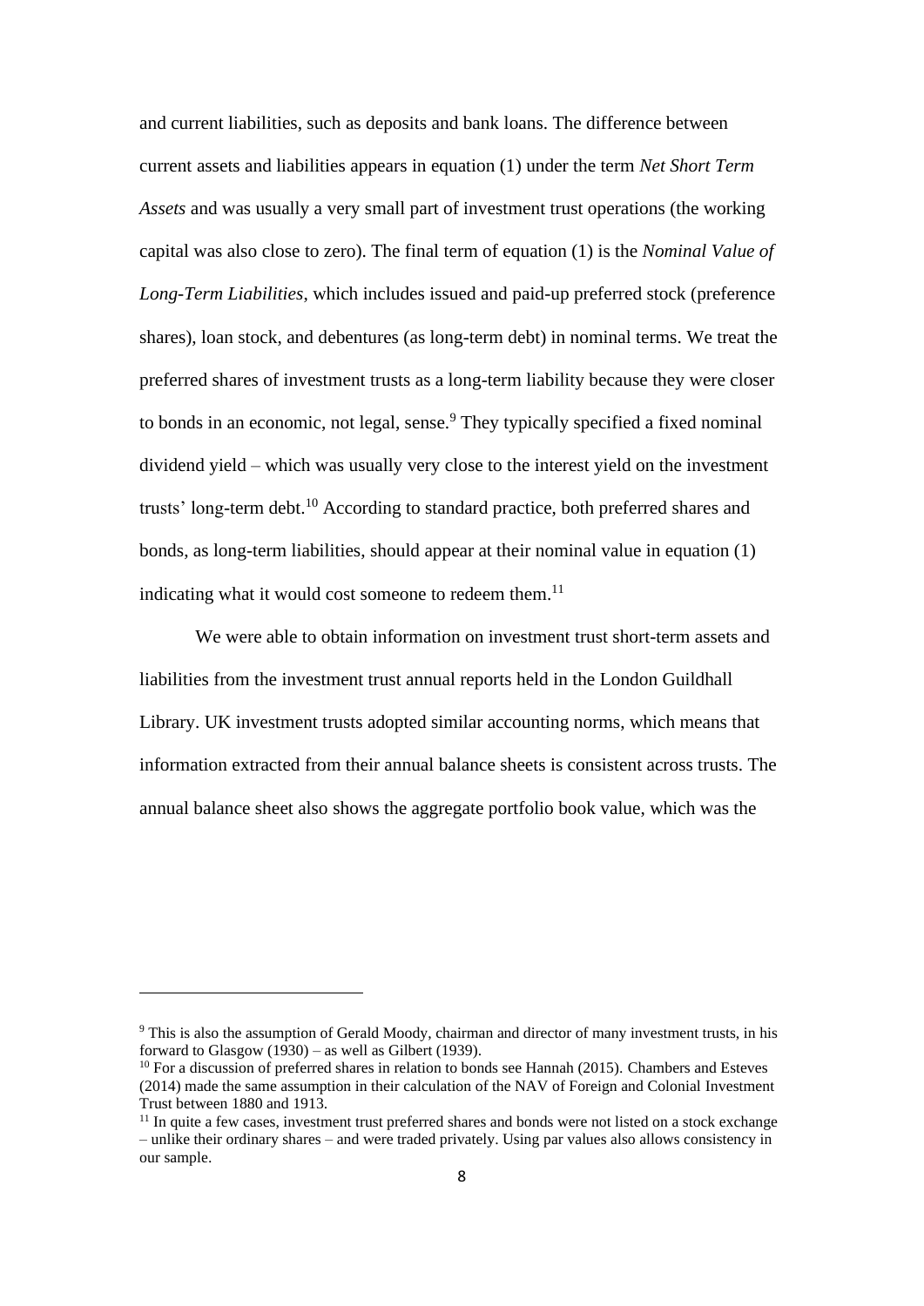and current liabilities, such as deposits and bank loans. The difference between current assets and liabilities appears in equation (1) under the term *Net Short Term Assets* and was usually a very small part of investment trust operations (the working capital was also close to zero). The final term of equation (1) is the *Nominal Value of Long-Term Liabilities*, which includes issued and paid-up preferred stock (preference shares), loan stock, and debentures (as long-term debt) in nominal terms. We treat the preferred shares of investment trusts as a long-term liability because they were closer to bonds in an economic, not legal, sense.[9] They typically specified a fixed nominal dividend yield – which was usually very close to the interest yield on the investment trusts' long-term debt.[10] According to standard practice, both preferred shares and bonds, as long-term liabilities, should appear at their nominal value in equation (1) indicating what it would cost someone to redeem them.[11]

We were able to obtain information on investment trust short-term assets and liabilities from the investment trust annual reports held in the London Guildhall Library. UK investment trusts adopted similar accounting norms, which means that information extracted from their annual balance sheets is consistent across trusts. The annual balance sheet also shows the aggregate portfolio book value, which was the

---

[9] This is also the assumption of Gerald Moody, chairman and director of many investment trusts, in his forward to Glasgow (1930) – as well as Gilbert (1939).

[10] For a discussion of preferred shares in relation to bonds see Hannah (2015). Chambers and Esteves (2014) made the same assumption in their calculation of the NAV of Foreign and Colonial Investment Trust between 1880 and 1913.

[11] In quite a few cases, investment trust preferred shares and bonds were not listed on a stock exchange – unlike their ordinary shares – and were traded privately. Using par values also allows consistency in our sample.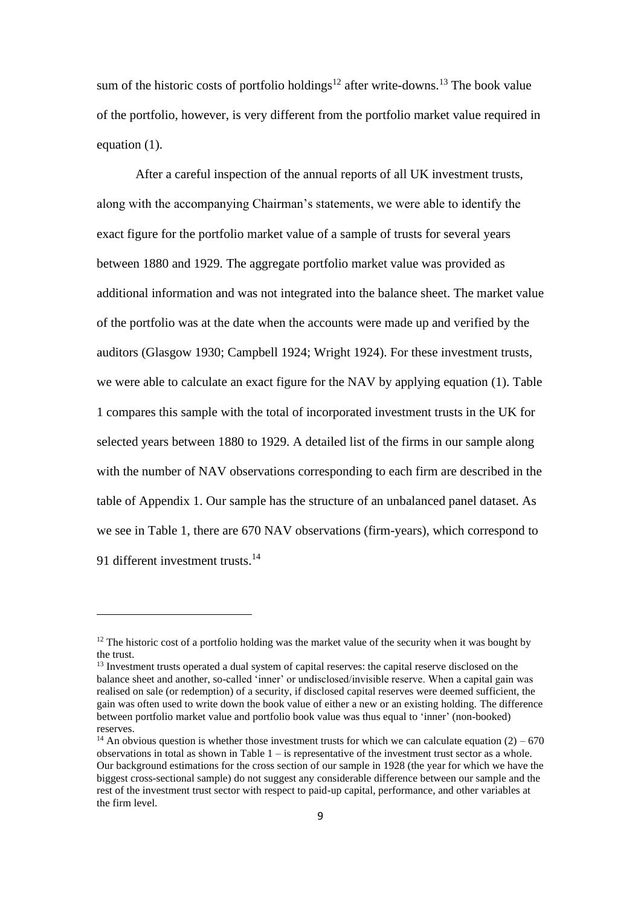sum of the historic costs of portfolio holdings[12] after write-downs.[13] The book value of the portfolio, however, is very different from the portfolio market value required in equation (1).

After a careful inspection of the annual reports of all UK investment trusts, along with the accompanying Chairman's statements, we were able to identify the exact figure for the portfolio market value of a sample of trusts for several years between 1880 and 1929. The aggregate portfolio market value was provided as additional information and was not integrated into the balance sheet. The market value of the portfolio was at the date when the accounts were made up and verified by the auditors (Glasgow 1930; Campbell 1924; Wright 1924). For these investment trusts, we were able to calculate an exact figure for the NAV by applying equation (1). Table 1 compares this sample with the total of incorporated investment trusts in the UK for selected years between 1880 to 1929. A detailed list of the firms in our sample along with the number of NAV observations corresponding to each firm are described in the table of Appendix 1. Our sample has the structure of an unbalanced panel dataset. As we see in Table 1, there are 670 NAV observations (firm-years), which correspond to 91 different investment trusts.[14]

---

[12] The historic cost of a portfolio holding was the market value of the security when it was bought by the trust.

[13] Investment trusts operated a dual system of capital reserves: the capital reserve disclosed on the balance sheet and another, so-called 'inner' or undisclosed/invisible reserve. When a capital gain was realised on sale (or redemption) of a security, if disclosed capital reserves were deemed sufficient, the gain was often used to write down the book value of either a new or an existing holding. The difference between portfolio market value and portfolio book value was thus equal to 'inner' (non-booked) reserves.

[14] An obvious question is whether those investment trusts for which we can calculate equation (2) – 670 observations in total as shown in Table 1 – is representative of the investment trust sector as a whole. Our background estimations for the cross section of our sample in 1928 (the year for which we have the biggest cross-sectional sample) do not suggest any considerable difference between our sample and the rest of the investment trust sector with respect to paid-up capital, performance, and other variables at the firm level.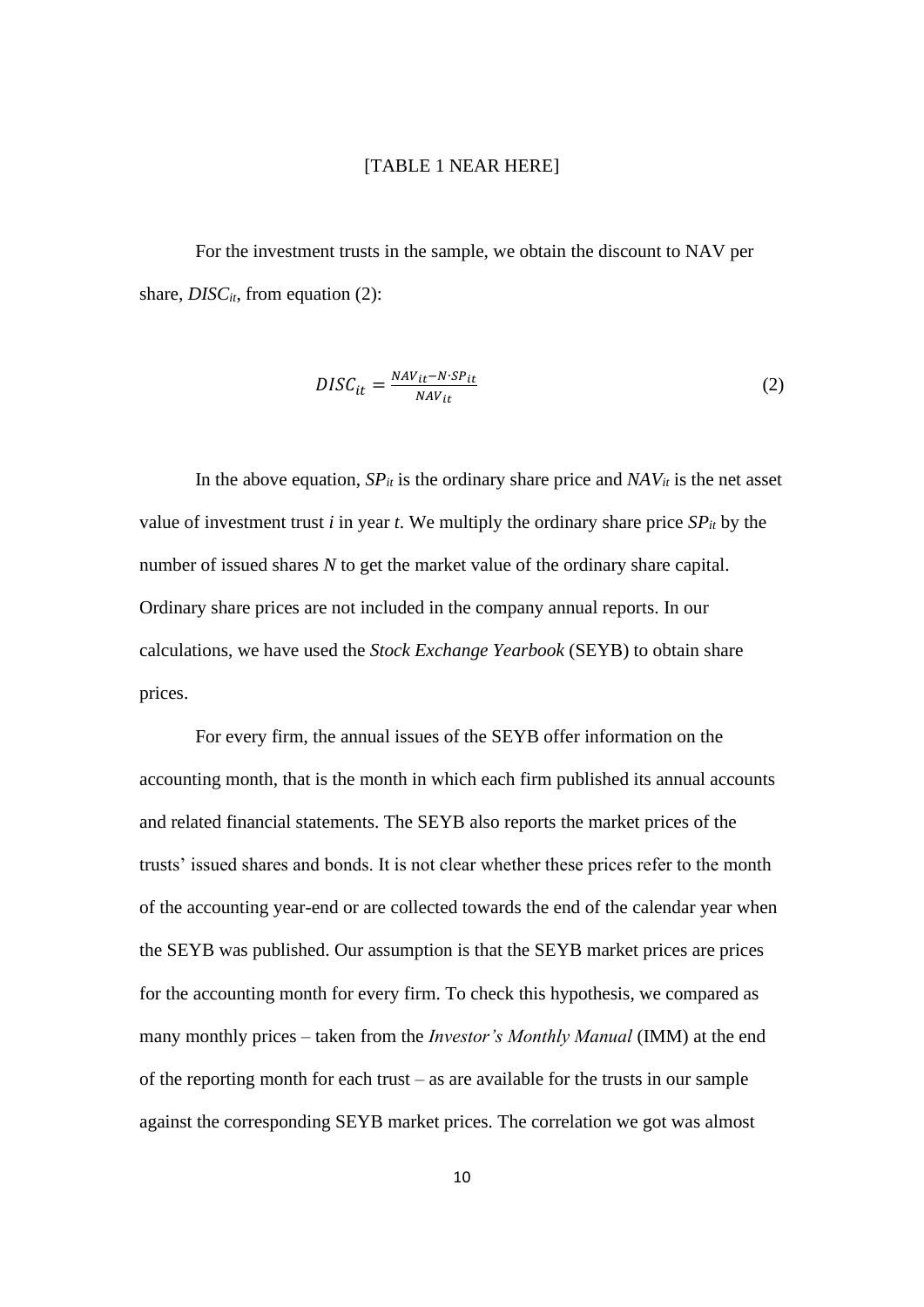[TABLE 1 NEAR HERE]

For the investment trusts in the sample, we obtain the discount to NAV per share, $DISC_{it}$, from equation (2):

$$DISC_{it} = \frac{NAV_{it} - N \cdot SP_{it}}{NAV_{it}} \tag{2}$$

In the above equation, $SP_{it}$ is the ordinary share price and $NAV_{it}$ is the net asset value of investment trust $i$ in year $t$. We multiply the ordinary share price $SP_{it}$ by the number of issued shares $N$ to get the market value of the ordinary share capital. Ordinary share prices are not included in the company annual reports. In our calculations, we have used the *Stock Exchange Yearbook* (SEYB) to obtain share prices.

For every firm, the annual issues of the SEYB offer information on the accounting month, that is the month in which each firm published its annual accounts and related financial statements. The SEYB also reports the market prices of the trusts' issued shares and bonds. It is not clear whether these prices refer to the month of the accounting year-end or are collected towards the end of the calendar year when the SEYB was published. Our assumption is that the SEYB market prices are prices for the accounting month for every firm. To check this hypothesis, we compared as many monthly prices – taken from the *Investor's Monthly Manual* (IMM) at the end of the reporting month for each trust – as are available for the trusts in our sample against the corresponding SEYB market prices. The correlation we got was almost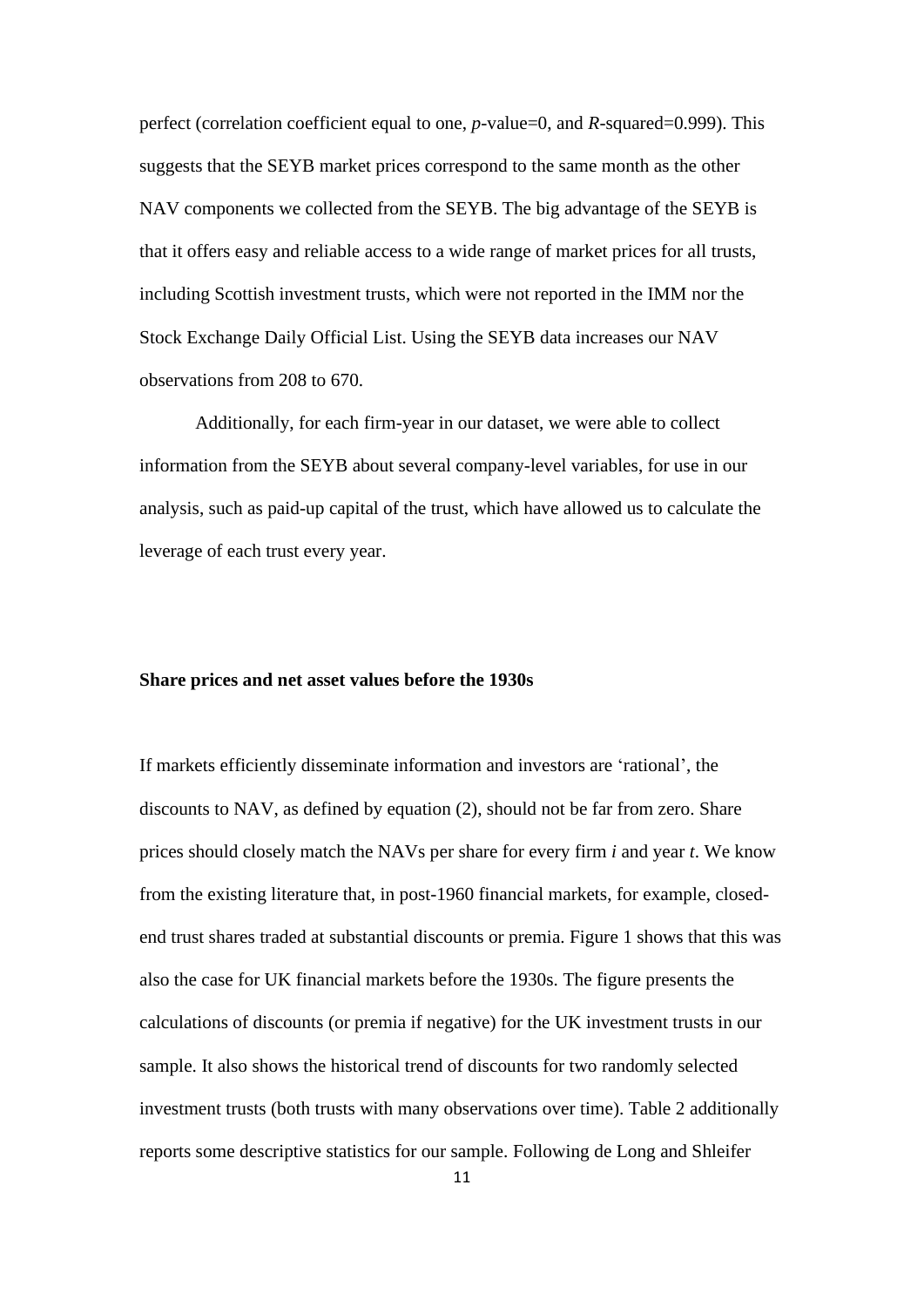perfect (correlation coefficient equal to one, $p$-value=0, and $R$-squared=0.999). This suggests that the SEYB market prices correspond to the same month as the other NAV components we collected from the SEYB. The big advantage of the SEYB is that it offers easy and reliable access to a wide range of market prices for all trusts, including Scottish investment trusts, which were not reported in the IMM nor the Stock Exchange Daily Official List. Using the SEYB data increases our NAV observations from 208 to 670.

Additionally, for each firm-year in our dataset, we were able to collect information from the SEYB about several company-level variables, for use in our analysis, such as paid-up capital of the trust, which have allowed us to calculate the leverage of each trust every year.

**Share prices and net asset values before the 1930s**

If markets efficiently disseminate information and investors are 'rational', the discounts to NAV, as defined by equation (2), should not be far from zero. Share prices should closely match the NAVs per share for every firm $i$ and year $t$. We know from the existing literature that, in post-1960 financial markets, for example, closed-end trust shares traded at substantial discounts or premia. Figure 1 shows that this was also the case for UK financial markets before the 1930s. The figure presents the calculations of discounts (or premia if negative) for the UK investment trusts in our sample. It also shows the historical trend of discounts for two randomly selected investment trusts (both trusts with many observations over time). Table 2 additionally reports some descriptive statistics for our sample. Following de Long and Shleifer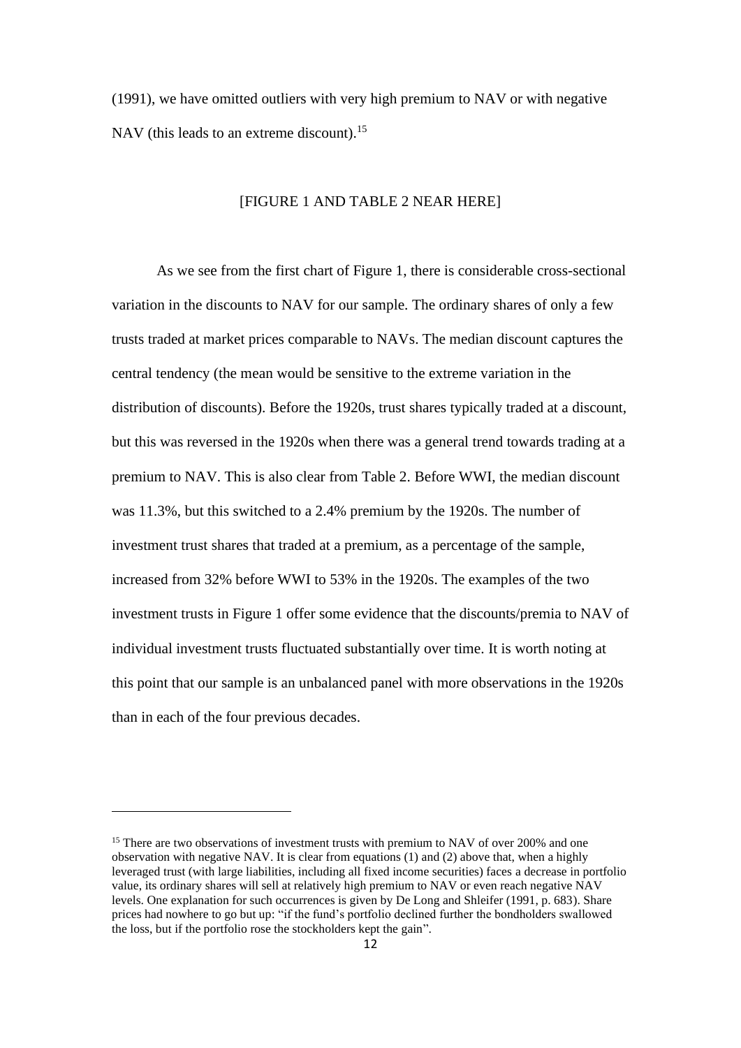(1991), we have omitted outliers with very high premium to NAV or with negative NAV (this leads to an extreme discount).[15]

[FIGURE 1 AND TABLE 2 NEAR HERE]

As we see from the first chart of Figure 1, there is considerable cross-sectional variation in the discounts to NAV for our sample. The ordinary shares of only a few trusts traded at market prices comparable to NAVs. The median discount captures the central tendency (the mean would be sensitive to the extreme variation in the distribution of discounts). Before the 1920s, trust shares typically traded at a discount, but this was reversed in the 1920s when there was a general trend towards trading at a premium to NAV. This is also clear from Table 2. Before WWI, the median discount was 11.3%, but this switched to a 2.4% premium by the 1920s. The number of investment trust shares that traded at a premium, as a percentage of the sample, increased from 32% before WWI to 53% in the 1920s. The examples of the two investment trusts in Figure 1 offer some evidence that the discounts/premia to NAV of individual investment trusts fluctuated substantially over time. It is worth noting at this point that our sample is an unbalanced panel with more observations in the 1920s than in each of the four previous decades.

---

[15] There are two observations of investment trusts with premium to NAV of over 200% and one observation with negative NAV. It is clear from equations (1) and (2) above that, when a highly leveraged trust (with large liabilities, including all fixed income securities) faces a decrease in portfolio value, its ordinary shares will sell at relatively high premium to NAV or even reach negative NAV levels. One explanation for such occurrences is given by De Long and Shleifer (1991, p. 683). Share prices had nowhere to go but up: "if the fund's portfolio declined further the bondholders swallowed the loss, but if the portfolio rose the stockholders kept the gain".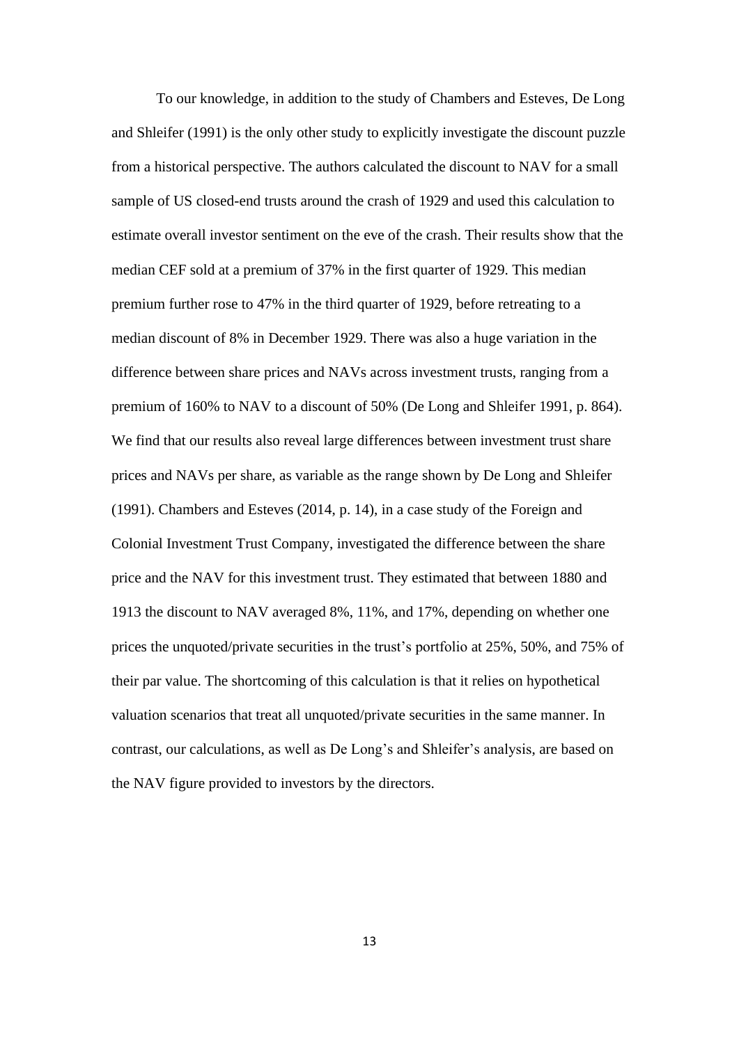To our knowledge, in addition to the study of Chambers and Esteves, De Long and Shleifer (1991) is the only other study to explicitly investigate the discount puzzle from a historical perspective. The authors calculated the discount to NAV for a small sample of US closed-end trusts around the crash of 1929 and used this calculation to estimate overall investor sentiment on the eve of the crash. Their results show that the median CEF sold at a premium of 37% in the first quarter of 1929. This median premium further rose to 47% in the third quarter of 1929, before retreating to a median discount of 8% in December 1929. There was also a huge variation in the difference between share prices and NAVs across investment trusts, ranging from a premium of 160% to NAV to a discount of 50% (De Long and Shleifer 1991, p. 864). We find that our results also reveal large differences between investment trust share prices and NAVs per share, as variable as the range shown by De Long and Shleifer (1991). Chambers and Esteves (2014, p. 14), in a case study of the Foreign and Colonial Investment Trust Company, investigated the difference between the share price and the NAV for this investment trust. They estimated that between 1880 and 1913 the discount to NAV averaged 8%, 11%, and 17%, depending on whether one prices the unquoted/private securities in the trust's portfolio at 25%, 50%, and 75% of their par value. The shortcoming of this calculation is that it relies on hypothetical valuation scenarios that treat all unquoted/private securities in the same manner. In contrast, our calculations, as well as De Long's and Shleifer's analysis, are based on the NAV figure provided to investors by the directors.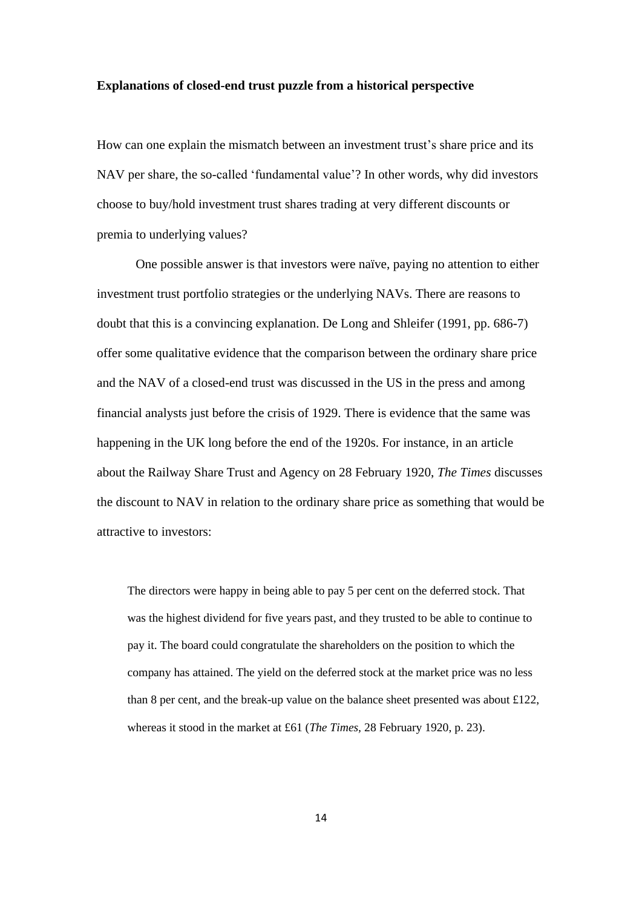**Explanations of closed-end trust puzzle from a historical perspective**

How can one explain the mismatch between an investment trust's share price and its NAV per share, the so-called 'fundamental value'? In other words, why did investors choose to buy/hold investment trust shares trading at very different discounts or premia to underlying values?

One possible answer is that investors were naïve, paying no attention to either investment trust portfolio strategies or the underlying NAVs. There are reasons to doubt that this is a convincing explanation. De Long and Shleifer (1991, pp. 686-7) offer some qualitative evidence that the comparison between the ordinary share price and the NAV of a closed-end trust was discussed in the US in the press and among financial analysts just before the crisis of 1929. There is evidence that the same was happening in the UK long before the end of the 1920s. For instance, in an article about the Railway Share Trust and Agency on 28 February 1920, *The Times* discusses the discount to NAV in relation to the ordinary share price as something that would be attractive to investors:

> The directors were happy in being able to pay 5 per cent on the deferred stock. That was the highest dividend for five years past, and they trusted to be able to continue to pay it. The board could congratulate the shareholders on the position to which the company has attained. The yield on the deferred stock at the market price was no less than 8 per cent, and the break-up value on the balance sheet presented was about £122, whereas it stood in the market at £61 (*The Times*, 28 February 1920, p. 23).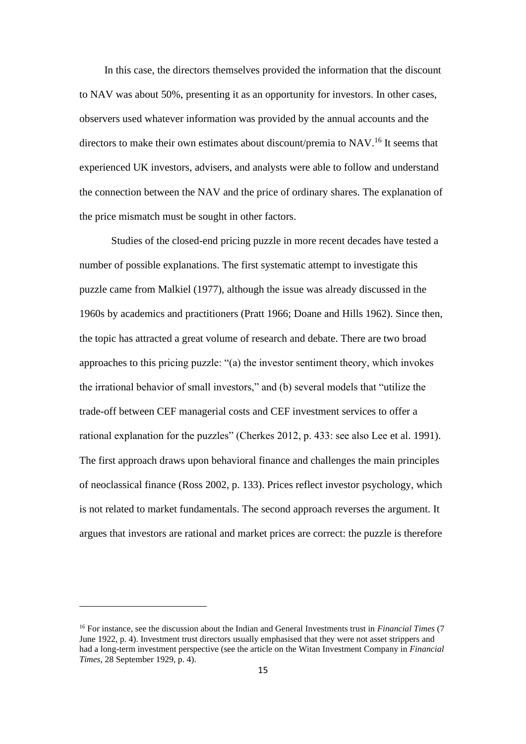In this case, the directors themselves provided the information that the discount to NAV was about 50%, presenting it as an opportunity for investors. In other cases, observers used whatever information was provided by the annual accounts and the directors to make their own estimates about discount/premia to NAV.[16] It seems that experienced UK investors, advisers, and analysts were able to follow and understand the connection between the NAV and the price of ordinary shares. The explanation of the price mismatch must be sought in other factors.

Studies of the closed-end pricing puzzle in more recent decades have tested a number of possible explanations. The first systematic attempt to investigate this puzzle came from Malkiel (1977), although the issue was already discussed in the 1960s by academics and practitioners (Pratt 1966; Doane and Hills 1962). Since then, the topic has attracted a great volume of research and debate. There are two broad approaches to this pricing puzzle: "(a) the investor sentiment theory, which invokes the irrational behavior of small investors," and (b) several models that "utilize the trade-off between CEF managerial costs and CEF investment services to offer a rational explanation for the puzzles" (Cherkes 2012, p. 433: see also Lee et al. 1991). The first approach draws upon behavioral finance and challenges the main principles of neoclassical finance (Ross 2002, p. 133). Prices reflect investor psychology, which is not related to market fundamentals. The second approach reverses the argument. It argues that investors are rational and market prices are correct: the puzzle is therefore

---

[16] For instance, see the discussion about the Indian and General Investments trust in *Financial Times* (7 June 1922, p. 4). Investment trust directors usually emphasised that they were not asset strippers and had a long-term investment perspective (see the article on the Witan Investment Company in *Financial Times*, 28 September 1929, p. 4).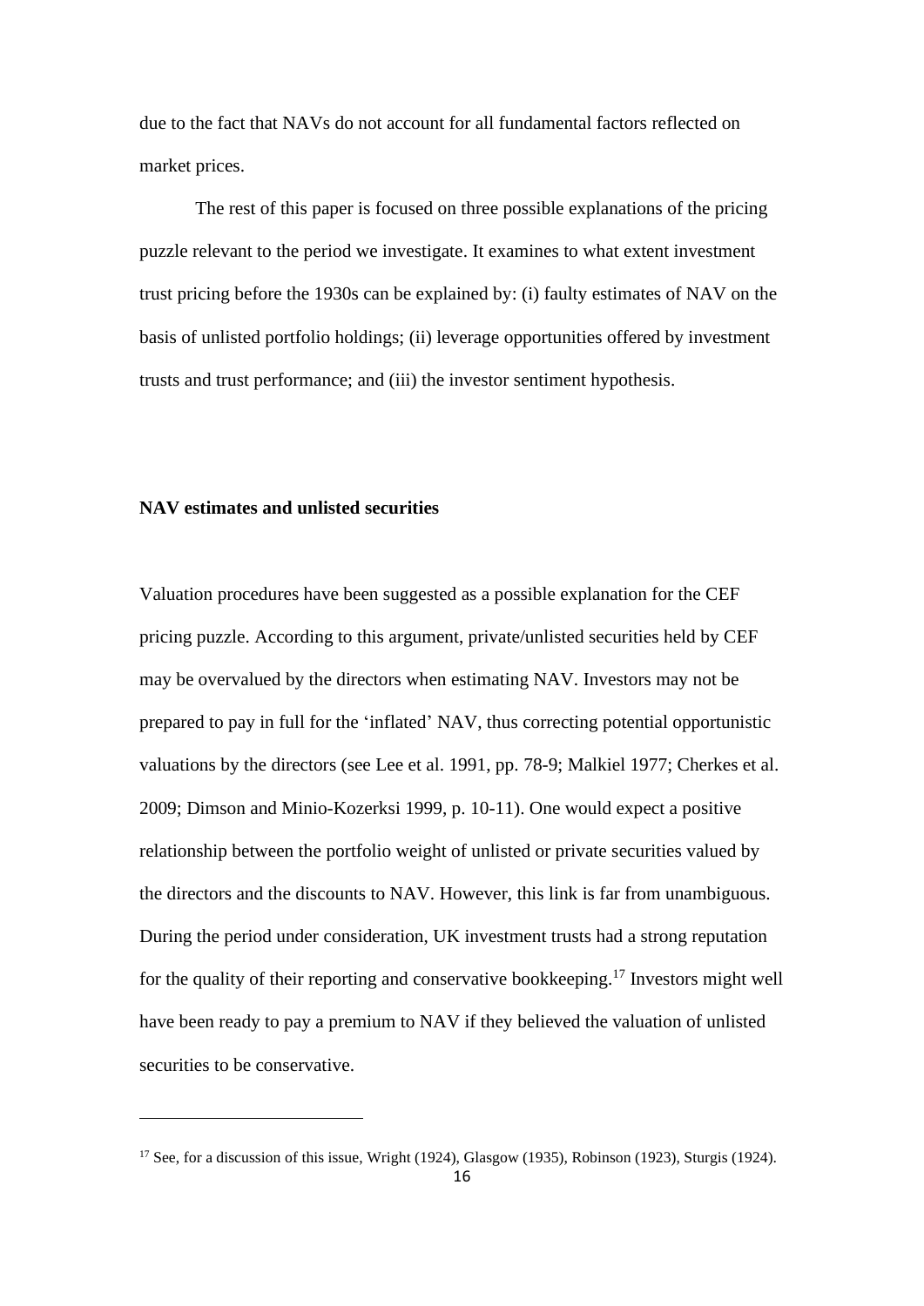due to the fact that NAVs do not account for all fundamental factors reflected on market prices.

The rest of this paper is focused on three possible explanations of the pricing puzzle relevant to the period we investigate. It examines to what extent investment trust pricing before the 1930s can be explained by: (i) faulty estimates of NAV on the basis of unlisted portfolio holdings; (ii) leverage opportunities offered by investment trusts and trust performance; and (iii) the investor sentiment hypothesis.

**NAV estimates and unlisted securities**

Valuation procedures have been suggested as a possible explanation for the CEF pricing puzzle. According to this argument, private/unlisted securities held by CEF may be overvalued by the directors when estimating NAV. Investors may not be prepared to pay in full for the 'inflated' NAV, thus correcting potential opportunistic valuations by the directors (see Lee et al. 1991, pp. 78-9; Malkiel 1977; Cherkes et al. 2009; Dimson and Minio-Kozerksi 1999, p. 10-11). One would expect a positive relationship between the portfolio weight of unlisted or private securities valued by the directors and the discounts to NAV. However, this link is far from unambiguous. During the period under consideration, UK investment trusts had a strong reputation for the quality of their reporting and conservative bookkeeping.[17] Investors might well have been ready to pay a premium to NAV if they believed the valuation of unlisted securities to be conservative.

[17] See, for a discussion of this issue, Wright (1924), Glasgow (1935), Robinson (1923), Sturgis (1924).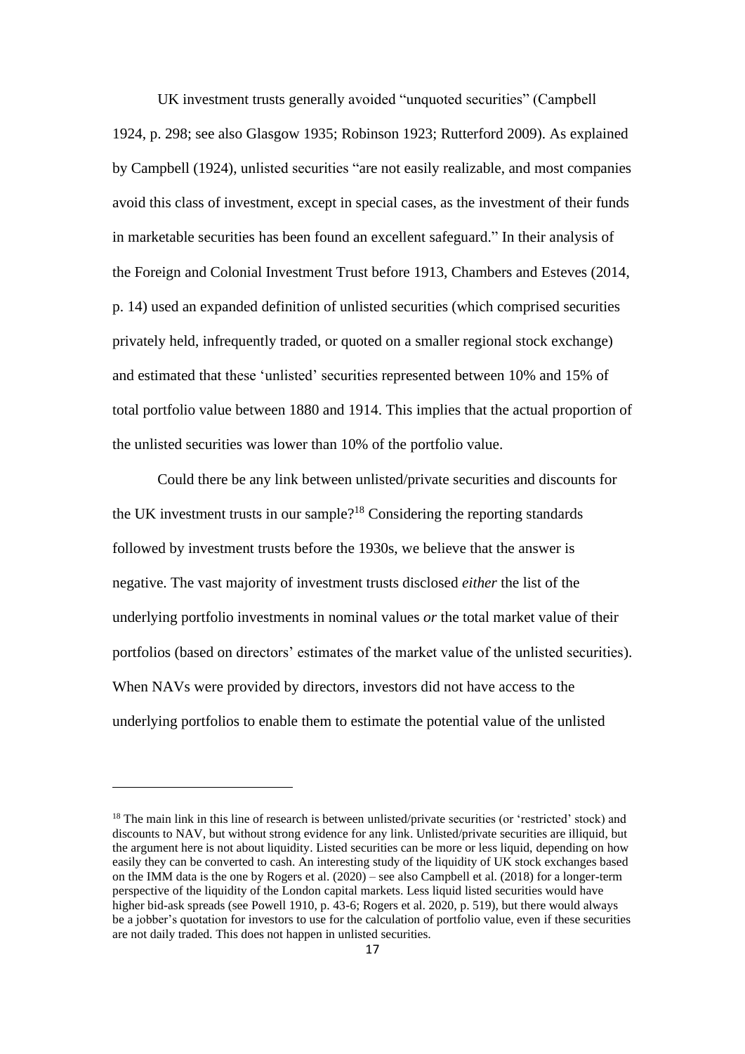UK investment trusts generally avoided "unquoted securities" (Campbell 1924, p. 298; see also Glasgow 1935; Robinson 1923; Rutterford 2009). As explained by Campbell (1924), unlisted securities "are not easily realizable, and most companies avoid this class of investment, except in special cases, as the investment of their funds in marketable securities has been found an excellent safeguard." In their analysis of the Foreign and Colonial Investment Trust before 1913, Chambers and Esteves (2014, p. 14) used an expanded definition of unlisted securities (which comprised securities privately held, infrequently traded, or quoted on a smaller regional stock exchange) and estimated that these 'unlisted' securities represented between 10% and 15% of total portfolio value between 1880 and 1914. This implies that the actual proportion of the unlisted securities was lower than 10% of the portfolio value.

Could there be any link between unlisted/private securities and discounts for the UK investment trusts in our sample?[18] Considering the reporting standards followed by investment trusts before the 1930s, we believe that the answer is negative. The vast majority of investment trusts disclosed *either* the list of the underlying portfolio investments in nominal values *or* the total market value of their portfolios (based on directors' estimates of the market value of the unlisted securities). When NAVs were provided by directors, investors did not have access to the underlying portfolios to enable them to estimate the potential value of the unlisted

[18] The main link in this line of research is between unlisted/private securities (or 'restricted' stock) and discounts to NAV, but without strong evidence for any link. Unlisted/private securities are illiquid, but the argument here is not about liquidity. Listed securities can be more or less liquid, depending on how easily they can be converted to cash. An interesting study of the liquidity of UK stock exchanges based on the IMM data is the one by Rogers et al. (2020) – see also Campbell et al. (2018) for a longer-term perspective of the liquidity of the London capital markets. Less liquid listed securities would have higher bid-ask spreads (see Powell 1910, p. 43-6; Rogers et al. 2020, p. 519), but there would always be a jobber's quotation for investors to use for the calculation of portfolio value, even if these securities are not daily traded. This does not happen in unlisted securities.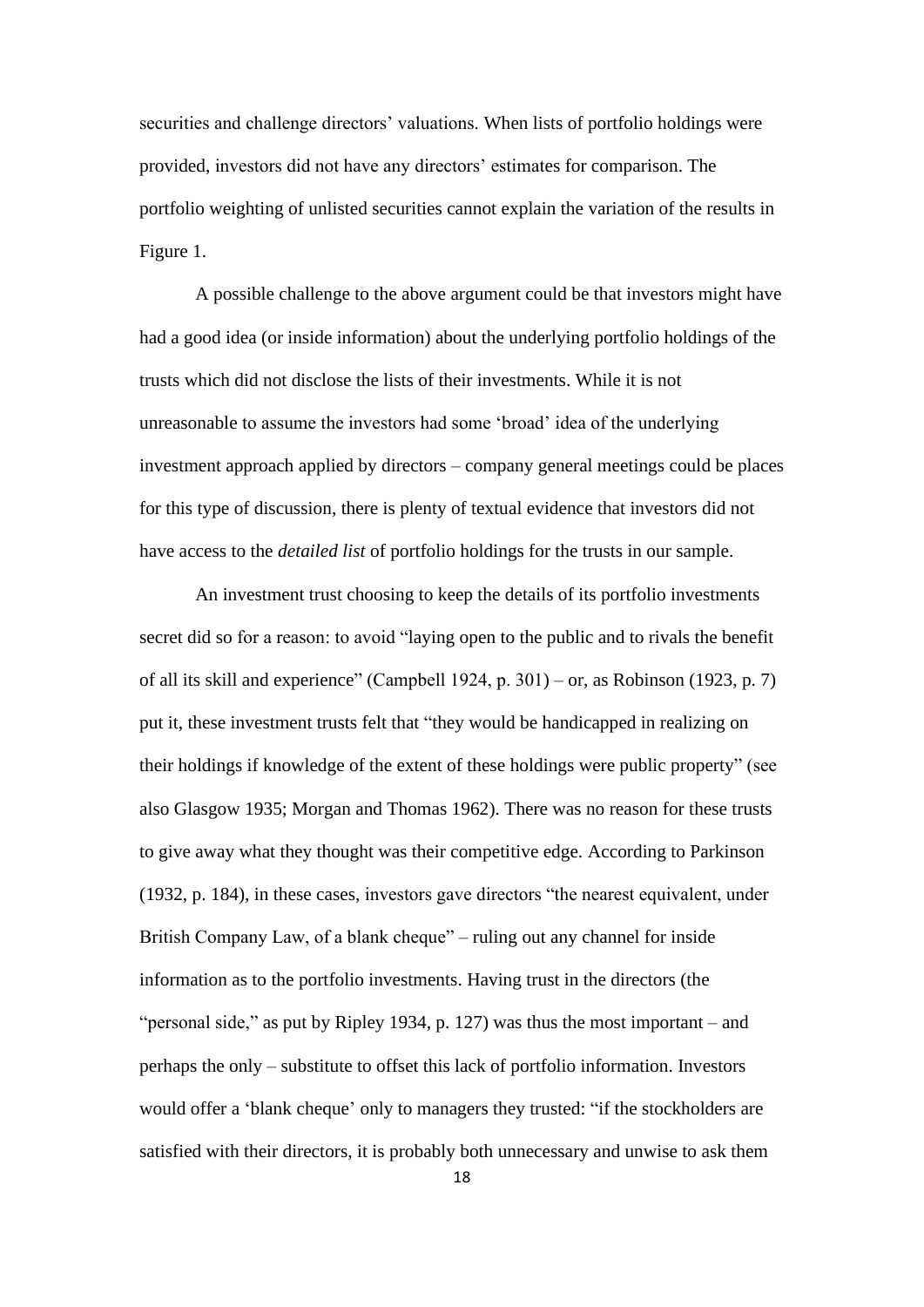securities and challenge directors' valuations. When lists of portfolio holdings were provided, investors did not have any directors' estimates for comparison. The portfolio weighting of unlisted securities cannot explain the variation of the results in Figure 1.

A possible challenge to the above argument could be that investors might have had a good idea (or inside information) about the underlying portfolio holdings of the trusts which did not disclose the lists of their investments. While it is not unreasonable to assume the investors had some 'broad' idea of the underlying investment approach applied by directors – company general meetings could be places for this type of discussion, there is plenty of textual evidence that investors did not have access to the *detailed list* of portfolio holdings for the trusts in our sample.

An investment trust choosing to keep the details of its portfolio investments secret did so for a reason: to avoid "laying open to the public and to rivals the benefit of all its skill and experience" (Campbell 1924, p. 301) – or, as Robinson (1923, p. 7) put it, these investment trusts felt that "they would be handicapped in realizing on their holdings if knowledge of the extent of these holdings were public property" (see also Glasgow 1935; Morgan and Thomas 1962). There was no reason for these trusts to give away what they thought was their competitive edge. According to Parkinson (1932, p. 184), in these cases, investors gave directors "the nearest equivalent, under British Company Law, of a blank cheque" – ruling out any channel for inside information as to the portfolio investments. Having trust in the directors (the "personal side," as put by Ripley 1934, p. 127) was thus the most important – and perhaps the only – substitute to offset this lack of portfolio information. Investors would offer a 'blank cheque' only to managers they trusted: "if the stockholders are satisfied with their directors, it is probably both unnecessary and unwise to ask them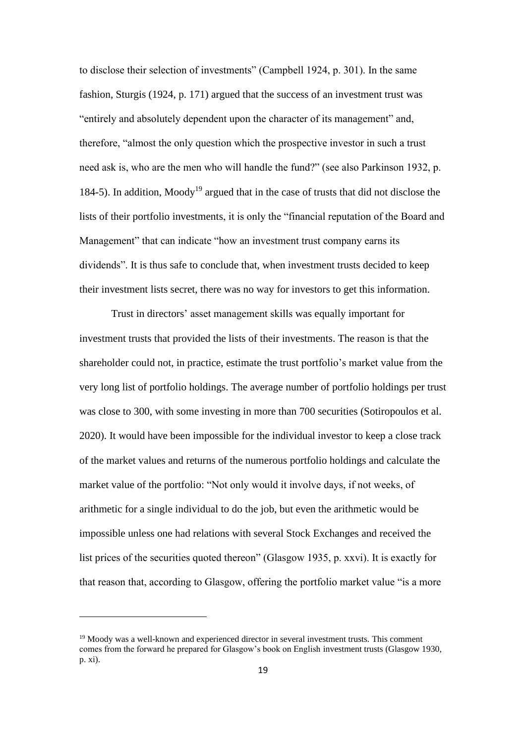to disclose their selection of investments" (Campbell 1924, p. 301). In the same fashion, Sturgis (1924, p. 171) argued that the success of an investment trust was "entirely and absolutely dependent upon the character of its management" and, therefore, "almost the only question which the prospective investor in such a trust need ask is, who are the men who will handle the fund?" (see also Parkinson 1932, p. 184-5). In addition, Moody[19] argued that in the case of trusts that did not disclose the lists of their portfolio investments, it is only the "financial reputation of the Board and Management" that can indicate "how an investment trust company earns its dividends". It is thus safe to conclude that, when investment trusts decided to keep their investment lists secret, there was no way for investors to get this information.

Trust in directors' asset management skills was equally important for investment trusts that provided the lists of their investments. The reason is that the shareholder could not, in practice, estimate the trust portfolio's market value from the very long list of portfolio holdings. The average number of portfolio holdings per trust was close to 300, with some investing in more than 700 securities (Sotiropoulos et al. 2020). It would have been impossible for the individual investor to keep a close track of the market values and returns of the numerous portfolio holdings and calculate the market value of the portfolio: "Not only would it involve days, if not weeks, of arithmetic for a single individual to do the job, but even the arithmetic would be impossible unless one had relations with several Stock Exchanges and received the list prices of the securities quoted thereon" (Glasgow 1935, p. xxvi). It is exactly for that reason that, according to Glasgow, offering the portfolio market value "is a more

[19] Moody was a well-known and experienced director in several investment trusts. This comment comes from the forward he prepared for Glasgow's book on English investment trusts (Glasgow 1930, p. xi).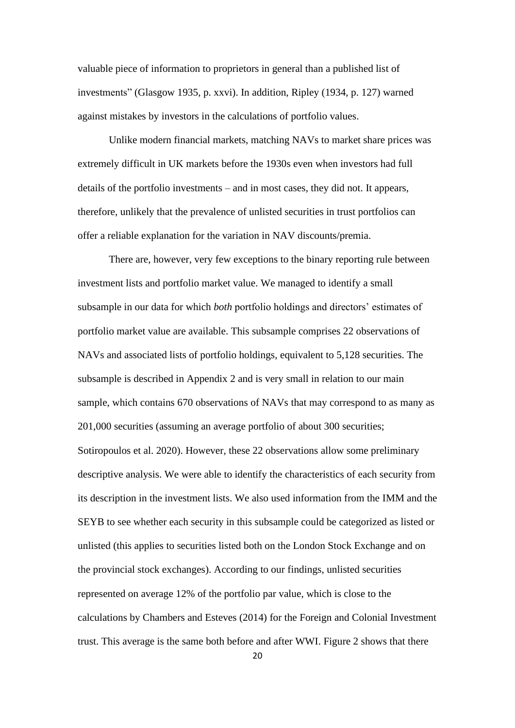valuable piece of information to proprietors in general than a published list of investments" (Glasgow 1935, p. xxvi). In addition, Ripley (1934, p. 127) warned against mistakes by investors in the calculations of portfolio values.

Unlike modern financial markets, matching NAVs to market share prices was extremely difficult in UK markets before the 1930s even when investors had full details of the portfolio investments – and in most cases, they did not. It appears, therefore, unlikely that the prevalence of unlisted securities in trust portfolios can offer a reliable explanation for the variation in NAV discounts/premia.

There are, however, very few exceptions to the binary reporting rule between investment lists and portfolio market value. We managed to identify a small subsample in our data for which *both* portfolio holdings and directors' estimates of portfolio market value are available. This subsample comprises 22 observations of NAVs and associated lists of portfolio holdings, equivalent to 5,128 securities. The subsample is described in Appendix 2 and is very small in relation to our main sample, which contains 670 observations of NAVs that may correspond to as many as 201,000 securities (assuming an average portfolio of about 300 securities; Sotiropoulos et al. 2020). However, these 22 observations allow some preliminary descriptive analysis. We were able to identify the characteristics of each security from its description in the investment lists. We also used information from the IMM and the SEYB to see whether each security in this subsample could be categorized as listed or unlisted (this applies to securities listed both on the London Stock Exchange and on the provincial stock exchanges). According to our findings, unlisted securities represented on average 12% of the portfolio par value, which is close to the calculations by Chambers and Esteves (2014) for the Foreign and Colonial Investment trust. This average is the same both before and after WWI. Figure 2 shows that there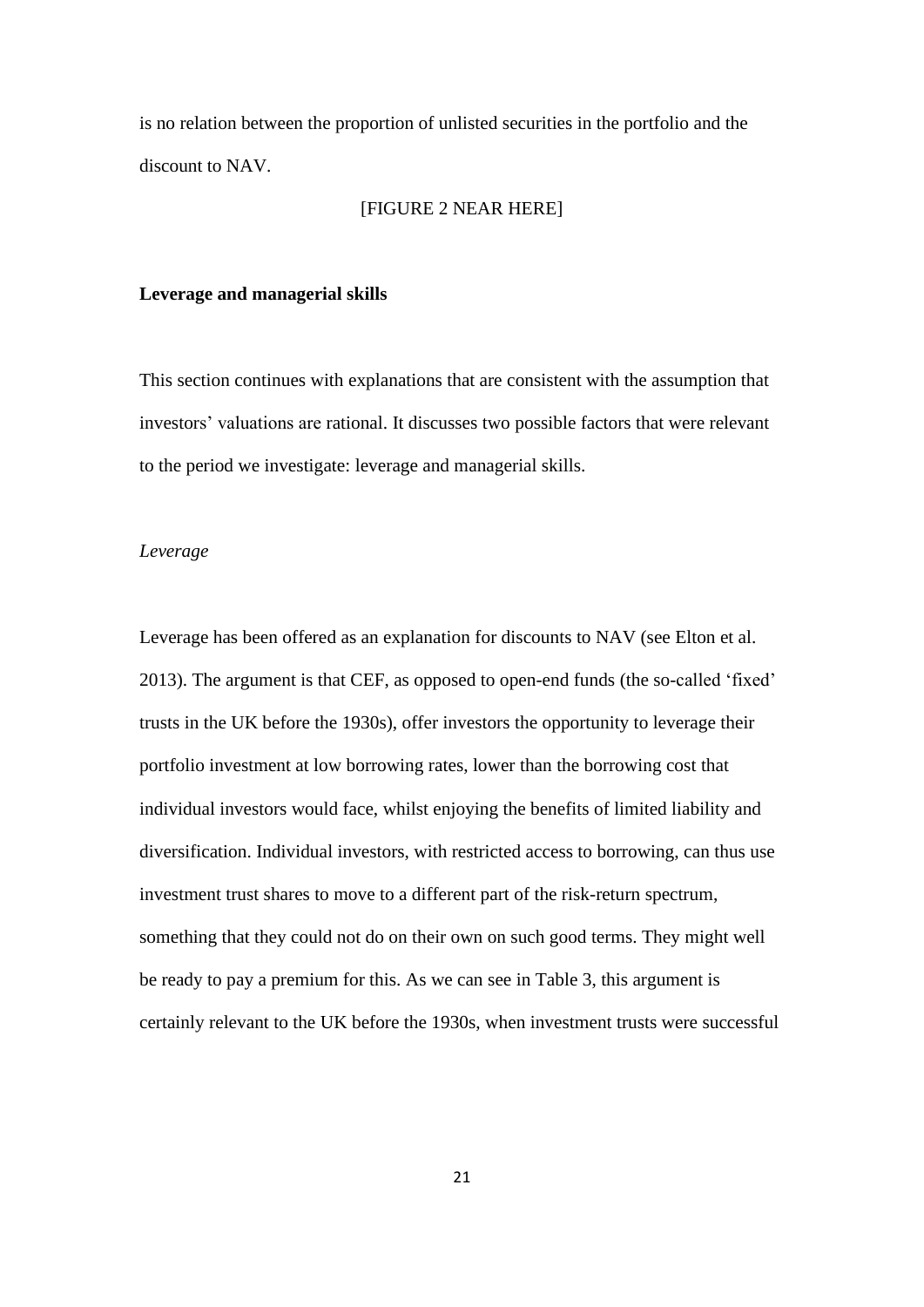is no relation between the proportion of unlisted securities in the portfolio and the discount to NAV.

[FIGURE 2 NEAR HERE]

## Leverage and managerial skills

This section continues with explanations that are consistent with the assumption that investors' valuations are rational. It discusses two possible factors that were relevant to the period we investigate: leverage and managerial skills.

### *Leverage*

Leverage has been offered as an explanation for discounts to NAV (see Elton et al. 2013). The argument is that CEF, as opposed to open-end funds (the so-called 'fixed' trusts in the UK before the 1930s), offer investors the opportunity to leverage their portfolio investment at low borrowing rates, lower than the borrowing cost that individual investors would face, whilst enjoying the benefits of limited liability and diversification. Individual investors, with restricted access to borrowing, can thus use investment trust shares to move to a different part of the risk-return spectrum, something that they could not do on their own on such good terms. They might well be ready to pay a premium for this. As we can see in Table 3, this argument is certainly relevant to the UK before the 1930s, when investment trusts were successful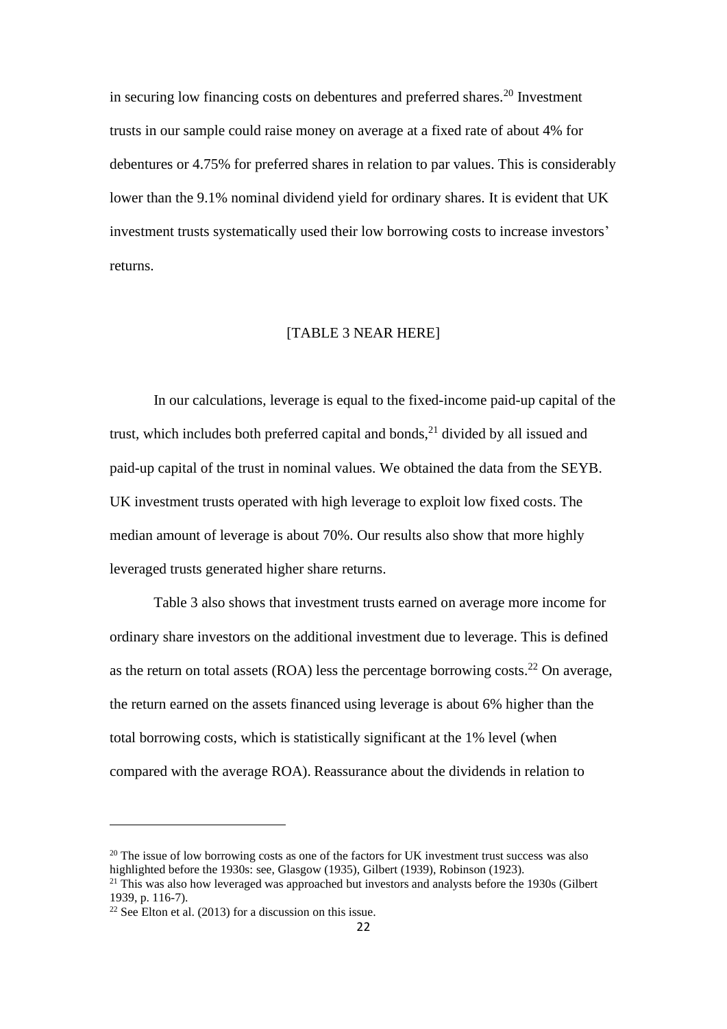in securing low financing costs on debentures and preferred shares.[20] Investment trusts in our sample could raise money on average at a fixed rate of about 4% for debentures or 4.75% for preferred shares in relation to par values. This is considerably lower than the 9.1% nominal dividend yield for ordinary shares. It is evident that UK investment trusts systematically used their low borrowing costs to increase investors' returns.

[TABLE 3 NEAR HERE]

In our calculations, leverage is equal to the fixed-income paid-up capital of the trust, which includes both preferred capital and bonds,[21] divided by all issued and paid-up capital of the trust in nominal values. We obtained the data from the SEYB. UK investment trusts operated with high leverage to exploit low fixed costs. The median amount of leverage is about 70%. Our results also show that more highly leveraged trusts generated higher share returns.

Table 3 also shows that investment trusts earned on average more income for ordinary share investors on the additional investment due to leverage. This is defined as the return on total assets (ROA) less the percentage borrowing costs.[22] On average, the return earned on the assets financed using leverage is about 6% higher than the total borrowing costs, which is statistically significant at the 1% level (when compared with the average ROA). Reassurance about the dividends in relation to

---

[20] The issue of low borrowing costs as one of the factors for UK investment trust success was also highlighted before the 1930s: see, Glasgow (1935), Gilbert (1939), Robinson (1923).

[21] This was also how leveraged was approached but investors and analysts before the 1930s (Gilbert 1939, p. 116-7).

[22] See Elton et al. (2013) for a discussion on this issue.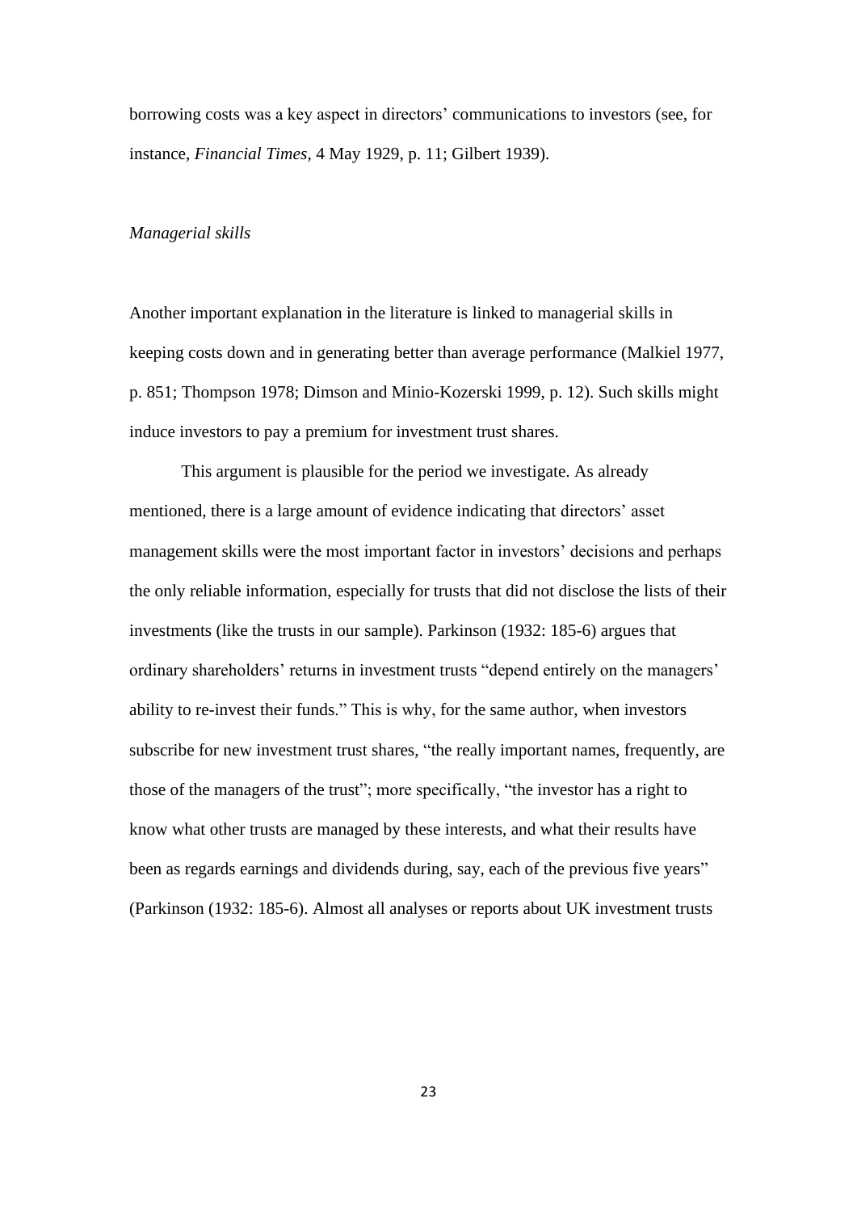borrowing costs was a key aspect in directors' communications to investors (see, for instance, *Financial Times*, 4 May 1929, p. 11; Gilbert 1939).

*Managerial skills*

Another important explanation in the literature is linked to managerial skills in keeping costs down and in generating better than average performance (Malkiel 1977, p. 851; Thompson 1978; Dimson and Minio-Kozerski 1999, p. 12). Such skills might induce investors to pay a premium for investment trust shares.

This argument is plausible for the period we investigate. As already mentioned, there is a large amount of evidence indicating that directors' asset management skills were the most important factor in investors' decisions and perhaps the only reliable information, especially for trusts that did not disclose the lists of their investments (like the trusts in our sample). Parkinson (1932: 185-6) argues that ordinary shareholders' returns in investment trusts "depend entirely on the managers' ability to re-invest their funds." This is why, for the same author, when investors subscribe for new investment trust shares, "the really important names, frequently, are those of the managers of the trust"; more specifically, "the investor has a right to know what other trusts are managed by these interests, and what their results have been as regards earnings and dividends during, say, each of the previous five years" (Parkinson (1932: 185-6). Almost all analyses or reports about UK investment trusts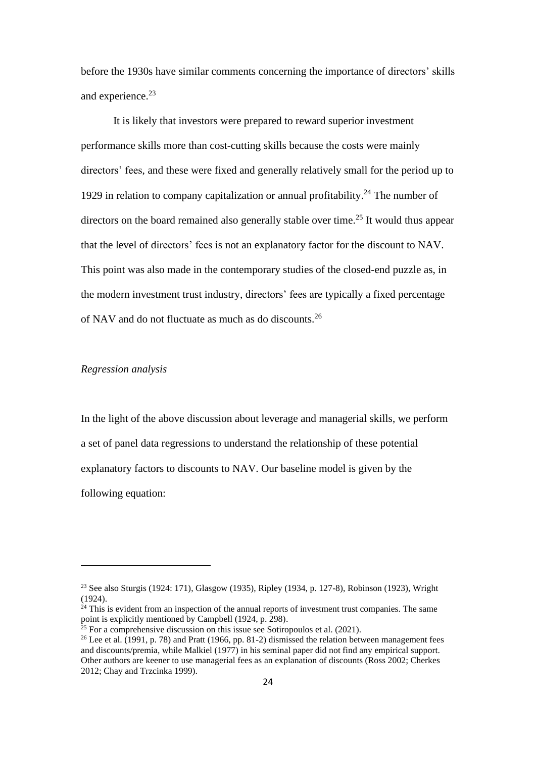before the 1930s have similar comments concerning the importance of directors' skills and experience.[23]

It is likely that investors were prepared to reward superior investment performance skills more than cost-cutting skills because the costs were mainly directors' fees, and these were fixed and generally relatively small for the period up to 1929 in relation to company capitalization or annual profitability.[24] The number of directors on the board remained also generally stable over time.[25] It would thus appear that the level of directors' fees is not an explanatory factor for the discount to NAV. This point was also made in the contemporary studies of the closed-end puzzle as, in the modern investment trust industry, directors' fees are typically a fixed percentage of NAV and do not fluctuate as much as do discounts.[26]

*Regression analysis*

In the light of the above discussion about leverage and managerial skills, we perform a set of panel data regressions to understand the relationship of these potential explanatory factors to discounts to NAV. Our baseline model is given by the following equation:

---

[23] See also Sturgis (1924: 171), Glasgow (1935), Ripley (1934, p. 127-8), Robinson (1923), Wright (1924).

[24] This is evident from an inspection of the annual reports of investment trust companies. The same point is explicitly mentioned by Campbell (1924, p. 298).

[25] For a comprehensive discussion on this issue see Sotiropoulos et al. (2021).

[26] Lee et al. (1991, p. 78) and Pratt (1966, pp. 81-2) dismissed the relation between management fees and discounts/premia, while Malkiel (1977) in his seminal paper did not find any empirical support. Other authors are keener to use managerial fees as an explanation of discounts (Ross 2002; Cherkes 2012; Chay and Trzcinka 1999).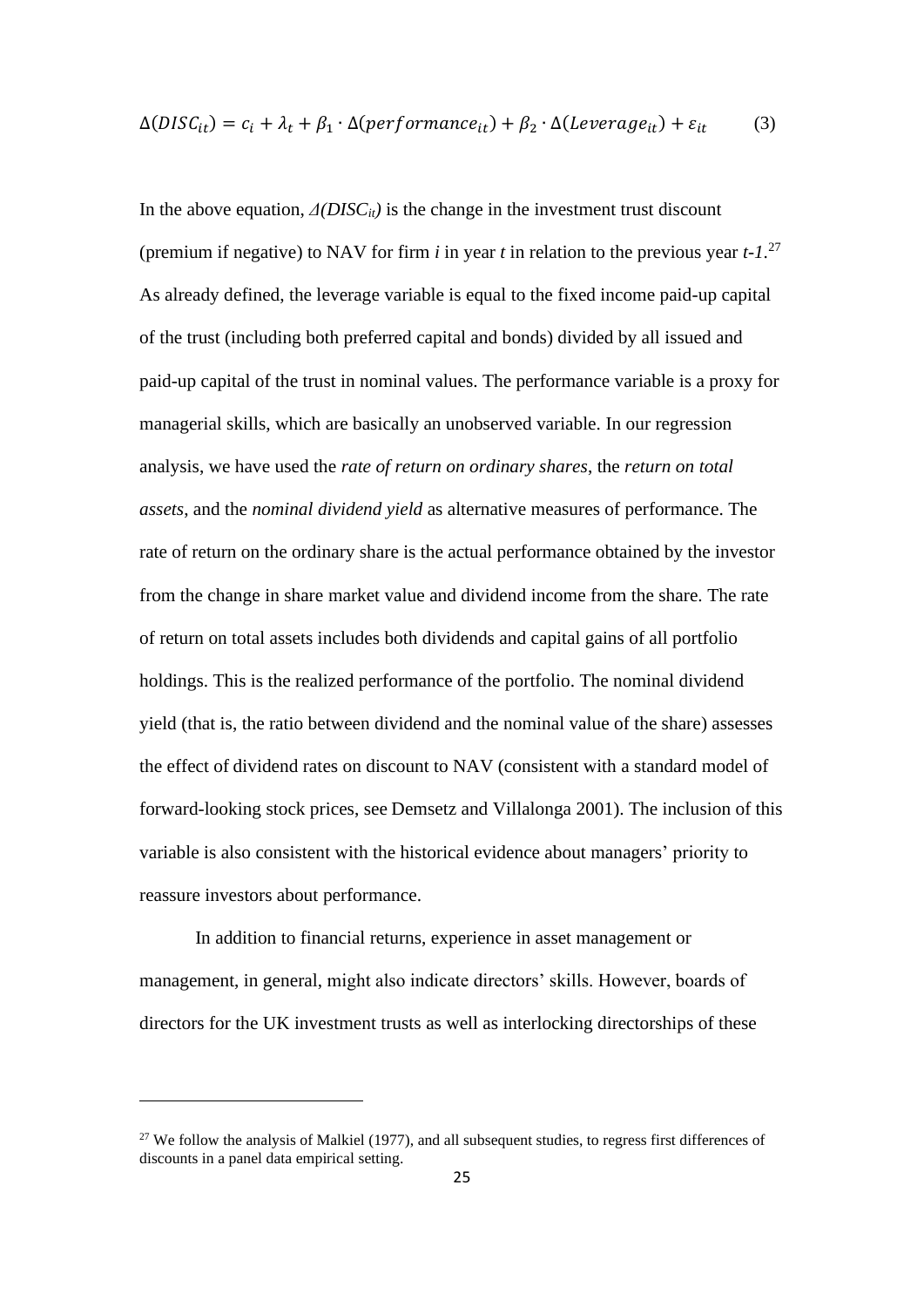$$\Delta(DISC_{it}) = c_i + \lambda_t + \beta_1 \cdot \Delta(performance_{it}) + \beta_2 \cdot \Delta(Leverage_{it}) + \varepsilon_{it} \qquad (3)$$

In the above equation, $\Delta(DISC_{it})$ is the change in the investment trust discount (premium if negative) to NAV for firm *i* in year *t* in relation to the previous year *t-1*.[27] As already defined, the leverage variable is equal to the fixed income paid-up capital of the trust (including both preferred capital and bonds) divided by all issued and paid-up capital of the trust in nominal values. The performance variable is a proxy for managerial skills, which are basically an unobserved variable. In our regression analysis, we have used the *rate of return on ordinary shares*, the *return on total assets*, and the *nominal dividend yield* as alternative measures of performance. The rate of return on the ordinary share is the actual performance obtained by the investor from the change in share market value and dividend income from the share. The rate of return on total assets includes both dividends and capital gains of all portfolio holdings. This is the realized performance of the portfolio. The nominal dividend yield (that is, the ratio between dividend and the nominal value of the share) assesses the effect of dividend rates on discount to NAV (consistent with a standard model of forward-looking stock prices, see Demsetz and Villalonga 2001). The inclusion of this variable is also consistent with the historical evidence about managers' priority to reassure investors about performance.

In addition to financial returns, experience in asset management or management, in general, might also indicate directors' skills. However, boards of directors for the UK investment trusts as well as interlocking directorships of these

[27] We follow the analysis of Malkiel (1977), and all subsequent studies, to regress first differences of discounts in a panel data empirical setting.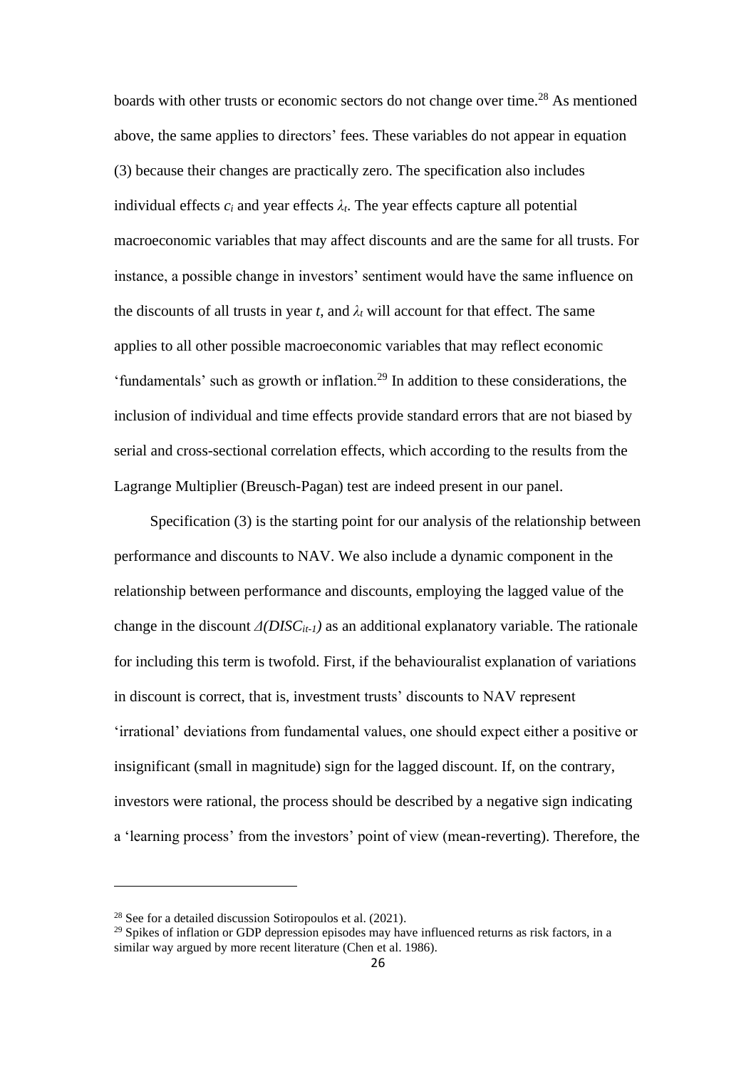boards with other trusts or economic sectors do not change over time.[28] As mentioned above, the same applies to directors' fees. These variables do not appear in equation (3) because their changes are practically zero. The specification also includes individual effects $c_i$ and year effects $\lambda_t$. The year effects capture all potential macroeconomic variables that may affect discounts and are the same for all trusts. For instance, a possible change in investors' sentiment would have the same influence on the discounts of all trusts in year $t$, and $\lambda_t$ will account for that effect. The same applies to all other possible macroeconomic variables that may reflect economic 'fundamentals' such as growth or inflation.[29] In addition to these considerations, the inclusion of individual and time effects provide standard errors that are not biased by serial and cross-sectional correlation effects, which according to the results from the Lagrange Multiplier (Breusch-Pagan) test are indeed present in our panel.

Specification (3) is the starting point for our analysis of the relationship between performance and discounts to NAV. We also include a dynamic component in the relationship between performance and discounts, employing the lagged value of the change in the discount $\Delta(DISC_{it-1})$ as an additional explanatory variable. The rationale for including this term is twofold. First, if the behaviouralist explanation of variations in discount is correct, that is, investment trusts' discounts to NAV represent 'irrational' deviations from fundamental values, one should expect either a positive or insignificant (small in magnitude) sign for the lagged discount. If, on the contrary, investors were rational, the process should be described by a negative sign indicating a 'learning process' from the investors' point of view (mean-reverting). Therefore, the

---

[28] See for a detailed discussion Sotiropoulos et al. (2021).

[29] Spikes of inflation or GDP depression episodes may have influenced returns as risk factors, in a similar way argued by more recent literature (Chen et al. 1986).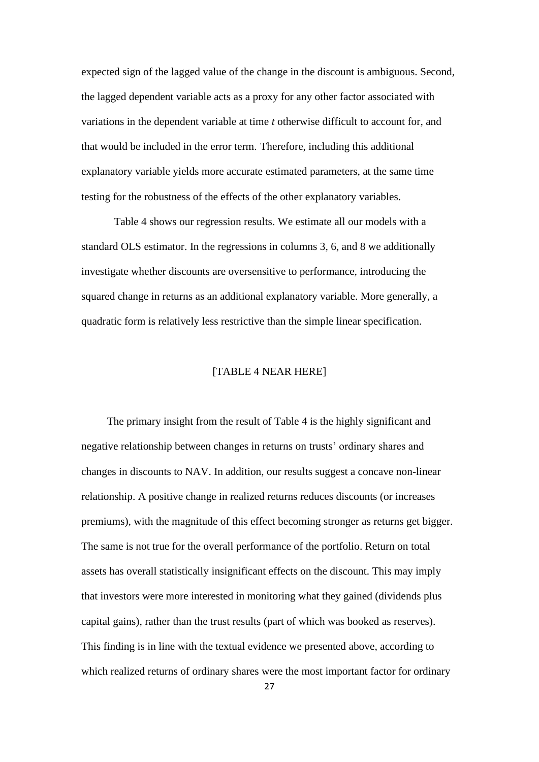expected sign of the lagged value of the change in the discount is ambiguous. Second, the lagged dependent variable acts as a proxy for any other factor associated with variations in the dependent variable at time *t* otherwise difficult to account for, and that would be included in the error term. Therefore, including this additional explanatory variable yields more accurate estimated parameters, at the same time testing for the robustness of the effects of the other explanatory variables.

Table 4 shows our regression results. We estimate all our models with a standard OLS estimator. In the regressions in columns 3, 6, and 8 we additionally investigate whether discounts are oversensitive to performance, introducing the squared change in returns as an additional explanatory variable. More generally, a quadratic form is relatively less restrictive than the simple linear specification.

[TABLE 4 NEAR HERE]

The primary insight from the result of Table 4 is the highly significant and negative relationship between changes in returns on trusts' ordinary shares and changes in discounts to NAV. In addition, our results suggest a concave non-linear relationship. A positive change in realized returns reduces discounts (or increases premiums), with the magnitude of this effect becoming stronger as returns get bigger. The same is not true for the overall performance of the portfolio. Return on total assets has overall statistically insignificant effects on the discount. This may imply that investors were more interested in monitoring what they gained (dividends plus capital gains), rather than the trust results (part of which was booked as reserves). This finding is in line with the textual evidence we presented above, according to which realized returns of ordinary shares were the most important factor for ordinary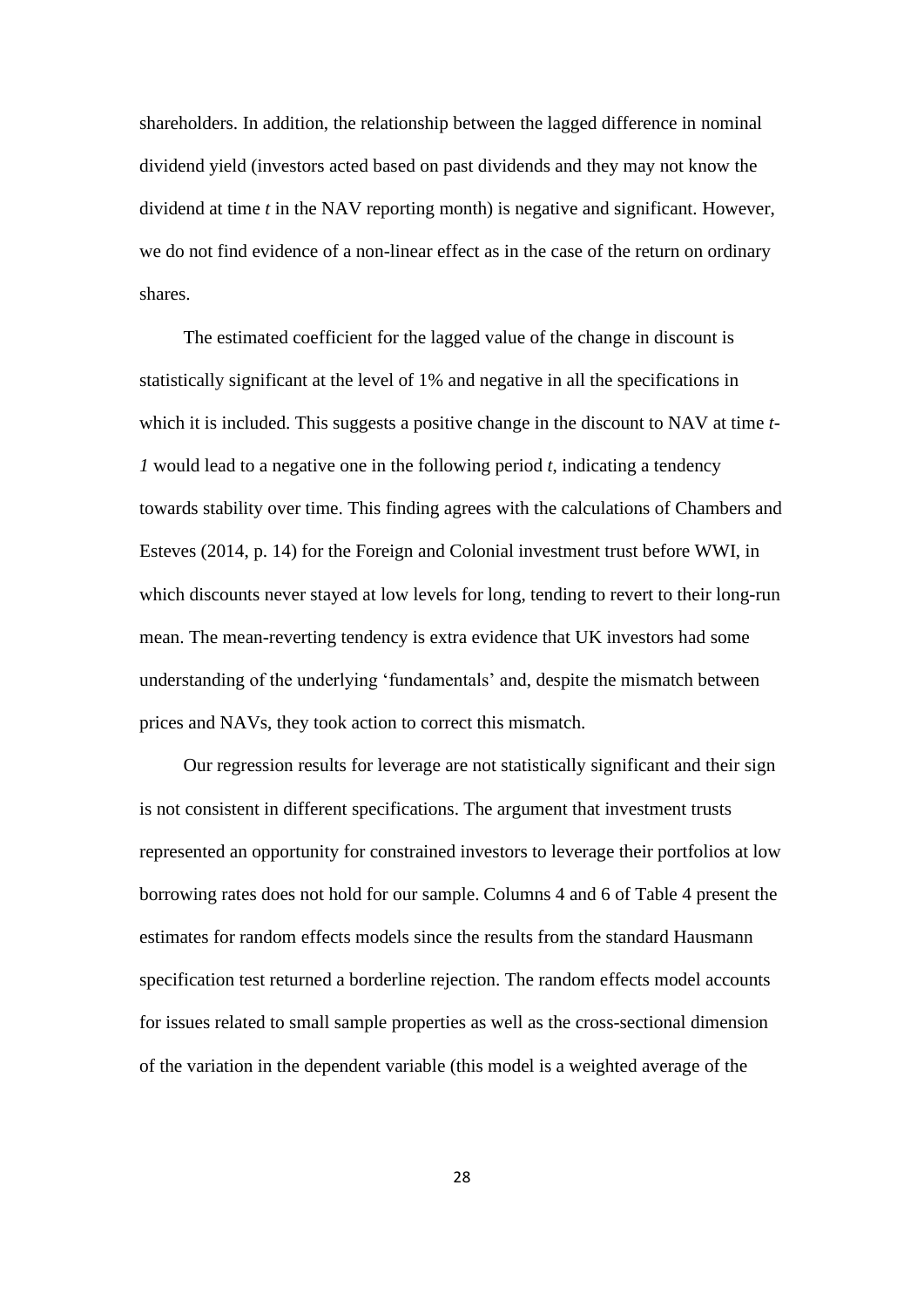shareholders. In addition, the relationship between the lagged difference in nominal dividend yield (investors acted based on past dividends and they may not know the dividend at time *t* in the NAV reporting month) is negative and significant. However, we do not find evidence of a non-linear effect as in the case of the return on ordinary shares.

The estimated coefficient for the lagged value of the change in discount is statistically significant at the level of 1% and negative in all the specifications in which it is included. This suggests a positive change in the discount to NAV at time *t-1* would lead to a negative one in the following period *t*, indicating a tendency towards stability over time. This finding agrees with the calculations of Chambers and Esteves (2014, p. 14) for the Foreign and Colonial investment trust before WWI, in which discounts never stayed at low levels for long, tending to revert to their long-run mean. The mean-reverting tendency is extra evidence that UK investors had some understanding of the underlying 'fundamentals' and, despite the mismatch between prices and NAVs, they took action to correct this mismatch.

Our regression results for leverage are not statistically significant and their sign is not consistent in different specifications. The argument that investment trusts represented an opportunity for constrained investors to leverage their portfolios at low borrowing rates does not hold for our sample. Columns 4 and 6 of Table 4 present the estimates for random effects models since the results from the standard Hausmann specification test returned a borderline rejection. The random effects model accounts for issues related to small sample properties as well as the cross-sectional dimension of the variation in the dependent variable (this model is a weighted average of the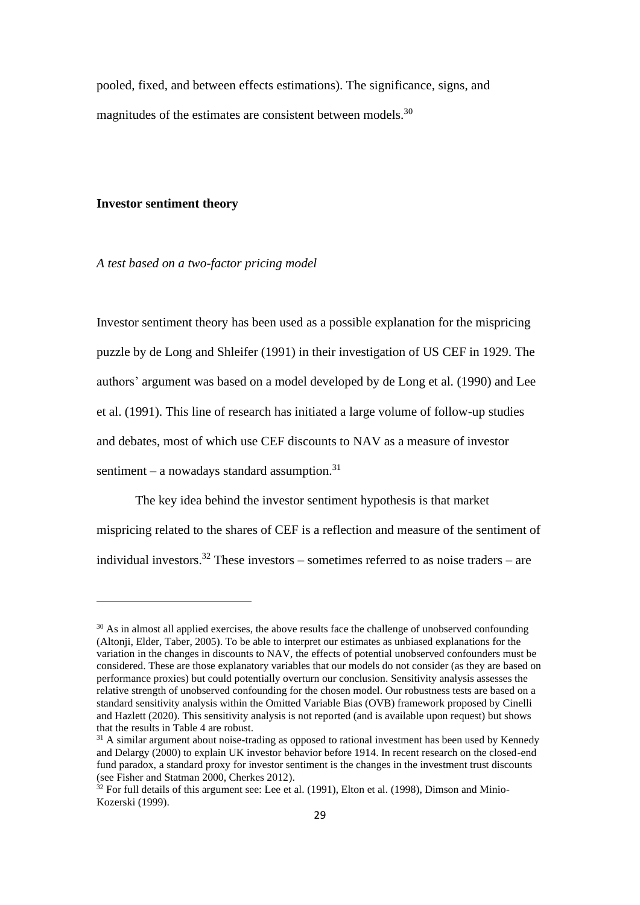pooled, fixed, and between effects estimations). The significance, signs, and magnitudes of the estimates are consistent between models.[30]

**Investor sentiment theory**

*A test based on a two-factor pricing model*

Investor sentiment theory has been used as a possible explanation for the mispricing puzzle by de Long and Shleifer (1991) in their investigation of US CEF in 1929. The authors' argument was based on a model developed by de Long et al. (1990) and Lee et al. (1991). This line of research has initiated a large volume of follow-up studies and debates, most of which use CEF discounts to NAV as a measure of investor sentiment – a nowadays standard assumption.[31]

The key idea behind the investor sentiment hypothesis is that market mispricing related to the shares of CEF is a reflection and measure of the sentiment of individual investors.[32] These investors – sometimes referred to as noise traders – are

[30] As in almost all applied exercises, the above results face the challenge of unobserved confounding (Altonji, Elder, Taber, 2005). To be able to interpret our estimates as unbiased explanations for the variation in the changes in discounts to NAV, the effects of potential unobserved confounders must be considered. These are those explanatory variables that our models do not consider (as they are based on performance proxies) but could potentially overturn our conclusion. Sensitivity analysis assesses the relative strength of unobserved confounding for the chosen model. Our robustness tests are based on a standard sensitivity analysis within the Omitted Variable Bias (OVB) framework proposed by Cinelli and Hazlett (2020). This sensitivity analysis is not reported (and is available upon request) but shows that the results in Table 4 are robust.

[31] A similar argument about noise-trading as opposed to rational investment has been used by Kennedy and Delargy (2000) to explain UK investor behavior before 1914. In recent research on the closed-end fund paradox, a standard proxy for investor sentiment is the changes in the investment trust discounts (see Fisher and Statman 2000, Cherkes 2012).

[32] For full details of this argument see: Lee et al. (1991), Elton et al. (1998), Dimson and Minio-Kozerski (1999).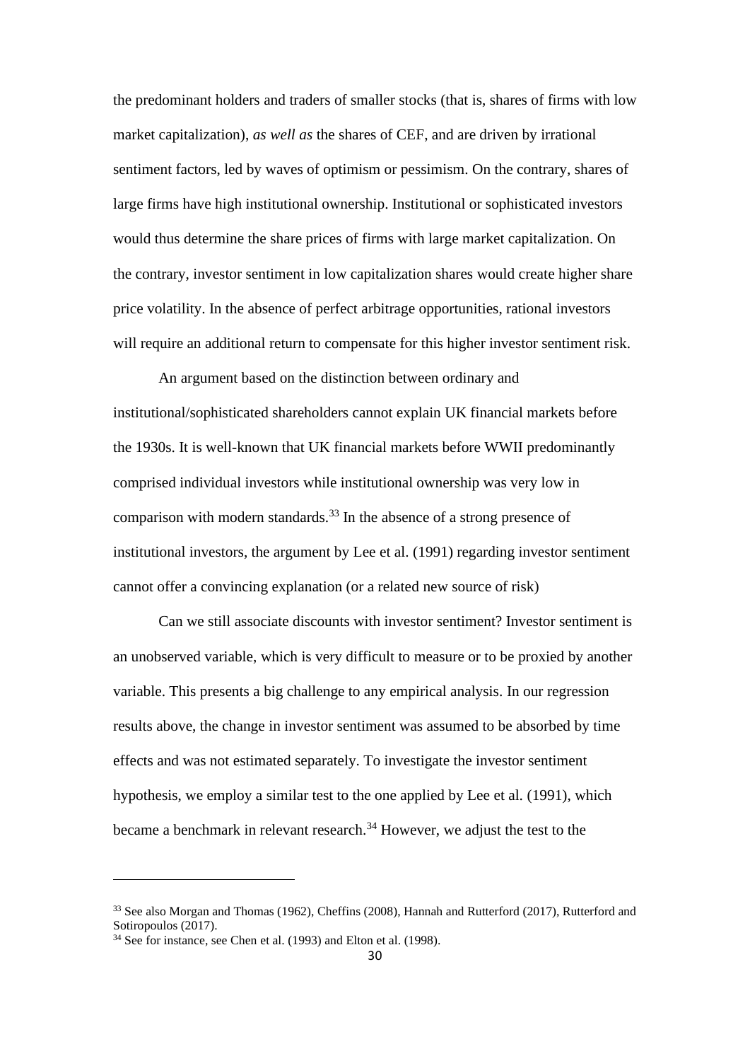the predominant holders and traders of smaller stocks (that is, shares of firms with low market capitalization), *as well as* the shares of CEF, and are driven by irrational sentiment factors, led by waves of optimism or pessimism. On the contrary, shares of large firms have high institutional ownership. Institutional or sophisticated investors would thus determine the share prices of firms with large market capitalization. On the contrary, investor sentiment in low capitalization shares would create higher share price volatility. In the absence of perfect arbitrage opportunities, rational investors will require an additional return to compensate for this higher investor sentiment risk.

An argument based on the distinction between ordinary and institutional/sophisticated shareholders cannot explain UK financial markets before the 1930s. It is well-known that UK financial markets before WWII predominantly comprised individual investors while institutional ownership was very low in comparison with modern standards.[33] In the absence of a strong presence of institutional investors, the argument by Lee et al. (1991) regarding investor sentiment cannot offer a convincing explanation (or a related new source of risk)

Can we still associate discounts with investor sentiment? Investor sentiment is an unobserved variable, which is very difficult to measure or to be proxied by another variable. This presents a big challenge to any empirical analysis. In our regression results above, the change in investor sentiment was assumed to be absorbed by time effects and was not estimated separately. To investigate the investor sentiment hypothesis, we employ a similar test to the one applied by Lee et al. (1991), which became a benchmark in relevant research.[34] However, we adjust the test to the

---

[33] See also Morgan and Thomas (1962), Cheffins (2008), Hannah and Rutterford (2017), Rutterford and Sotiropoulos (2017).

[34] See for instance, see Chen et al. (1993) and Elton et al. (1998).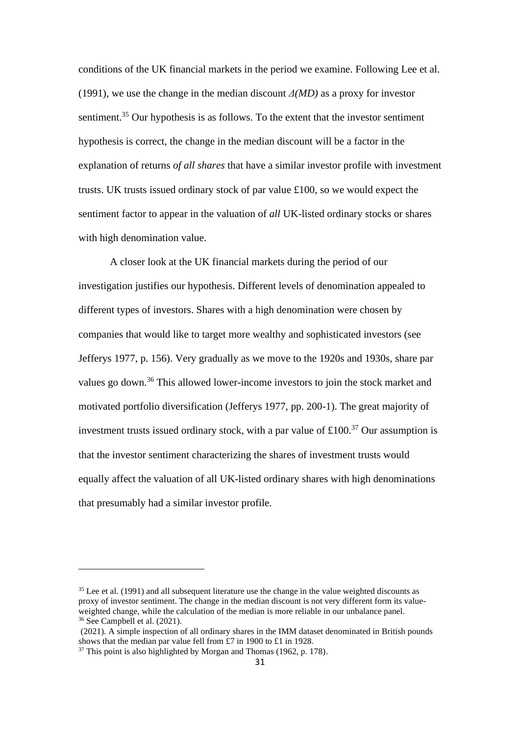conditions of the UK financial markets in the period we examine. Following Lee et al. (1991), we use the change in the median discount *Δ(MD)* as a proxy for investor sentiment.[35] Our hypothesis is as follows. To the extent that the investor sentiment hypothesis is correct, the change in the median discount will be a factor in the explanation of returns *of all shares* that have a similar investor profile with investment trusts. UK trusts issued ordinary stock of par value £100, so we would expect the sentiment factor to appear in the valuation of *all* UK-listed ordinary stocks or shares with high denomination value.

A closer look at the UK financial markets during the period of our investigation justifies our hypothesis. Different levels of denomination appealed to different types of investors. Shares with a high denomination were chosen by companies that would like to target more wealthy and sophisticated investors (see Jefferys 1977, p. 156). Very gradually as we move to the 1920s and 1930s, share par values go down.[36] This allowed lower-income investors to join the stock market and motivated portfolio diversification (Jefferys 1977, pp. 200-1). The great majority of investment trusts issued ordinary stock, with a par value of £100.[37] Our assumption is that the investor sentiment characterizing the shares of investment trusts would equally affect the valuation of all UK-listed ordinary shares with high denominations that presumably had a similar investor profile.

---

[35] Lee et al. (1991) and all subsequent literature use the change in the value weighted discounts as proxy of investor sentiment. The change in the median discount is not very different form its value-weighted change, while the calculation of the median is more reliable in our unbalance panel.

[36] See Campbell et al. (2021).

(2021). A simple inspection of all ordinary shares in the IMM dataset denominated in British pounds shows that the median par value fell from £7 in 1900 to £1 in 1928.

[37] This point is also highlighted by Morgan and Thomas (1962, p. 178).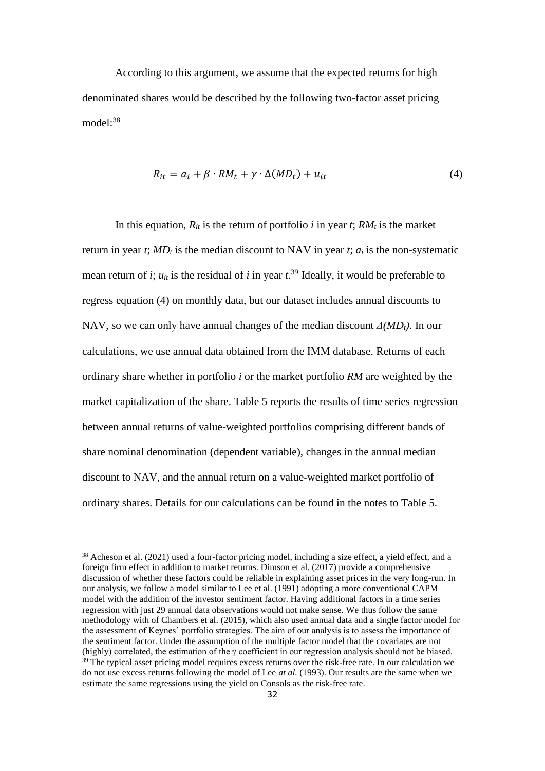According to this argument, we assume that the expected returns for high denominated shares would be described by the following two-factor asset pricing model:[38]

$$R_{it} = a_i + \beta \cdot RM_t + \gamma \cdot \Delta(MD_t) + u_{it} \tag{4}$$

In this equation, $R_{it}$ is the return of portfolio *i* in year *t*; $RM_t$ is the market return in year *t*; $MD_t$ is the median discount to NAV in year *t*; $a_i$ is the non-systematic mean return of *i*; $u_{it}$ is the residual of *i* in year *t*.[39] Ideally, it would be preferable to regress equation (4) on monthly data, but our dataset includes annual discounts to NAV, so we can only have annual changes of the median discount $\Delta(MD_t)$. In our calculations, we use annual data obtained from the IMM database. Returns of each ordinary share whether in portfolio *i* or the market portfolio *RM* are weighted by the market capitalization of the share. Table 5 reports the results of time series regression between annual returns of value-weighted portfolios comprising different bands of share nominal denomination (dependent variable), changes in the annual median discount to NAV, and the annual return on a value-weighted market portfolio of ordinary shares. Details for our calculations can be found in the notes to Table 5.

---

[38] Acheson et al. (2021) used a four-factor pricing model, including a size effect, a yield effect, and a foreign firm effect in addition to market returns. Dimson et al. (2017) provide a comprehensive discussion of whether these factors could be reliable in explaining asset prices in the very long-run. In our analysis, we follow a model similar to Lee et al. (1991) adopting a more conventional CAPM model with the addition of the investor sentiment factor. Having additional factors in a time series regression with just 29 annual data observations would not make sense. We thus follow the same methodology with of Chambers et al. (2015), which also used annual data and a single factor model for the assessment of Keynes' portfolio strategies. The aim of our analysis is to assess the importance of the sentiment factor. Under the assumption of the multiple factor model that the covariates are not (highly) correlated, the estimation of the γ coefficient in our regression analysis should not be biased.

[39] The typical asset pricing model requires excess returns over the risk-free rate. In our calculation we do not use excess returns following the model of Lee *at al.* (1993). Our results are the same when we estimate the same regressions using the yield on Consols as the risk-free rate.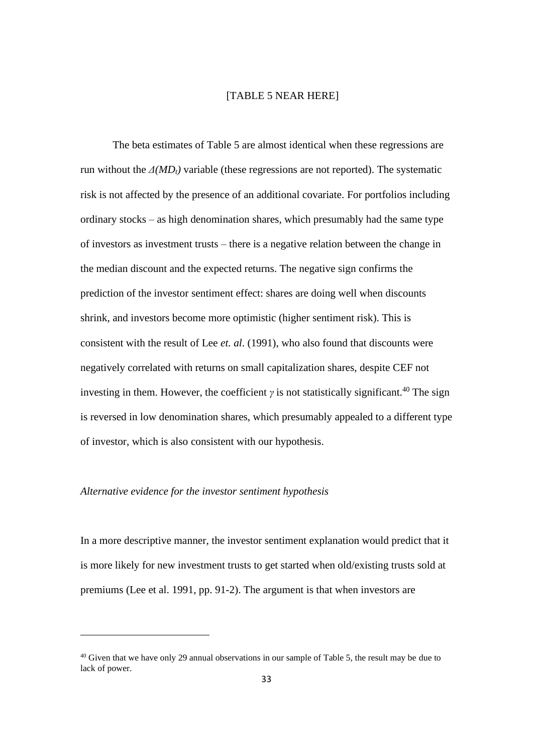[TABLE 5 NEAR HERE]

The beta estimates of Table 5 are almost identical when these regressions are run without the $\Delta(MD_t)$ variable (these regressions are not reported). The systematic risk is not affected by the presence of an additional covariate. For portfolios including ordinary stocks – as high denomination shares, which presumably had the same type of investors as investment trusts – there is a negative relation between the change in the median discount and the expected returns. The negative sign confirms the prediction of the investor sentiment effect: shares are doing well when discounts shrink, and investors become more optimistic (higher sentiment risk). This is consistent with the result of Lee *et. al*. (1991), who also found that discounts were negatively correlated with returns on small capitalization shares, despite CEF not investing in them. However, the coefficient $\gamma$ is not statistically significant.[40] The sign is reversed in low denomination shares, which presumably appealed to a different type of investor, which is also consistent with our hypothesis.

*Alternative evidence for the investor sentiment hypothesis*

In a more descriptive manner, the investor sentiment explanation would predict that it is more likely for new investment trusts to get started when old/existing trusts sold at premiums (Lee et al. 1991, pp. 91-2). The argument is that when investors are

[40] Given that we have only 29 annual observations in our sample of Table 5, the result may be due to lack of power.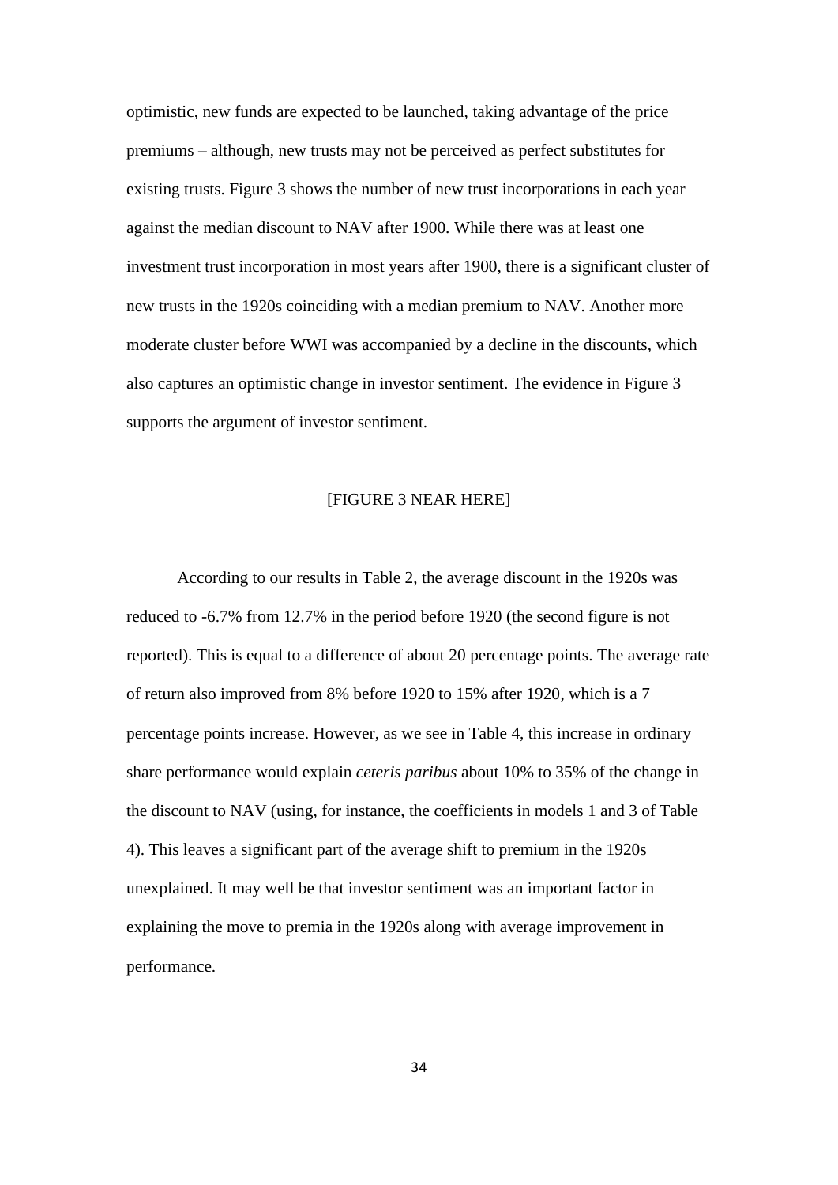optimistic, new funds are expected to be launched, taking advantage of the price premiums – although, new trusts may not be perceived as perfect substitutes for existing trusts. Figure 3 shows the number of new trust incorporations in each year against the median discount to NAV after 1900. While there was at least one investment trust incorporation in most years after 1900, there is a significant cluster of new trusts in the 1920s coinciding with a median premium to NAV. Another more moderate cluster before WWI was accompanied by a decline in the discounts, which also captures an optimistic change in investor sentiment. The evidence in Figure 3 supports the argument of investor sentiment.

[FIGURE 3 NEAR HERE]

According to our results in Table 2, the average discount in the 1920s was reduced to -6.7% from 12.7% in the period before 1920 (the second figure is not reported). This is equal to a difference of about 20 percentage points. The average rate of return also improved from 8% before 1920 to 15% after 1920, which is a 7 percentage points increase. However, as we see in Table 4, this increase in ordinary share performance would explain *ceteris paribus* about 10% to 35% of the change in the discount to NAV (using, for instance, the coefficients in models 1 and 3 of Table 4). This leaves a significant part of the average shift to premium in the 1920s unexplained. It may well be that investor sentiment was an important factor in explaining the move to premia in the 1920s along with average improvement in performance.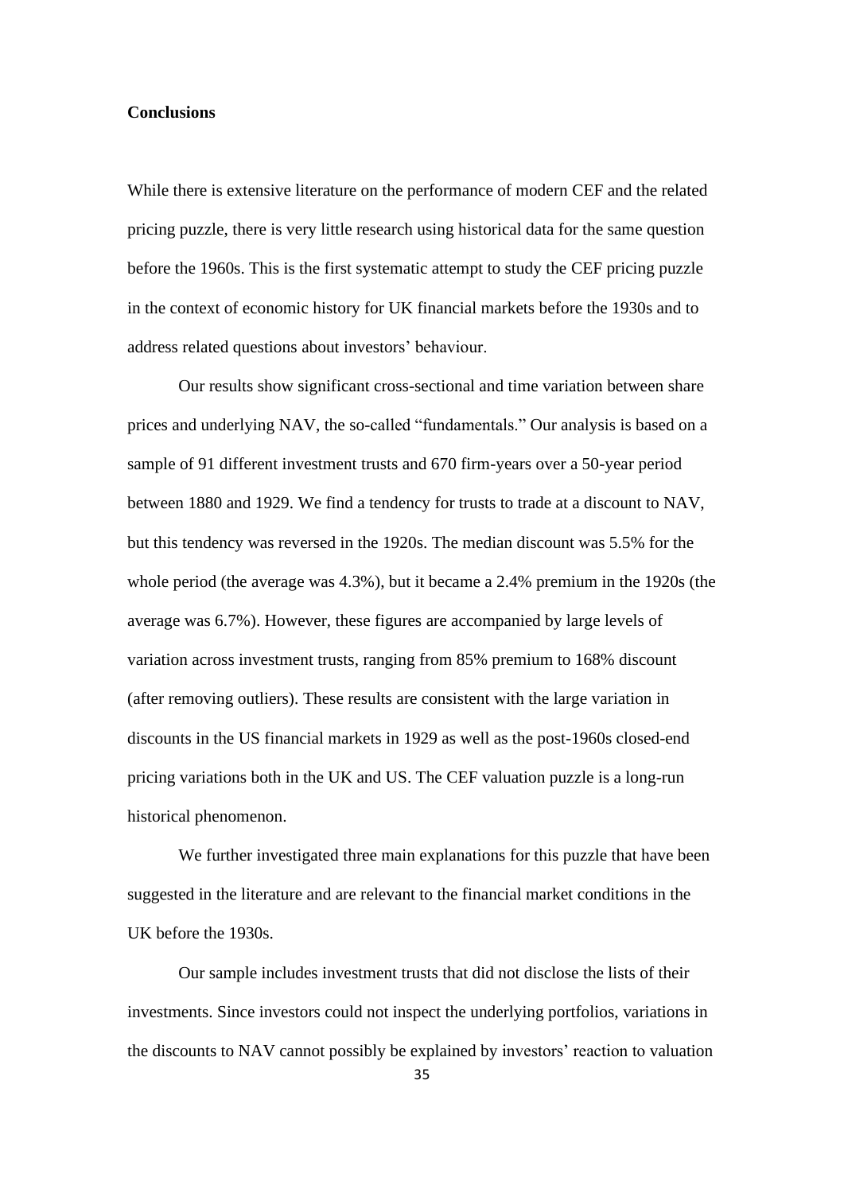**Conclusions**

While there is extensive literature on the performance of modern CEF and the related pricing puzzle, there is very little research using historical data for the same question before the 1960s. This is the first systematic attempt to study the CEF pricing puzzle in the context of economic history for UK financial markets before the 1930s and to address related questions about investors' behaviour.

Our results show significant cross-sectional and time variation between share prices and underlying NAV, the so-called "fundamentals." Our analysis is based on a sample of 91 different investment trusts and 670 firm-years over a 50-year period between 1880 and 1929. We find a tendency for trusts to trade at a discount to NAV, but this tendency was reversed in the 1920s. The median discount was 5.5% for the whole period (the average was 4.3%), but it became a 2.4% premium in the 1920s (the average was 6.7%). However, these figures are accompanied by large levels of variation across investment trusts, ranging from 85% premium to 168% discount (after removing outliers). These results are consistent with the large variation in discounts in the US financial markets in 1929 as well as the post-1960s closed-end pricing variations both in the UK and US. The CEF valuation puzzle is a long-run historical phenomenon.

We further investigated three main explanations for this puzzle that have been suggested in the literature and are relevant to the financial market conditions in the UK before the 1930s.

Our sample includes investment trusts that did not disclose the lists of their investments. Since investors could not inspect the underlying portfolios, variations in the discounts to NAV cannot possibly be explained by investors' reaction to valuation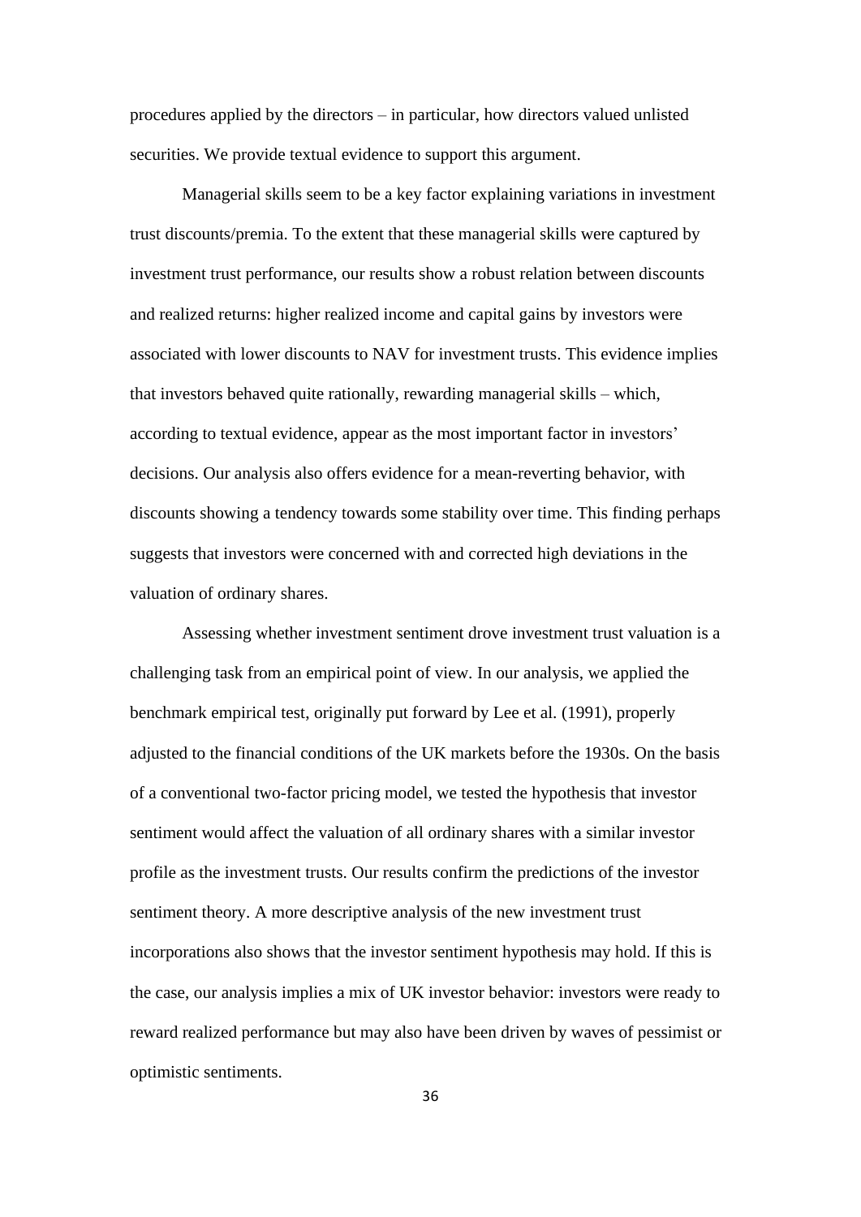procedures applied by the directors – in particular, how directors valued unlisted securities. We provide textual evidence to support this argument.

Managerial skills seem to be a key factor explaining variations in investment trust discounts/premia. To the extent that these managerial skills were captured by investment trust performance, our results show a robust relation between discounts and realized returns: higher realized income and capital gains by investors were associated with lower discounts to NAV for investment trusts. This evidence implies that investors behaved quite rationally, rewarding managerial skills – which, according to textual evidence, appear as the most important factor in investors' decisions. Our analysis also offers evidence for a mean-reverting behavior, with discounts showing a tendency towards some stability over time. This finding perhaps suggests that investors were concerned with and corrected high deviations in the valuation of ordinary shares.

Assessing whether investment sentiment drove investment trust valuation is a challenging task from an empirical point of view. In our analysis, we applied the benchmark empirical test, originally put forward by Lee et al. (1991), properly adjusted to the financial conditions of the UK markets before the 1930s. On the basis of a conventional two-factor pricing model, we tested the hypothesis that investor sentiment would affect the valuation of all ordinary shares with a similar investor profile as the investment trusts. Our results confirm the predictions of the investor sentiment theory. A more descriptive analysis of the new investment trust incorporations also shows that the investor sentiment hypothesis may hold. If this is the case, our analysis implies a mix of UK investor behavior: investors were ready to reward realized performance but may also have been driven by waves of pessimist or optimistic sentiments.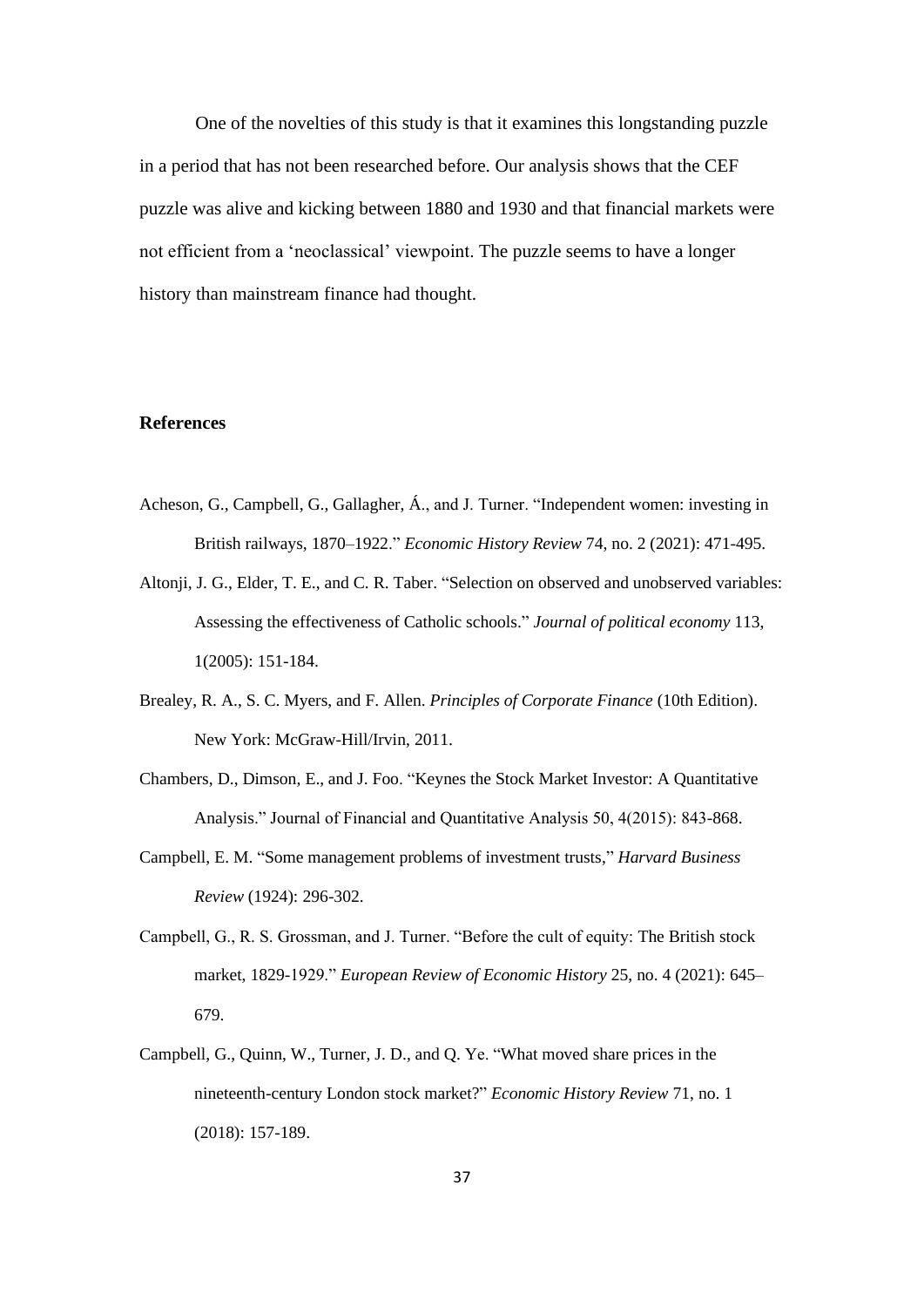One of the novelties of this study is that it examines this longstanding puzzle in a period that has not been researched before. Our analysis shows that the CEF puzzle was alive and kicking between 1880 and 1930 and that financial markets were not efficient from a 'neoclassical' viewpoint. The puzzle seems to have a longer history than mainstream finance had thought.

### References

Acheson, G., Campbell, G., Gallagher, Á., and J. Turner. "Independent women: investing in British railways, 1870–1922." *Economic History Review* 74, no. 2 (2021): 471-495.

Altonji, J. G., Elder, T. E., and C. R. Taber. "Selection on observed and unobserved variables: Assessing the effectiveness of Catholic schools." *Journal of political economy* 113, 1(2005): 151-184.

Brealey, R. A., S. C. Myers, and F. Allen. *Principles of Corporate Finance* (10th Edition). New York: McGraw-Hill/Irvin, 2011.

Chambers, D., Dimson, E., and J. Foo. "Keynes the Stock Market Investor: A Quantitative Analysis." Journal of Financial and Quantitative Analysis 50, 4(2015): 843-868.

Campbell, E. M. "Some management problems of investment trusts," *Harvard Business Review* (1924): 296-302.

Campbell, G., R. S. Grossman, and J. Turner. "Before the cult of equity: The British stock market, 1829-1929." *European Review of Economic History* 25, no. 4 (2021): 645–679.

Campbell, G., Quinn, W., Turner, J. D., and Q. Ye. "What moved share prices in the nineteenth-century London stock market?" *Economic History Review* 71, no. 1 (2018): 157-189.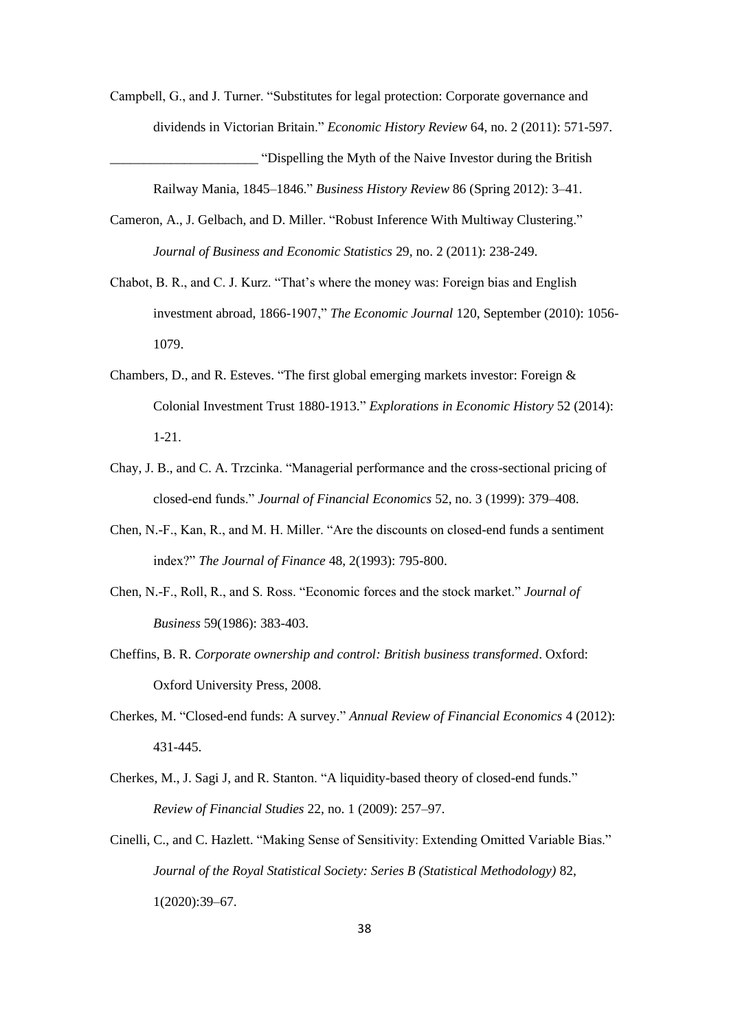Campbell, G., and J. Turner. "Substitutes for legal protection: Corporate governance and dividends in Victorian Britain." *Economic History Review* 64, no. 2 (2011): 571-597.

______________________ "Dispelling the Myth of the Naive Investor during the British Railway Mania, 1845–1846." *Business History Review* 86 (Spring 2012): 3–41.

Cameron, A., J. Gelbach, and D. Miller. "Robust Inference With Multiway Clustering." *Journal of Business and Economic Statistics* 29, no. 2 (2011): 238-249.

Chabot, B. R., and C. J. Kurz. "That's where the money was: Foreign bias and English investment abroad, 1866-1907," *The Economic Journal* 120, September (2010): 1056-1079.

Chambers, D., and R. Esteves. "The first global emerging markets investor: Foreign & Colonial Investment Trust 1880-1913." *Explorations in Economic History* 52 (2014): 1-21.

Chay, J. B., and C. A. Trzcinka. "Managerial performance and the cross-sectional pricing of closed-end funds." *Journal of Financial Economics* 52, no. 3 (1999): 379–408.

Chen, N.-F., Kan, R., and M. H. Miller. "Are the discounts on closed-end funds a sentiment index?" *The Journal of Finance* 48, 2(1993): 795-800.

Chen, N.-F., Roll, R., and S. Ross. "Economic forces and the stock market." *Journal of Business* 59(1986): 383-403.

Cheffins, B. R. *Corporate ownership and control: British business transformed*. Oxford: Oxford University Press, 2008.

Cherkes, M. "Closed-end funds: A survey." *Annual Review of Financial Economics* 4 (2012): 431-445.

Cherkes, M., J. Sagi J, and R. Stanton. "A liquidity-based theory of closed-end funds." *Review of Financial Studies* 22, no. 1 (2009): 257–97.

Cinelli, C., and C. Hazlett. "Making Sense of Sensitivity: Extending Omitted Variable Bias." *Journal of the Royal Statistical Society: Series B (Statistical Methodology)* 82, 1(2020):39–67.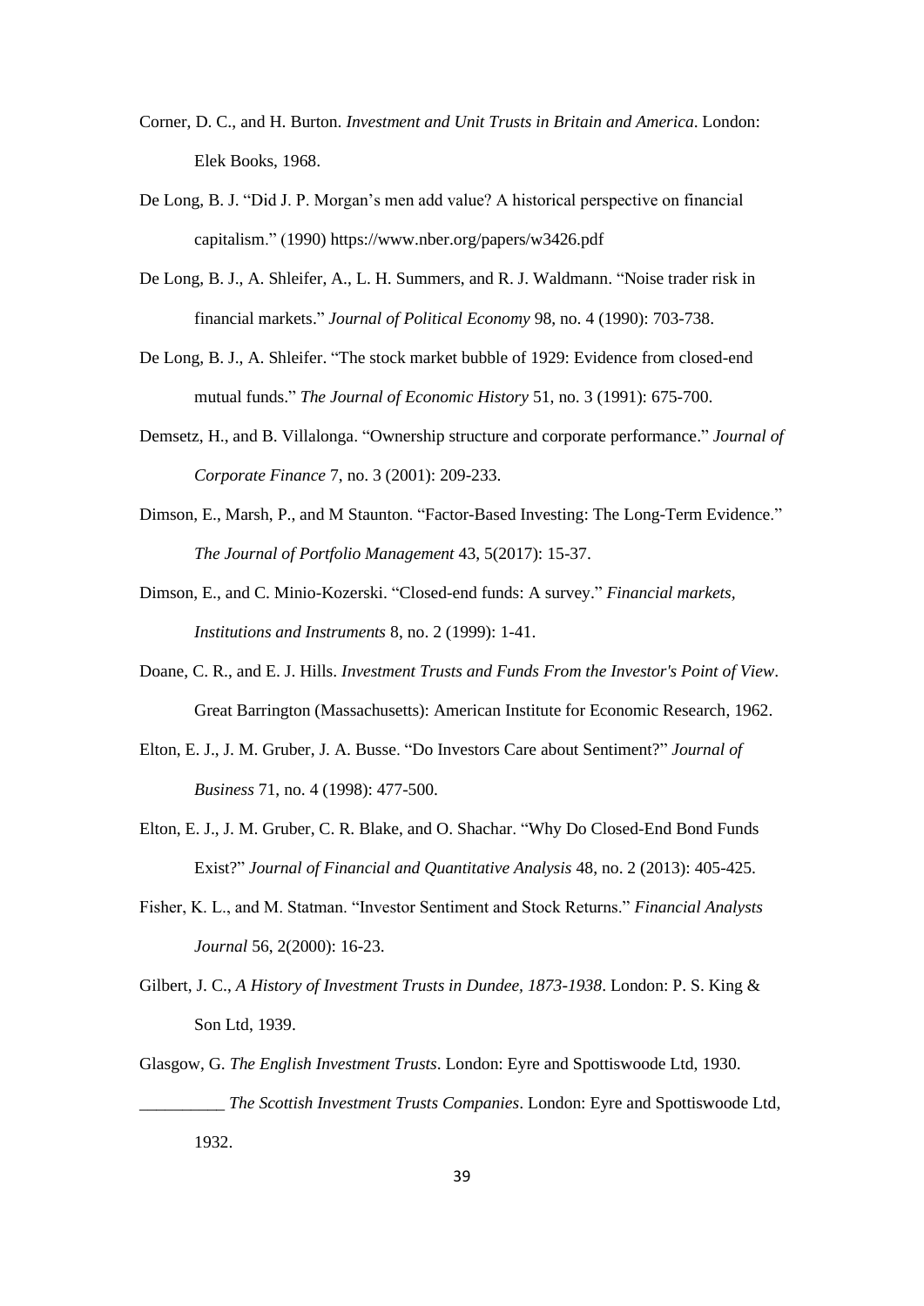Corner, D. C., and H. Burton. *Investment and Unit Trusts in Britain and America*. London: Elek Books, 1968.

De Long, B. J. "Did J. P. Morgan's men add value? A historical perspective on financial capitalism." (1990) https://www.nber.org/papers/w3426.pdf

De Long, B. J., A. Shleifer, A., L. H. Summers, and R. J. Waldmann. "Noise trader risk in financial markets." *Journal of Political Economy* 98, no. 4 (1990): 703-738.

De Long, B. J., A. Shleifer. "The stock market bubble of 1929: Evidence from closed-end mutual funds." *The Journal of Economic History* 51, no. 3 (1991): 675-700.

Demsetz, H., and B. Villalonga. "Ownership structure and corporate performance." *Journal of Corporate Finance* 7, no. 3 (2001): 209-233.

Dimson, E., Marsh, P., and M Staunton. "Factor-Based Investing: The Long-Term Evidence." *The Journal of Portfolio Management* 43, 5(2017): 15-37.

Dimson, E., and C. Minio-Kozerski. "Closed-end funds: A survey." *Financial markets, Institutions and Instruments* 8, no. 2 (1999): 1-41.

Doane, C. R., and E. J. Hills. *Investment Trusts and Funds From the Investor's Point of View*. Great Barrington (Massachusetts): American Institute for Economic Research, 1962.

Elton, E. J., J. M. Gruber, J. A. Busse. "Do Investors Care about Sentiment?" *Journal of Business* 71, no. 4 (1998): 477-500.

Elton, E. J., J. M. Gruber, C. R. Blake, and O. Shachar. "Why Do Closed-End Bond Funds Exist?" *Journal of Financial and Quantitative Analysis* 48, no. 2 (2013): 405-425.

Fisher, K. L., and M. Statman. "Investor Sentiment and Stock Returns." *Financial Analysts Journal* 56, 2(2000): 16-23.

Gilbert, J. C., *A History of Investment Trusts in Dundee, 1873-1938*. London: P. S. King & Son Ltd, 1939.

Glasgow, G. *The English Investment Trusts*. London: Eyre and Spottiswoode Ltd, 1930.

__________ *The Scottish Investment Trusts Companies*. London: Eyre and Spottiswoode Ltd, 1932.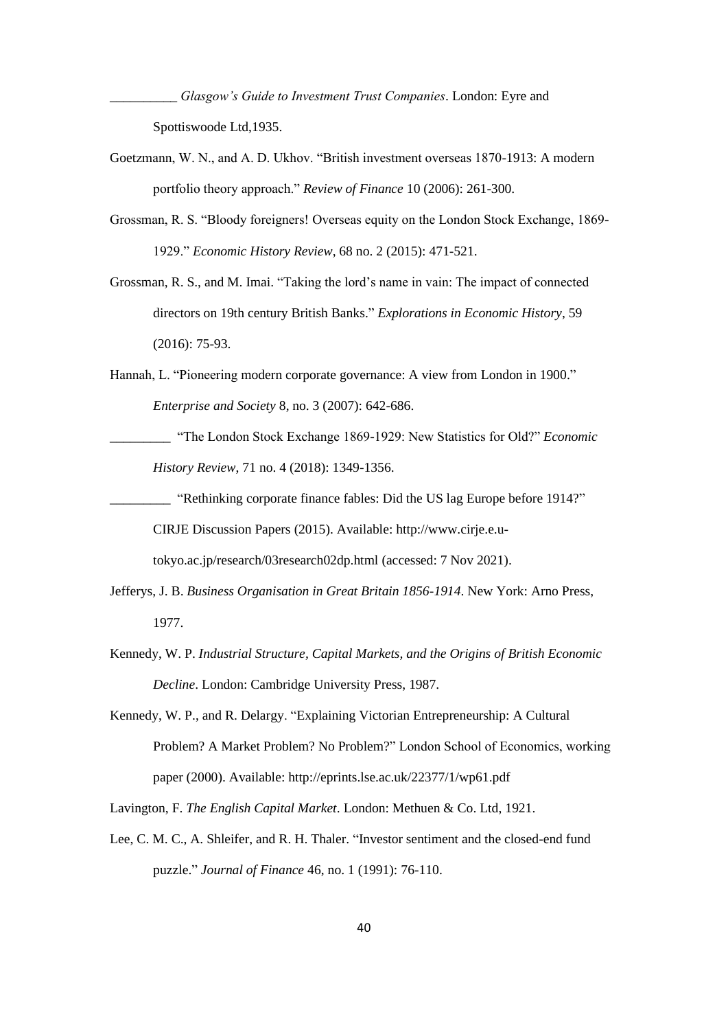__________ *Glasgow's Guide to Investment Trust Companies*. London: Eyre and Spottiswoode Ltd,1935.

Goetzmann, W. N., and A. D. Ukhov. "British investment overseas 1870-1913: A modern portfolio theory approach." *Review of Finance* 10 (2006): 261-300.

Grossman, R. S. "Bloody foreigners! Overseas equity on the London Stock Exchange, 1869-1929." *Economic History Review*, 68 no. 2 (2015): 471-521.

Grossman, R. S., and M. Imai. "Taking the lord's name in vain: The impact of connected directors on 19th century British Banks." *Explorations in Economic History*, 59 (2016): 75-93.

Hannah, L. "Pioneering modern corporate governance: A view from London in 1900." *Enterprise and Society* 8, no. 3 (2007): 642-686.

_________ "The London Stock Exchange 1869-1929: New Statistics for Old?" *Economic History Review*, 71 no. 4 (2018): 1349-1356.

_________ "Rethinking corporate finance fables: Did the US lag Europe before 1914?" CIRJE Discussion Papers (2015). Available: http://www.cirje.e.u-tokyo.ac.jp/research/03research02dp.html (accessed: 7 Nov 2021).

Jefferys, J. B. *Business Organisation in Great Britain 1856-1914*. New York: Arno Press, 1977.

Kennedy, W. P. *Industrial Structure, Capital Markets, and the Origins of British Economic Decline*. London: Cambridge University Press, 1987.

Kennedy, W. P., and R. Delargy. "Explaining Victorian Entrepreneurship: A Cultural Problem? A Market Problem? No Problem?" London School of Economics, working paper (2000). Available: http://eprints.lse.ac.uk/22377/1/wp61.pdf

Lavington, F. *The English Capital Market*. London: Methuen & Co. Ltd, 1921.

Lee, C. M. C., A. Shleifer, and R. H. Thaler. "Investor sentiment and the closed-end fund puzzle." *Journal of Finance* 46, no. 1 (1991): 76-110.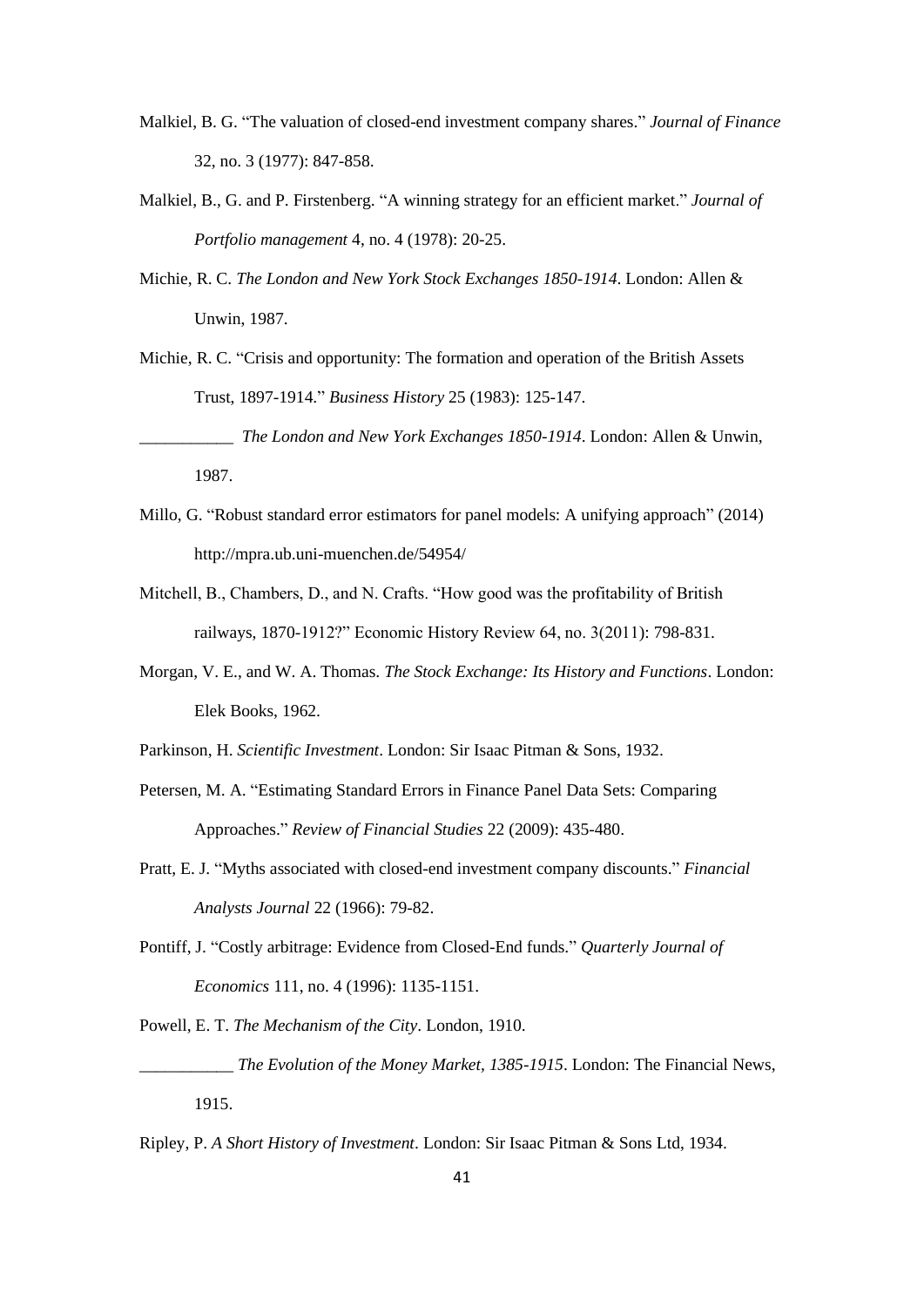Malkiel, B. G. "The valuation of closed-end investment company shares." *Journal of Finance* 32, no. 3 (1977): 847-858.

Malkiel, B., G. and P. Firstenberg. "A winning strategy for an efficient market." *Journal of Portfolio management* 4, no. 4 (1978): 20-25.

Michie, R. C. *The London and New York Stock Exchanges 1850-1914*. London: Allen & Unwin, 1987.

Michie, R. C. "Crisis and opportunity: The formation and operation of the British Assets Trust, 1897-1914." *Business History* 25 (1983): 125-147.

___________ *The London and New York Exchanges 1850-1914*. London: Allen & Unwin, 1987.

Millo, G. "Robust standard error estimators for panel models: A unifying approach" (2014) http://mpra.ub.uni-muenchen.de/54954/

Mitchell, B., Chambers, D., and N. Crafts. "How good was the profitability of British railways, 1870-1912?" Economic History Review 64, no. 3(2011): 798-831.

Morgan, V. E., and W. A. Thomas. *The Stock Exchange: Its History and Functions*. London: Elek Books, 1962.

Parkinson, H. *Scientific Investment*. London: Sir Isaac Pitman & Sons, 1932.

Petersen, M. A. "Estimating Standard Errors in Finance Panel Data Sets: Comparing Approaches." *Review of Financial Studies* 22 (2009): 435-480.

Pratt, E. J. "Myths associated with closed-end investment company discounts." *Financial Analysts Journal* 22 (1966): 79-82.

Pontiff, J. "Costly arbitrage: Evidence from Closed-End funds." *Quarterly Journal of Economics* 111, no. 4 (1996): 1135-1151.

Powell, E. T. *The Mechanism of the City*. London, 1910.

___________ *The Evolution of the Money Market, 1385-1915*. London: The Financial News, 1915.

Ripley, P. *A Short History of Investment*. London: Sir Isaac Pitman & Sons Ltd, 1934.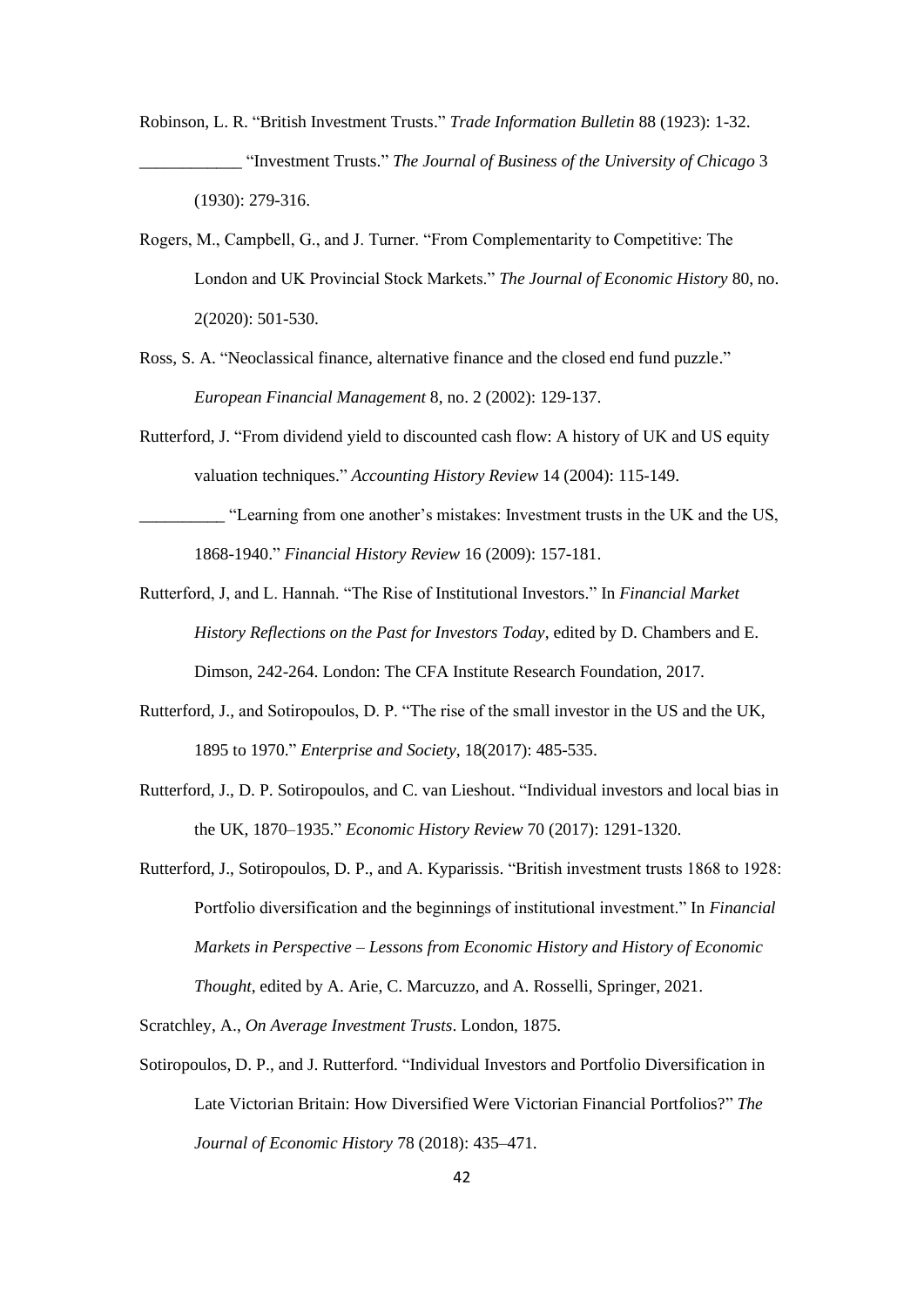Robinson, L. R. "British Investment Trusts." *Trade Information Bulletin* 88 (1923): 1-32.

____________ "Investment Trusts." *The Journal of Business of the University of Chicago* 3 (1930): 279-316.

Rogers, M., Campbell, G., and J. Turner. "From Complementarity to Competitive: The London and UK Provincial Stock Markets." *The Journal of Economic History* 80, no. 2(2020): 501-530.

Ross, S. A. "Neoclassical finance, alternative finance and the closed end fund puzzle." *European Financial Management* 8, no. 2 (2002): 129-137.

Rutterford, J. "From dividend yield to discounted cash flow: A history of UK and US equity valuation techniques." *Accounting History Review* 14 (2004): 115-149.

__________ "Learning from one another's mistakes: Investment trusts in the UK and the US, 1868-1940." *Financial History Review* 16 (2009): 157-181.

Rutterford, J, and L. Hannah. "The Rise of Institutional Investors." In *Financial Market History Reflections on the Past for Investors Today*, edited by D. Chambers and E. Dimson, 242-264. London: The CFA Institute Research Foundation, 2017.

Rutterford, J., and Sotiropoulos, D. P. "The rise of the small investor in the US and the UK, 1895 to 1970." *Enterprise and Society*, 18(2017): 485-535.

Rutterford, J., D. P. Sotiropoulos, and C. van Lieshout. "Individual investors and local bias in the UK, 1870–1935." *Economic History Review* 70 (2017): 1291-1320.

Rutterford, J., Sotiropoulos, D. P., and A. Kyparissis. "British investment trusts 1868 to 1928: Portfolio diversification and the beginnings of institutional investment." In *Financial Markets in Perspective – Lessons from Economic History and History of Economic Thought*, edited by A. Arie, C. Marcuzzo, and A. Rosselli, Springer, 2021.

Scratchley, A., *On Average Investment Trusts*. London, 1875.

Sotiropoulos, D. P., and J. Rutterford. "Individual Investors and Portfolio Diversification in Late Victorian Britain: How Diversified Were Victorian Financial Portfolios?" *The Journal of Economic History* 78 (2018): 435–471.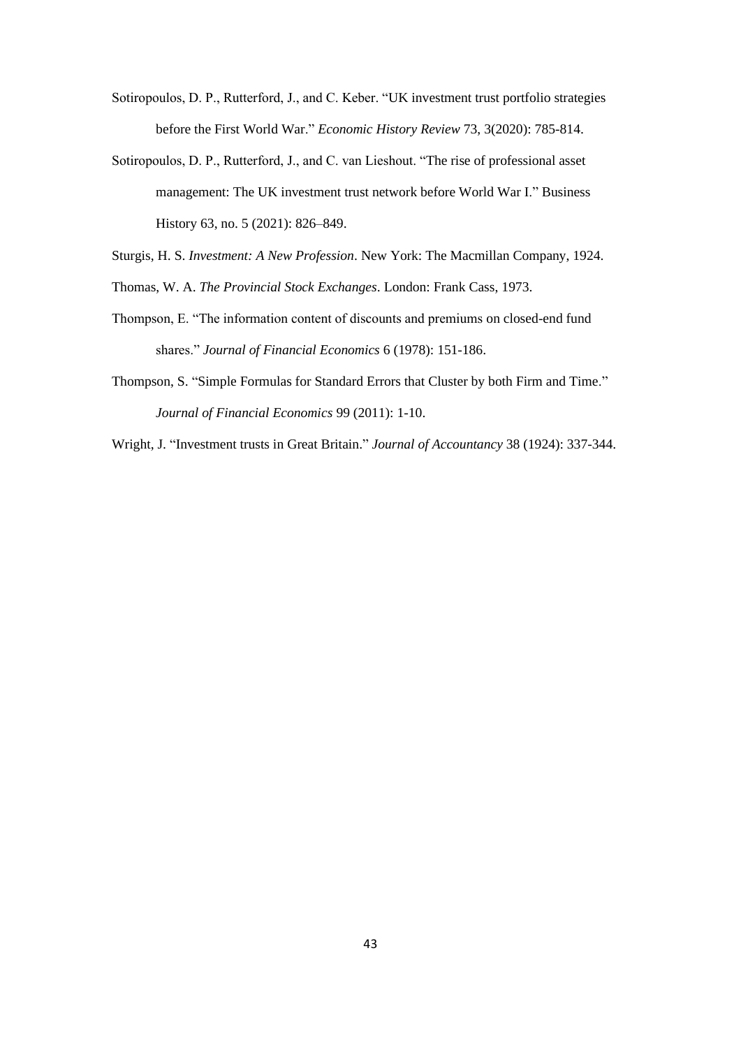Sotiropoulos, D. P., Rutterford, J., and C. Keber. "UK investment trust portfolio strategies before the First World War." *Economic History Review* 73, 3(2020): 785-814.

Sotiropoulos, D. P., Rutterford, J., and C. van Lieshout. "The rise of professional asset management: The UK investment trust network before World War I." Business History 63, no. 5 (2021): 826–849.

Sturgis, H. S. *Investment: A New Profession*. New York: The Macmillan Company, 1924.

Thomas, W. A. *The Provincial Stock Exchanges*. London: Frank Cass, 1973.

Thompson, E. "The information content of discounts and premiums on closed-end fund shares." *Journal of Financial Economics* 6 (1978): 151-186.

Thompson, S. "Simple Formulas for Standard Errors that Cluster by both Firm and Time." *Journal of Financial Economics* 99 (2011): 1-10.

Wright, J. "Investment trusts in Great Britain." *Journal of Accountancy* 38 (1924): 337-344.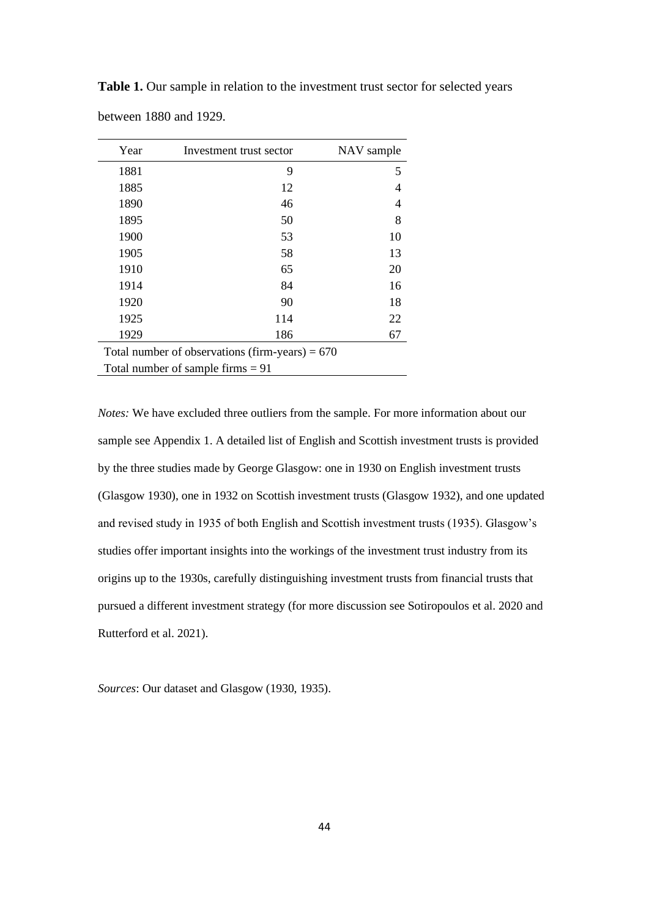**Table 1.** Our sample in relation to the investment trust sector for selected years between 1880 and 1929.

| Year | Investment trust sector | NAV sample |
|---|---|---|
| 1881 | 9 | 5 |
| 1885 | 12 | 4 |
| 1890 | 46 | 4 |
| 1895 | 50 | 8 |
| 1900 | 53 | 10 |
| 1905 | 58 | 13 |
| 1910 | 65 | 20 |
| 1914 | 84 | 16 |
| 1920 | 90 | 18 |
| 1925 | 114 | 22 |
| 1929 | 186 | 67 |
| Total number of observations (firm-years) = 670 | | |
| Total number of sample firms = 91 | | |

*Notes:* We have excluded three outliers from the sample. For more information about our sample see Appendix 1. A detailed list of English and Scottish investment trusts is provided by the three studies made by George Glasgow: one in 1930 on English investment trusts (Glasgow 1930), one in 1932 on Scottish investment trusts (Glasgow 1932), and one updated and revised study in 1935 of both English and Scottish investment trusts (1935). Glasgow's studies offer important insights into the workings of the investment trust industry from its origins up to the 1930s, carefully distinguishing investment trusts from financial trusts that pursued a different investment strategy (for more discussion see Sotiropoulos et al. 2020 and Rutterford et al. 2021).

*Sources*: Our dataset and Glasgow (1930, 1935).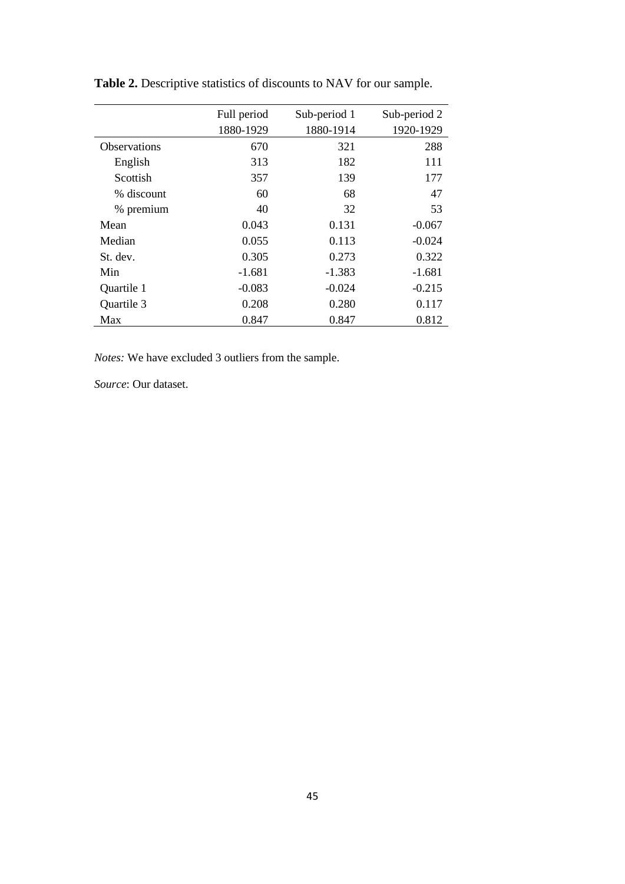**Table 2.** Descriptive statistics of discounts to NAV for our sample.

| | Full period 1880-1929 | Sub-period 1 1880-1914 | Sub-period 2 1920-1929 |
|---|---|---|---|
| Observations | 670 | 321 | 288 |
| English | 313 | 182 | 111 |
| Scottish | 357 | 139 | 177 |
| % discount | 60 | 68 | 47 |
| % premium | 40 | 32 | 53 |
| Mean | 0.043 | 0.131 | -0.067 |
| Median | 0.055 | 0.113 | -0.024 |
| St. dev. | 0.305 | 0.273 | 0.322 |
| Min | -1.681 | -1.383 | -1.681 |
| Quartile 1 | -0.083 | -0.024 | -0.215 |
| Quartile 3 | 0.208 | 0.280 | 0.117 |
| Max | 0.847 | 0.847 | 0.812 |

*Notes:* We have excluded 3 outliers from the sample.

*Source*: Our dataset.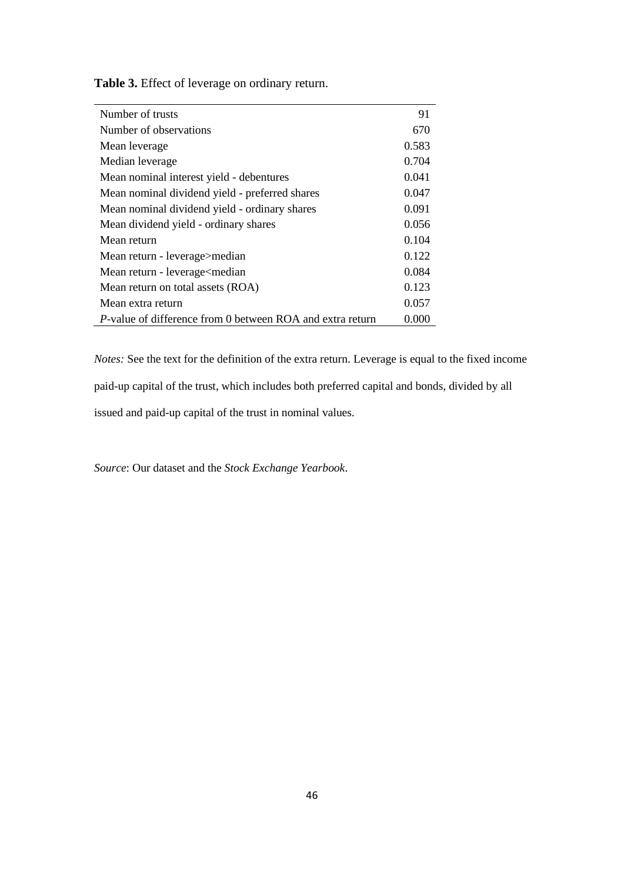**Table 3.** Effect of leverage on ordinary return.

| | |
|---|---|
| Number of trusts | 91 |
| Number of observations | 670 |
| Mean leverage | 0.583 |
| Median leverage | 0.704 |
| Mean nominal interest yield - debentures | 0.041 |
| Mean nominal dividend yield - preferred shares | 0.047 |
| Mean nominal dividend yield - ordinary shares | 0.091 |
| Mean dividend yield - ordinary shares | 0.056 |
| Mean return | 0.104 |
| Mean return - leverage>median | 0.122 |
| Mean return - leverage<median | 0.084 |
| Mean return on total assets (ROA) | 0.123 |
| Mean extra return | 0.057 |
| *P*-value of difference from 0 between ROA and extra return | 0.000 |

*Notes:* See the text for the definition of the extra return. Leverage is equal to the fixed income paid-up capital of the trust, which includes both preferred capital and bonds, divided by all issued and paid-up capital of the trust in nominal values.

*Source*: Our dataset and the *Stock Exchange Yearbook*.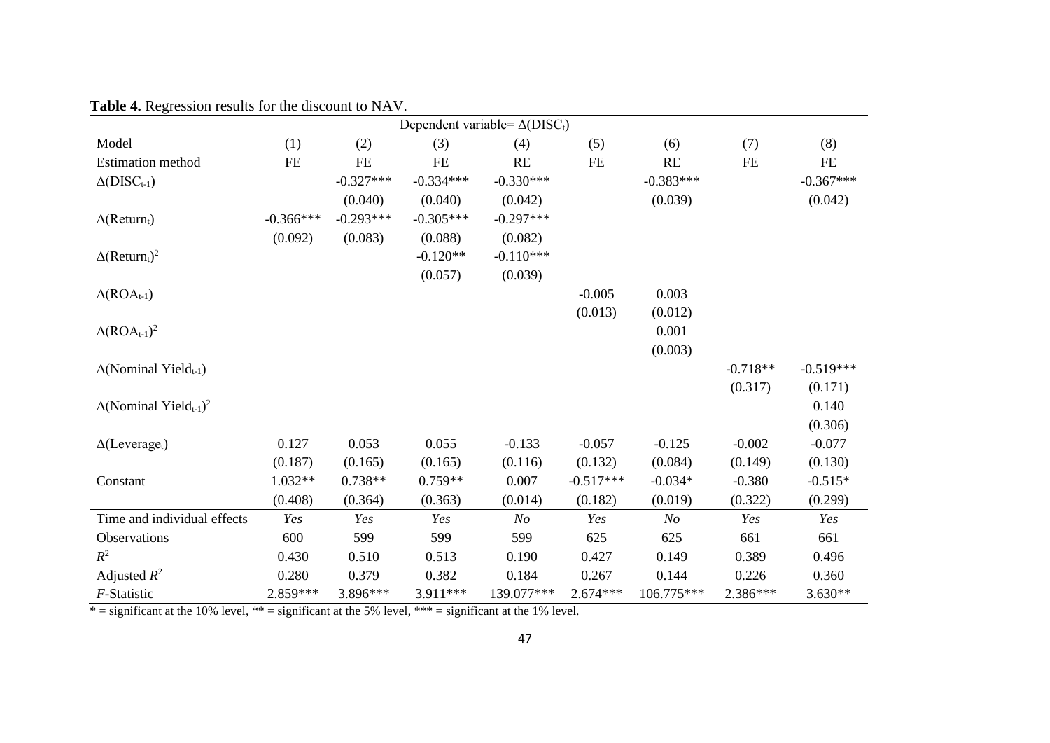**Table 4.** Regression results for the discount to NAV.

| | Dependent variable= $\Delta(DISC_t)$ | | | | | | | |
|---|---|---|---|---|---|---|---|---|
| Model | (1) | (2) | (3) | (4) | (5) | (6) | (7) | (8) |
| Estimation method | FE | FE | FE | RE | FE | RE | FE | FE |
| $\Delta(DISC_{t-1})$ | | -0.327*** | -0.334*** | -0.330*** | | -0.383*** | | -0.367*** |
| | | (0.040) | (0.040) | (0.042) | | (0.039) | | (0.042) |
| $\Delta(Return_t)$ | -0.366*** | -0.293*** | -0.305*** | -0.297*** | | | | |
| | (0.092) | (0.083) | (0.088) | (0.082) | | | | |
| $\Delta(Return_t)^2$ | | | -0.120** | -0.110*** | | | | |
| | | | (0.057) | (0.039) | | | | |
| $\Delta(ROA_{t-1})$ | | | | | -0.005 | 0.003 | | |
| | | | | | (0.013) | (0.012) | | |
| $\Delta(ROA_{t-1})^2$ | | | | | | 0.001 | | |
| | | | | | | (0.003) | | |
| $\Delta(\text{Nominal Yield}_{t-1})$ | | | | | | | -0.718** | -0.519*** |
| | | | | | | | (0.317) | (0.171) |
| $\Delta(\text{Nominal Yield}_{t-1})^2$ | | | | | | | | 0.140 |
| | | | | | | | | (0.306) |
| $\Delta(Leverage_t)$ | 0.127 | 0.053 | 0.055 | -0.133 | -0.057 | -0.125 | -0.002 | -0.077 |
| | (0.187) | (0.165) | (0.165) | (0.116) | (0.132) | (0.084) | (0.149) | (0.130) |
| Constant | 1.032** | 0.738** | 0.759** | 0.007 | -0.517*** | -0.034* | -0.380 | -0.515* |
| | (0.408) | (0.364) | (0.363) | (0.014) | (0.182) | (0.019) | (0.322) | (0.299) |
| Time and individual effects | *Yes* | *Yes* | *Yes* | *No* | *Yes* | *No* | *Yes* | *Yes* |
| Observations | 600 | 599 | 599 | 599 | 625 | 625 | 661 | 661 |
| $R^2$ | 0.430 | 0.510 | 0.513 | 0.190 | 0.427 | 0.149 | 0.389 | 0.496 |
| Adjusted $R^2$ | 0.280 | 0.379 | 0.382 | 0.184 | 0.267 | 0.144 | 0.226 | 0.360 |
| *F*-Statistic | 2.859*** | 3.896*** | 3.911*** | 139.077*** | 2.674*** | 106.775*** | 2.386*** | 3.630** |

* = significant at the 10% level, ** = significant at the 5% level, *** = significant at the 1% level.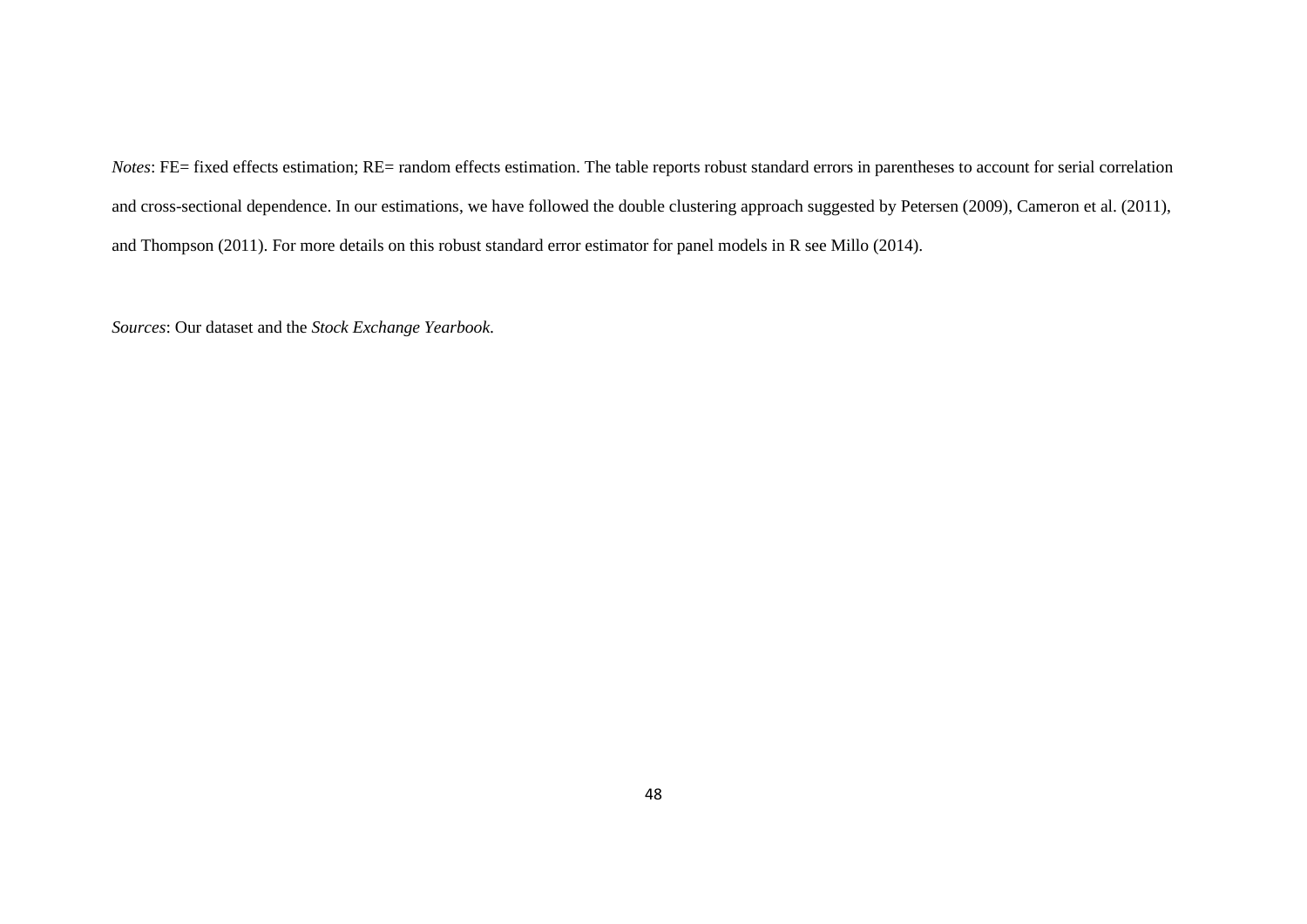*Notes*: FE= fixed effects estimation; RE= random effects estimation. The table reports robust standard errors in parentheses to account for serial correlation and cross-sectional dependence. In our estimations, we have followed the double clustering approach suggested by Petersen (2009), Cameron et al. (2011), and Thompson (2011). For more details on this robust standard error estimator for panel models in R see Millo (2014).

*Sources*: Our dataset and the *Stock Exchange Yearbook*.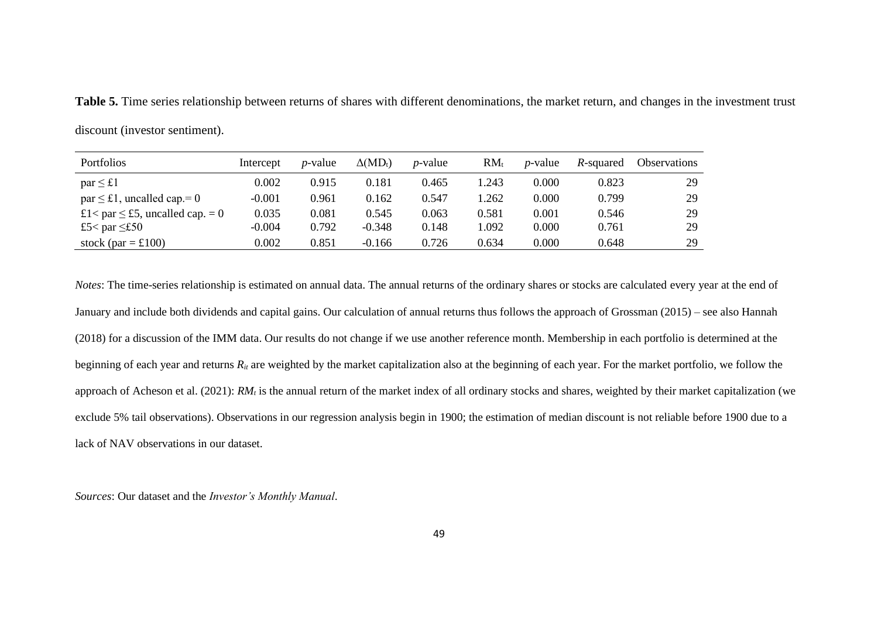**Table 5.** Time series relationship between returns of shares with different denominations, the market return, and changes in the investment trust discount (investor sentiment).

| Portfolios | Intercept | *p*-value | $\Delta(MD_t)$ | *p*-value | $RM_t$ | *p*-value | *R*-squared | Observations |
|---|---|---|---|---|---|---|---|---|
| par ≤ £1 | 0.002 | 0.915 | 0.181 | 0.465 | 1.243 | 0.000 | 0.823 | 29 |
| par ≤ £1, uncalled cap.= 0 | -0.001 | 0.961 | 0.162 | 0.547 | 1.262 | 0.000 | 0.799 | 29 |
| £1< par ≤ £5, uncalled cap. = 0 | 0.035 | 0.081 | 0.545 | 0.063 | 0.581 | 0.001 | 0.546 | 29 |
| £5< par ≤£50 | -0.004 | 0.792 | -0.348 | 0.148 | 1.092 | 0.000 | 0.761 | 29 |
| stock (par = £100) | 0.002 | 0.851 | -0.166 | 0.726 | 0.634 | 0.000 | 0.648 | 29 |

*Notes*: The time-series relationship is estimated on annual data. The annual returns of the ordinary shares or stocks are calculated every year at the end of January and include both dividends and capital gains. Our calculation of annual returns thus follows the approach of Grossman (2015) – see also Hannah (2018) for a discussion of the IMM data. Our results do not change if we use another reference month. Membership in each portfolio is determined at the beginning of each year and returns $R_{it}$ are weighted by the market capitalization also at the beginning of each year. For the market portfolio, we follow the approach of Acheson et al. (2021): $RM_t$ is the annual return of the market index of all ordinary stocks and shares, weighted by their market capitalization (we exclude 5% tail observations). Observations in our regression analysis begin in 1900; the estimation of median discount is not reliable before 1900 due to a lack of NAV observations in our dataset.

*Sources*: Our dataset and the *Investor's Monthly Manual*.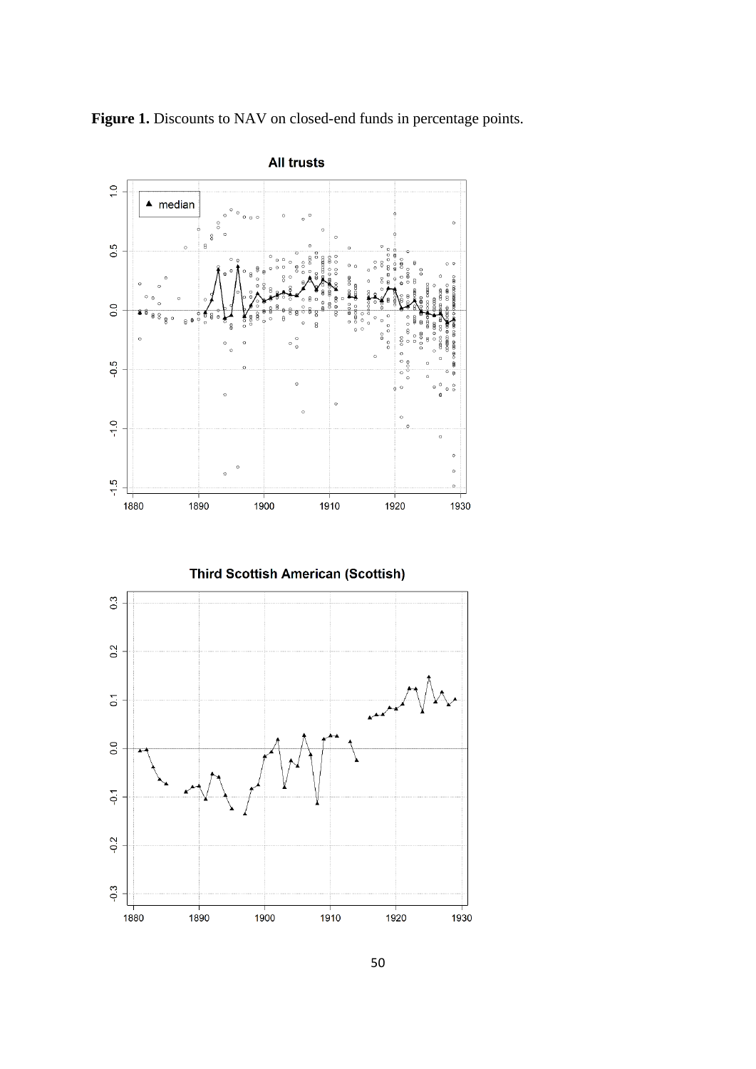**Figure 1.** Discounts to NAV on closed-end funds in percentage points.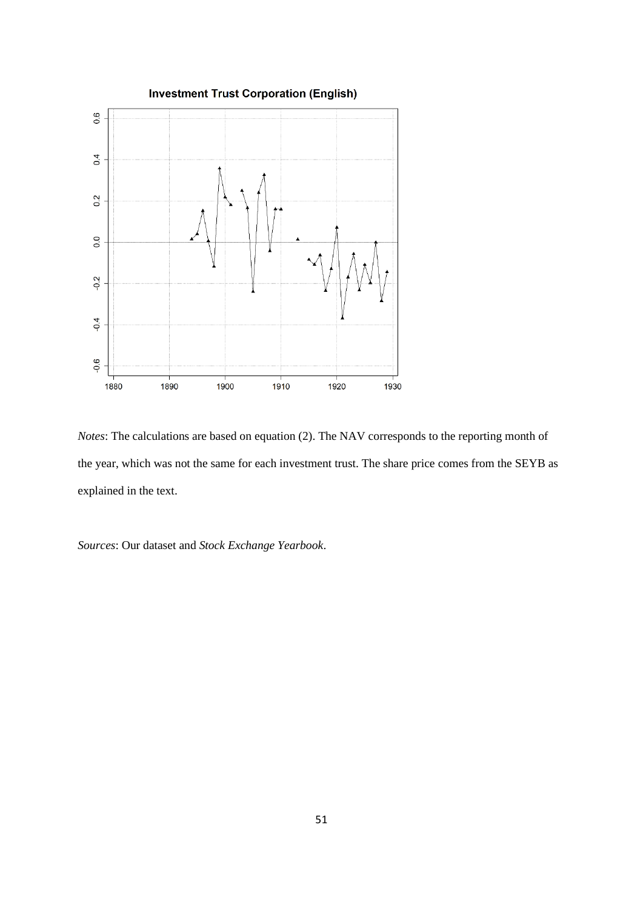**Investment Trust Corporation (English)**

*Notes*: The calculations are based on equation (2). The NAV corresponds to the reporting month of the year, which was not the same for each investment trust. The share price comes from the SEYB as explained in the text.

*Sources*: Our dataset and *Stock Exchange Yearbook*.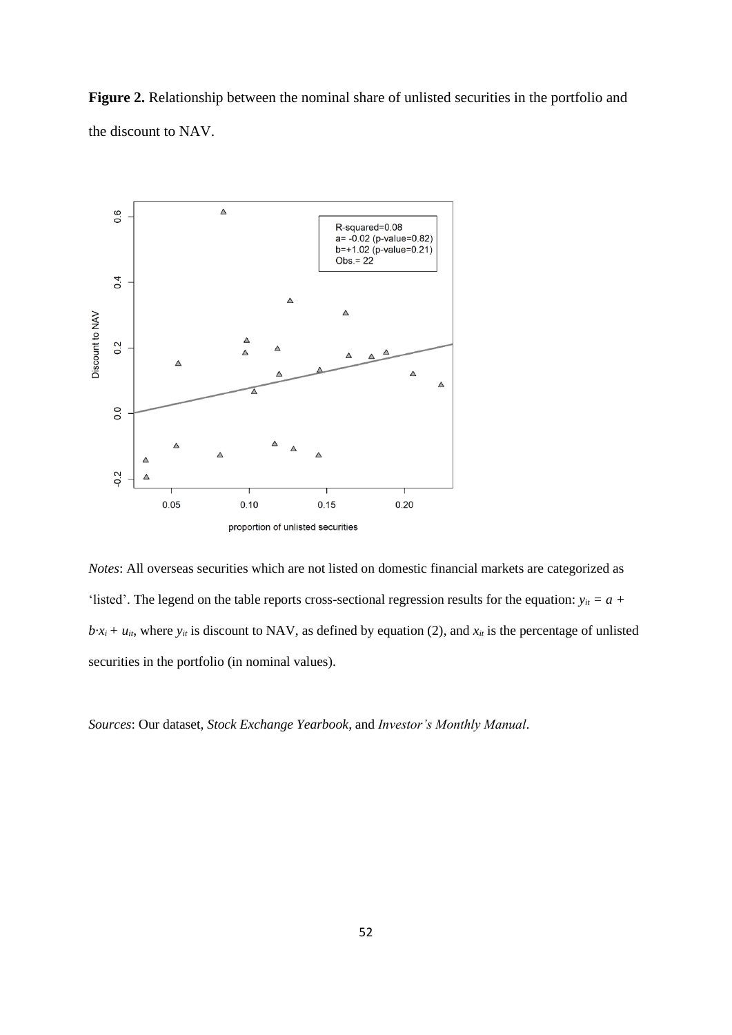**Figure 2.** Relationship between the nominal share of unlisted securities in the portfolio and the discount to NAV.

*Notes*: All overseas securities which are not listed on domestic financial markets are categorized as 'listed'. The legend on the table reports cross-sectional regression results for the equation: $y_{it} = a + b{\cdot}x_i + u_{it}$, where $y_{it}$ is discount to NAV, as defined by equation (2), and $x_{it}$ is the percentage of unlisted securities in the portfolio (in nominal values).

*Sources*: Our dataset, *Stock Exchange Yearbook*, and *Investor's Monthly Manual*.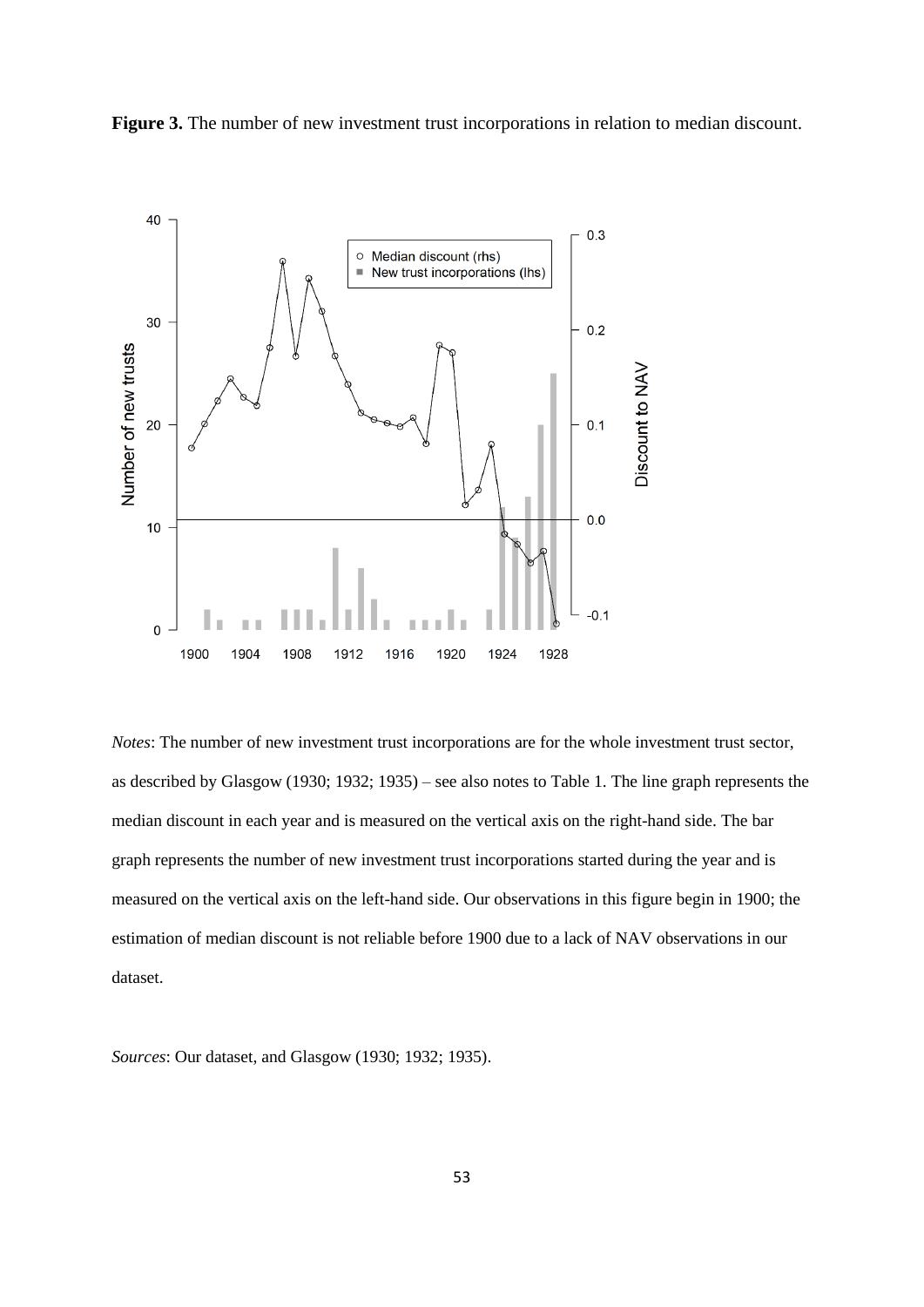**Figure 3.** The number of new investment trust incorporations in relation to median discount.

*Notes*: The number of new investment trust incorporations are for the whole investment trust sector, as described by Glasgow (1930; 1932; 1935) – see also notes to Table 1. The line graph represents the median discount in each year and is measured on the vertical axis on the right-hand side. The bar graph represents the number of new investment trust incorporations started during the year and is measured on the vertical axis on the left-hand side. Our observations in this figure begin in 1900; the estimation of median discount is not reliable before 1900 due to a lack of NAV observations in our dataset.

*Sources*: Our dataset, and Glasgow (1930; 1932; 1935).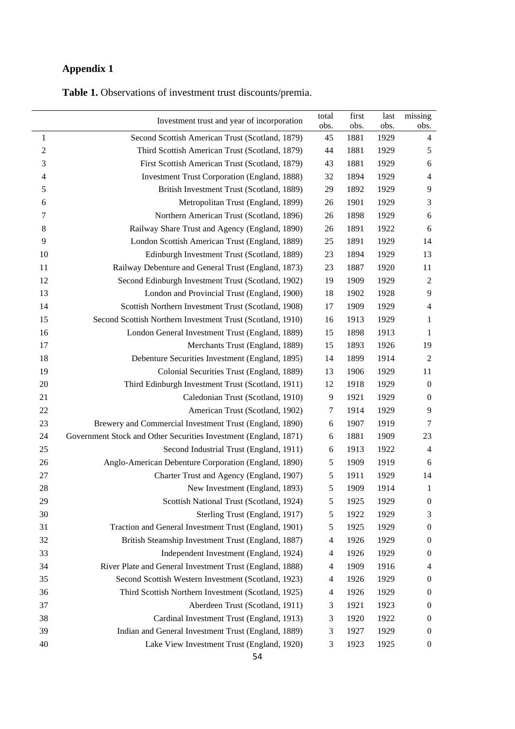# Appendix 1

**Table 1.** Observations of investment trust discounts/premia.

| | Investment trust and year of incorporation | total obs. | first obs. | last obs. | missing obs. |
|---|---|---|---|---|---|
| 1 | Second Scottish American Trust (Scotland, 1879) | 45 | 1881 | 1929 | 4 |
| 2 | Third Scottish American Trust (Scotland, 1879) | 44 | 1881 | 1929 | 5 |
| 3 | First Scottish American Trust (Scotland, 1879) | 43 | 1881 | 1929 | 6 |
| 4 | Investment Trust Corporation (England, 1888) | 32 | 1894 | 1929 | 4 |
| 5 | British Investment Trust (Scotland, 1889) | 29 | 1892 | 1929 | 9 |
| 6 | Metropolitan Trust (England, 1899) | 26 | 1901 | 1929 | 3 |
| 7 | Northern American Trust (Scotland, 1896) | 26 | 1898 | 1929 | 6 |
| 8 | Railway Share Trust and Agency (England, 1890) | 26 | 1891 | 1922 | 6 |
| 9 | London Scottish American Trust (England, 1889) | 25 | 1891 | 1929 | 14 |
| 10 | Edinburgh Investment Trust (Scotland, 1889) | 23 | 1894 | 1929 | 13 |
| 11 | Railway Debenture and General Trust (England, 1873) | 23 | 1887 | 1920 | 11 |
| 12 | Second Edinburgh Investment Trust (Scotland, 1902) | 19 | 1909 | 1929 | 2 |
| 13 | London and Provincial Trust (England, 1900) | 18 | 1902 | 1928 | 9 |
| 14 | Scottish Northern Investment Trust (Scotland, 1908) | 17 | 1909 | 1929 | 4 |
| 15 | Second Scottish Northern Investment Trust (Scotland, 1910) | 16 | 1913 | 1929 | 1 |
| 16 | London General Investment Trust (England, 1889) | 15 | 1898 | 1913 | 1 |
| 17 | Merchants Trust (England, 1889) | 15 | 1893 | 1926 | 19 |
| 18 | Debenture Securities Investment (England, 1895) | 14 | 1899 | 1914 | 2 |
| 19 | Colonial Securities Trust (England, 1889) | 13 | 1906 | 1929 | 11 |
| 20 | Third Edinburgh Investment Trust (Scotland, 1911) | 12 | 1918 | 1929 | 0 |
| 21 | Caledonian Trust (Scotland, 1910) | 9 | 1921 | 1929 | 0 |
| 22 | American Trust (Scotland, 1902) | 7 | 1914 | 1929 | 9 |
| 23 | Brewery and Commercial Investment Trust (England, 1890) | 6 | 1907 | 1919 | 7 |
| 24 | Government Stock and Other Securities Investment (England, 1871) | 6 | 1881 | 1909 | 23 |
| 25 | Second Industrial Trust (England, 1911) | 6 | 1913 | 1922 | 4 |
| 26 | Anglo-American Debenture Corporation (England, 1890) | 5 | 1909 | 1919 | 6 |
| 27 | Charter Trust and Agency (England, 1907) | 5 | 1911 | 1929 | 14 |
| 28 | New Investment (England, 1893) | 5 | 1909 | 1914 | 1 |
| 29 | Scottish National Trust (Scotland, 1924) | 5 | 1925 | 1929 | 0 |
| 30 | Sterling Trust (England, 1917) | 5 | 1922 | 1929 | 3 |
| 31 | Traction and General Investment Trust (England, 1901) | 5 | 1925 | 1929 | 0 |
| 32 | British Steamship Investment Trust (England, 1887) | 4 | 1926 | 1929 | 0 |
| 33 | Independent Investment (England, 1924) | 4 | 1926 | 1929 | 0 |
| 34 | River Plate and General Investment Trust (England, 1888) | 4 | 1909 | 1916 | 4 |
| 35 | Second Scottish Western Investment (Scotland, 1923) | 4 | 1926 | 1929 | 0 |
| 36 | Third Scottish Northern Investment (Scotland, 1925) | 4 | 1926 | 1929 | 0 |
| 37 | Aberdeen Trust (Scotland, 1911) | 3 | 1921 | 1923 | 0 |
| 38 | Cardinal Investment Trust (England, 1913) | 3 | 1920 | 1922 | 0 |
| 39 | Indian and General Investment Trust (England, 1889) | 3 | 1927 | 1929 | 0 |
| 40 | Lake View Investment Trust (England, 1920) | 3 | 1923 | 1925 | 0 |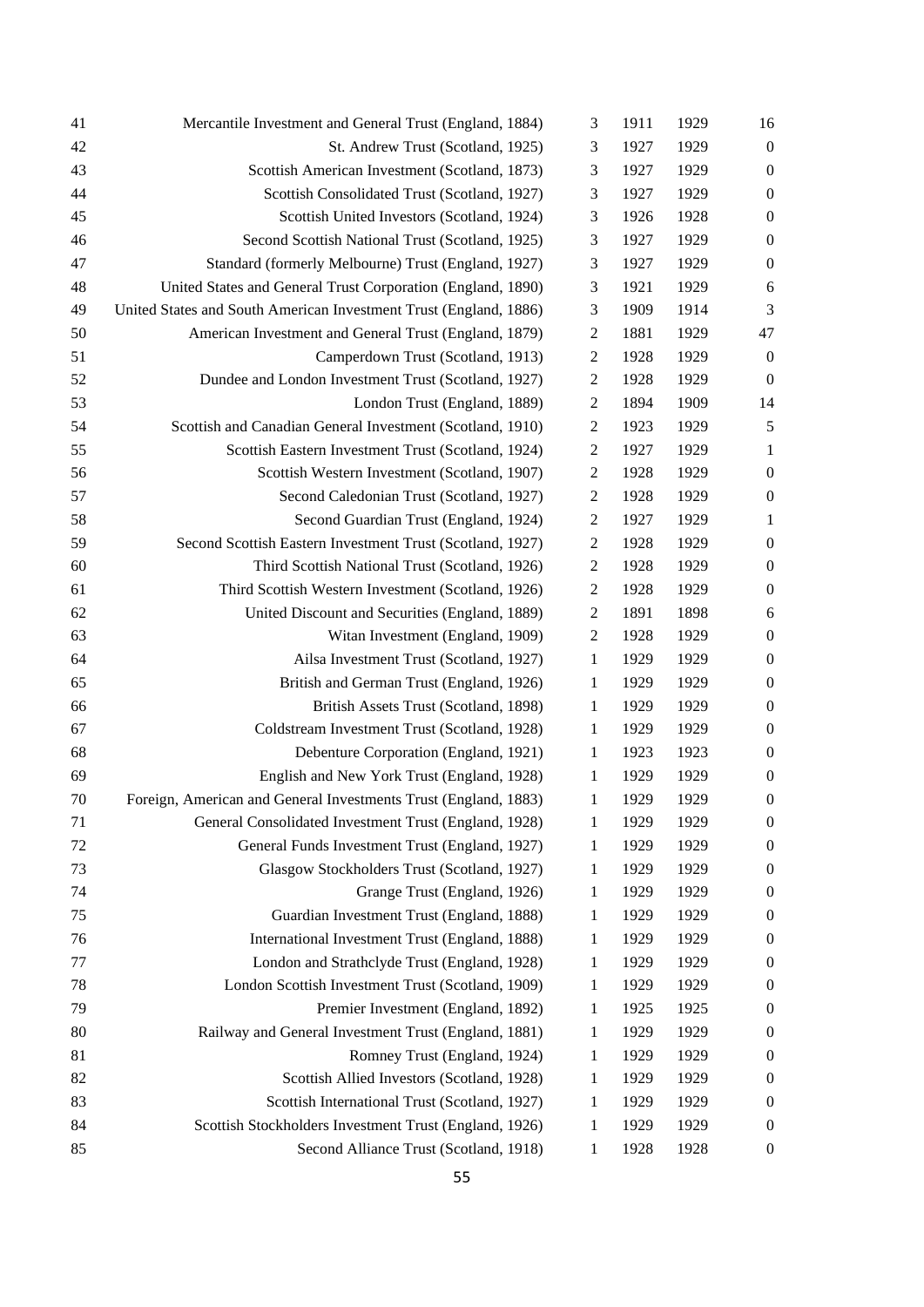| | | | | | |
|---|---|---|---|---|---|
| 41 | Mercantile Investment and General Trust (England, 1884) | 3 | 1911 | 1929 | 16 |
| 42 | St. Andrew Trust (Scotland, 1925) | 3 | 1927 | 1929 | 0 |
| 43 | Scottish American Investment (Scotland, 1873) | 3 | 1927 | 1929 | 0 |
| 44 | Scottish Consolidated Trust (Scotland, 1927) | 3 | 1927 | 1929 | 0 |
| 45 | Scottish United Investors (Scotland, 1924) | 3 | 1926 | 1928 | 0 |
| 46 | Second Scottish National Trust (Scotland, 1925) | 3 | 1927 | 1929 | 0 |
| 47 | Standard (formerly Melbourne) Trust (England, 1927) | 3 | 1927 | 1929 | 0 |
| 48 | United States and General Trust Corporation (England, 1890) | 3 | 1921 | 1929 | 6 |
| 49 | United States and South American Investment Trust (England, 1886) | 3 | 1909 | 1914 | 3 |
| 50 | American Investment and General Trust (England, 1879) | 2 | 1881 | 1929 | 47 |
| 51 | Camperdown Trust (Scotland, 1913) | 2 | 1928 | 1929 | 0 |
| 52 | Dundee and London Investment Trust (Scotland, 1927) | 2 | 1928 | 1929 | 0 |
| 53 | London Trust (England, 1889) | 2 | 1894 | 1909 | 14 |
| 54 | Scottish and Canadian General Investment (Scotland, 1910) | 2 | 1923 | 1929 | 5 |
| 55 | Scottish Eastern Investment Trust (Scotland, 1924) | 2 | 1927 | 1929 | 1 |
| 56 | Scottish Western Investment (Scotland, 1907) | 2 | 1928 | 1929 | 0 |
| 57 | Second Caledonian Trust (Scotland, 1927) | 2 | 1928 | 1929 | 0 |
| 58 | Second Guardian Trust (England, 1924) | 2 | 1927 | 1929 | 1 |
| 59 | Second Scottish Eastern Investment Trust (Scotland, 1927) | 2 | 1928 | 1929 | 0 |
| 60 | Third Scottish National Trust (Scotland, 1926) | 2 | 1928 | 1929 | 0 |
| 61 | Third Scottish Western Investment (Scotland, 1926) | 2 | 1928 | 1929 | 0 |
| 62 | United Discount and Securities (England, 1889) | 2 | 1891 | 1898 | 6 |
| 63 | Witan Investment (England, 1909) | 2 | 1928 | 1929 | 0 |
| 64 | Ailsa Investment Trust (Scotland, 1927) | 1 | 1929 | 1929 | 0 |
| 65 | British and German Trust (England, 1926) | 1 | 1929 | 1929 | 0 |
| 66 | British Assets Trust (Scotland, 1898) | 1 | 1929 | 1929 | 0 |
| 67 | Coldstream Investment Trust (Scotland, 1928) | 1 | 1929 | 1929 | 0 |
| 68 | Debenture Corporation (England, 1921) | 1 | 1923 | 1923 | 0 |
| 69 | English and New York Trust (England, 1928) | 1 | 1929 | 1929 | 0 |
| 70 | Foreign, American and General Investments Trust (England, 1883) | 1 | 1929 | 1929 | 0 |
| 71 | General Consolidated Investment Trust (England, 1928) | 1 | 1929 | 1929 | 0 |
| 72 | General Funds Investment Trust (England, 1927) | 1 | 1929 | 1929 | 0 |
| 73 | Glasgow Stockholders Trust (Scotland, 1927) | 1 | 1929 | 1929 | 0 |
| 74 | Grange Trust (England, 1926) | 1 | 1929 | 1929 | 0 |
| 75 | Guardian Investment Trust (England, 1888) | 1 | 1929 | 1929 | 0 |
| 76 | International Investment Trust (England, 1888) | 1 | 1929 | 1929 | 0 |
| 77 | London and Strathclyde Trust (England, 1928) | 1 | 1929 | 1929 | 0 |
| 78 | London Scottish Investment Trust (Scotland, 1909) | 1 | 1929 | 1929 | 0 |
| 79 | Premier Investment (England, 1892) | 1 | 1925 | 1925 | 0 |
| 80 | Railway and General Investment Trust (England, 1881) | 1 | 1929 | 1929 | 0 |
| 81 | Romney Trust (England, 1924) | 1 | 1929 | 1929 | 0 |
| 82 | Scottish Allied Investors (Scotland, 1928) | 1 | 1929 | 1929 | 0 |
| 83 | Scottish International Trust (Scotland, 1927) | 1 | 1929 | 1929 | 0 |
| 84 | Scottish Stockholders Investment Trust (England, 1926) | 1 | 1929 | 1929 | 0 |
| 85 | Second Alliance Trust (Scotland, 1918) | 1 | 1928 | 1928 | 0 |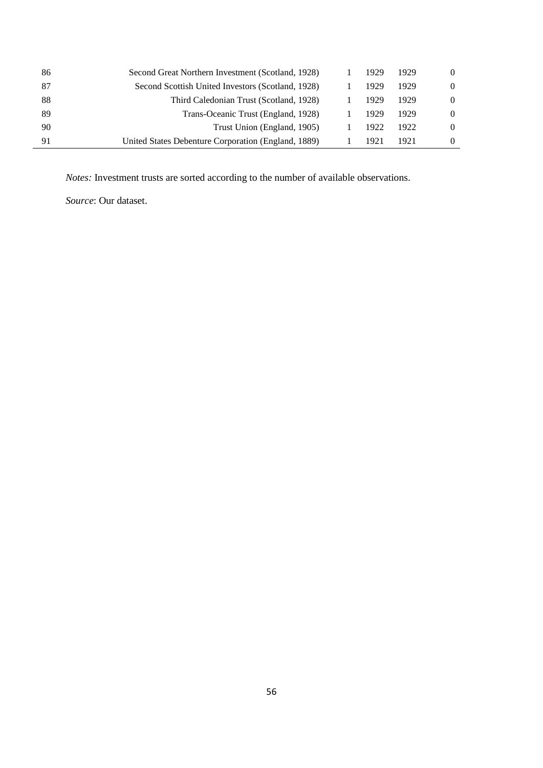| | | | | | |
|---|---|---|---|---|---|
| 86 | Second Great Northern Investment (Scotland, 1928) | 1 | 1929 | 1929 | 0 |
| 87 | Second Scottish United Investors (Scotland, 1928) | 1 | 1929 | 1929 | 0 |
| 88 | Third Caledonian Trust (Scotland, 1928) | 1 | 1929 | 1929 | 0 |
| 89 | Trans-Oceanic Trust (England, 1928) | 1 | 1929 | 1929 | 0 |
| 90 | Trust Union (England, 1905) | 1 | 1922 | 1922 | 0 |
| 91 | United States Debenture Corporation (England, 1889) | 1 | 1921 | 1921 | 0 |

*Notes:* Investment trusts are sorted according to the number of available observations.

*Source*: Our dataset.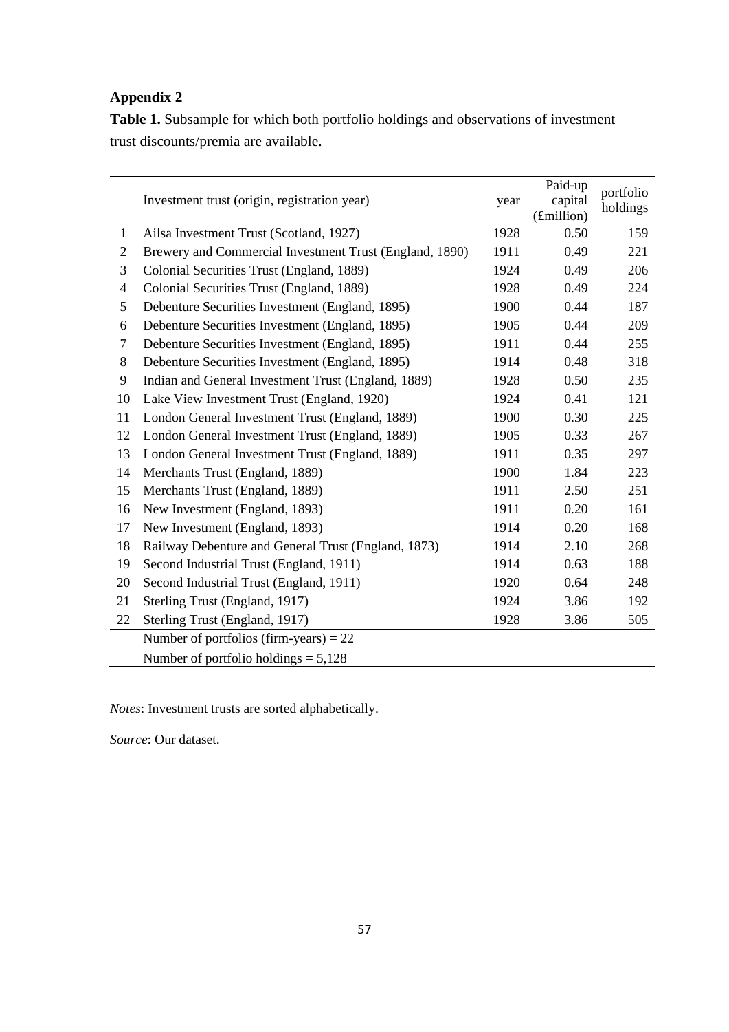**Appendix 2**

**Table 1.** Subsample for which both portfolio holdings and observations of investment trust discounts/premia are available.

| | Investment trust (origin, registration year) | year | Paid-up capital (£million) | portfolio holdings |
|---|---|---|---|---|
| 1 | Ailsa Investment Trust (Scotland, 1927) | 1928 | 0.50 | 159 |
| 2 | Brewery and Commercial Investment Trust (England, 1890) | 1911 | 0.49 | 221 |
| 3 | Colonial Securities Trust (England, 1889) | 1924 | 0.49 | 206 |
| 4 | Colonial Securities Trust (England, 1889) | 1928 | 0.49 | 224 |
| 5 | Debenture Securities Investment (England, 1895) | 1900 | 0.44 | 187 |
| 6 | Debenture Securities Investment (England, 1895) | 1905 | 0.44 | 209 |
| 7 | Debenture Securities Investment (England, 1895) | 1911 | 0.44 | 255 |
| 8 | Debenture Securities Investment (England, 1895) | 1914 | 0.48 | 318 |
| 9 | Indian and General Investment Trust (England, 1889) | 1928 | 0.50 | 235 |
| 10 | Lake View Investment Trust (England, 1920) | 1924 | 0.41 | 121 |
| 11 | London General Investment Trust (England, 1889) | 1900 | 0.30 | 225 |
| 12 | London General Investment Trust (England, 1889) | 1905 | 0.33 | 267 |
| 13 | London General Investment Trust (England, 1889) | 1911 | 0.35 | 297 |
| 14 | Merchants Trust (England, 1889) | 1900 | 1.84 | 223 |
| 15 | Merchants Trust (England, 1889) | 1911 | 2.50 | 251 |
| 16 | New Investment (England, 1893) | 1911 | 0.20 | 161 |
| 17 | New Investment (England, 1893) | 1914 | 0.20 | 168 |
| 18 | Railway Debenture and General Trust (England, 1873) | 1914 | 2.10 | 268 |
| 19 | Second Industrial Trust (England, 1911) | 1914 | 0.63 | 188 |
| 20 | Second Industrial Trust (England, 1911) | 1920 | 0.64 | 248 |
| 21 | Sterling Trust (England, 1917) | 1924 | 3.86 | 192 |
| 22 | Sterling Trust (England, 1917) | 1928 | 3.86 | 505 |
| | Number of portfolios (firm-years) = 22 | | | |
| | Number of portfolio holdings = 5,128 | | | |

*Notes*: Investment trusts are sorted alphabetically.

*Source*: Our dataset.